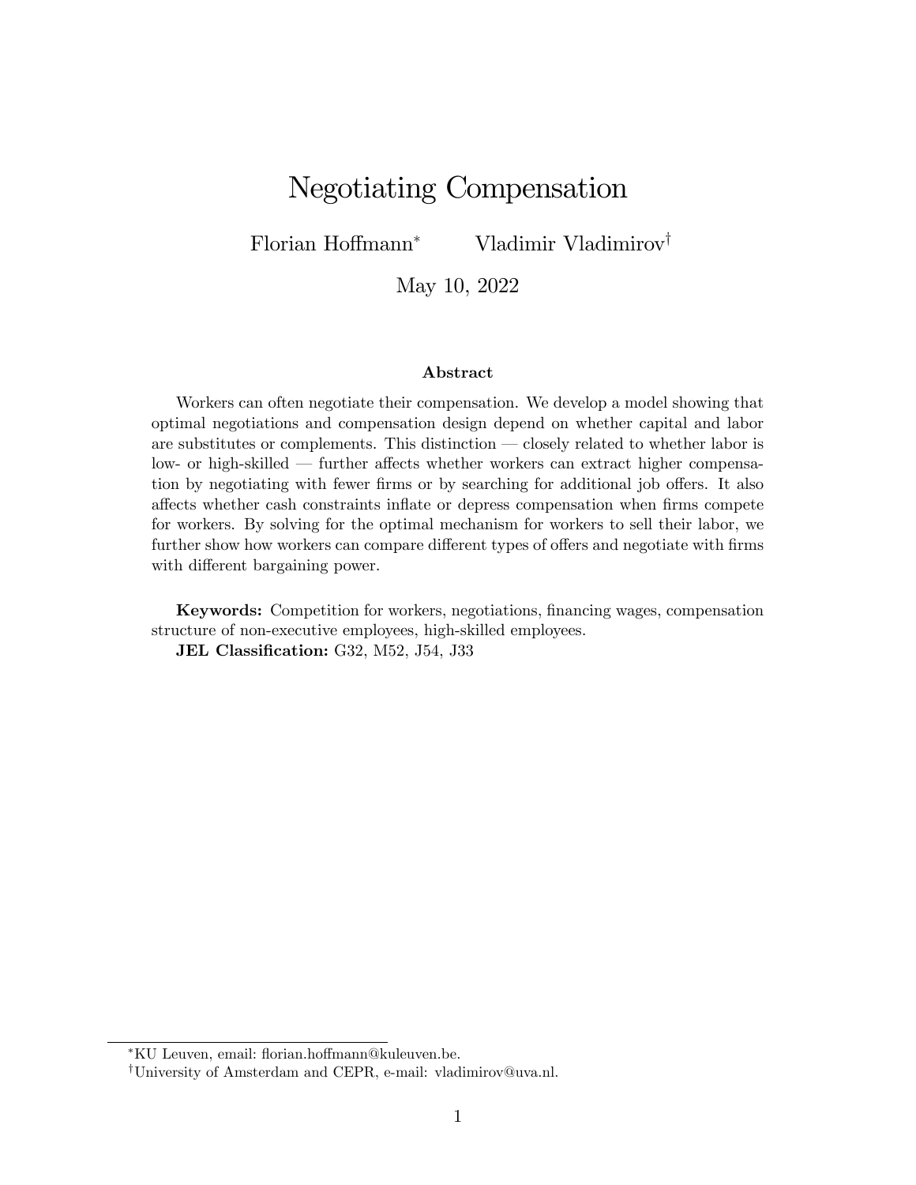# Negotiating Compensation

Florian Hoffmann[*] Vladimir Vladimirov[†]

May 10, 2022

### Abstract

Workers can often negotiate their compensation. We develop a model showing that optimal negotiations and compensation design depend on whether capital and labor are substitutes or complements. This distinction — closely related to whether labor is low- or high-skilled — further affects whether workers can extract higher compensation by negotiating with fewer firms or by searching for additional job offers. It also affects whether cash constraints inflate or depress compensation when firms compete for workers. By solving for the optimal mechanism for workers to sell their labor, we further show how workers can compare different types of offers and negotiate with firms with different bargaining power.

**Keywords:** Competition for workers, negotiations, financing wages, compensation structure of non-executive employees, high-skilled employees.

**JEL Classification:** G32, M52, J54, J33

---

[*] KU Leuven, email: florian.hoffmann@kuleuven.be.

[†] University of Amsterdam and CEPR, e-mail: vladimirov@uva.nl.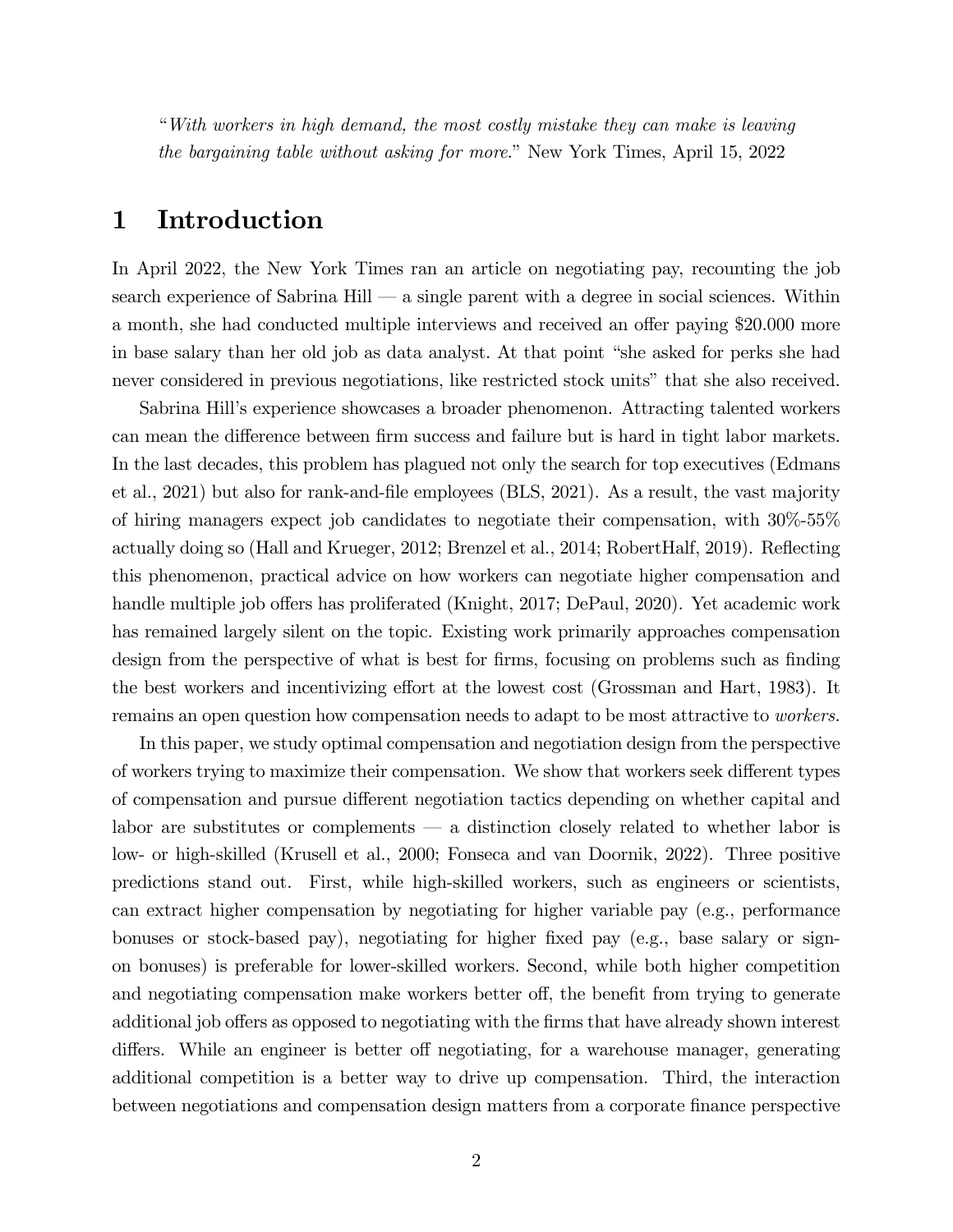"*With workers in high demand, the most costly mistake they can make is leaving the bargaining table without asking for more.*" New York Times, April 15, 2022

# 1 Introduction

In April 2022, the New York Times ran an article on negotiating pay, recounting the job search experience of Sabrina Hill — a single parent with a degree in social sciences. Within a month, she had conducted multiple interviews and received an offer paying $20.000 more in base salary than her old job as data analyst. At that point "she asked for perks she had never considered in previous negotiations, like restricted stock units" that she also received.

Sabrina Hill's experience showcases a broader phenomenon. Attracting talented workers can mean the difference between firm success and failure but is hard in tight labor markets. In the last decades, this problem has plagued not only the search for top executives (Edmans et al., 2021) but also for rank-and-file employees (BLS, 2021). As a result, the vast majority of hiring managers expect job candidates to negotiate their compensation, with 30%-55% actually doing so (Hall and Krueger, 2012; Brenzel et al., 2014; RobertHalf, 2019). Reflecting this phenomenon, practical advice on how workers can negotiate higher compensation and handle multiple job offers has proliferated (Knight, 2017; DePaul, 2020). Yet academic work has remained largely silent on the topic. Existing work primarily approaches compensation design from the perspective of what is best for firms, focusing on problems such as finding the best workers and incentivizing effort at the lowest cost (Grossman and Hart, 1983). It remains an open question how compensation needs to adapt to be most attractive to *workers*.

In this paper, we study optimal compensation and negotiation design from the perspective of workers trying to maximize their compensation. We show that workers seek different types of compensation and pursue different negotiation tactics depending on whether capital and labor are substitutes or complements — a distinction closely related to whether labor is low- or high-skilled (Krusell et al., 2000; Fonseca and van Doornik, 2022). Three positive predictions stand out. First, while high-skilled workers, such as engineers or scientists, can extract higher compensation by negotiating for higher variable pay (e.g., performance bonuses or stock-based pay), negotiating for higher fixed pay (e.g., base salary or sign-on bonuses) is preferable for lower-skilled workers. Second, while both higher competition and negotiating compensation make workers better off, the benefit from trying to generate additional job offers as opposed to negotiating with the firms that have already shown interest differs. While an engineer is better off negotiating, for a warehouse manager, generating additional competition is a better way to drive up compensation. Third, the interaction between negotiations and compensation design matters from a corporate finance perspective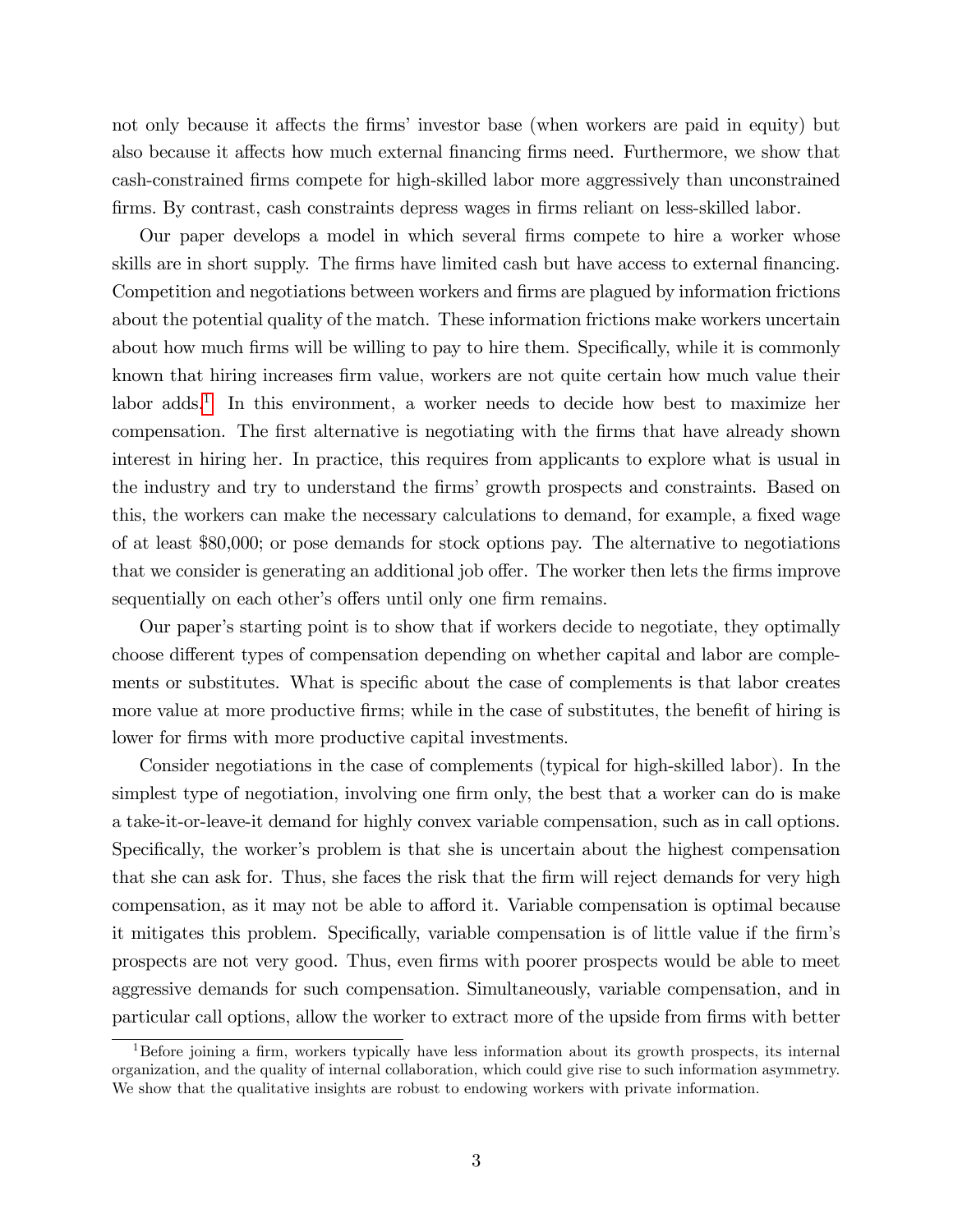not only because it affects the firms' investor base (when workers are paid in equity) but also because it affects how much external financing firms need. Furthermore, we show that cash-constrained firms compete for high-skilled labor more aggressively than unconstrained firms. By contrast, cash constraints depress wages in firms reliant on less-skilled labor.

Our paper develops a model in which several firms compete to hire a worker whose skills are in short supply. The firms have limited cash but have access to external financing. Competition and negotiations between workers and firms are plagued by information frictions about the potential quality of the match. These information frictions make workers uncertain about how much firms will be willing to pay to hire them. Specifically, while it is commonly known that hiring increases firm value, workers are not quite certain how much value their labor adds.[1] In this environment, a worker needs to decide how best to maximize her compensation. The first alternative is negotiating with the firms that have already shown interest in hiring her. In practice, this requires from applicants to explore what is usual in the industry and try to understand the firms' growth prospects and constraints. Based on this, the workers can make the necessary calculations to demand, for example, a fixed wage of at least $80,000; or pose demands for stock options pay. The alternative to negotiations that we consider is generating an additional job offer. The worker then lets the firms improve sequentially on each other's offers until only one firm remains.

Our paper's starting point is to show that if workers decide to negotiate, they optimally choose different types of compensation depending on whether capital and labor are complements or substitutes. What is specific about the case of complements is that labor creates more value at more productive firms; while in the case of substitutes, the benefit of hiring is lower for firms with more productive capital investments.

Consider negotiations in the case of complements (typical for high-skilled labor). In the simplest type of negotiation, involving one firm only, the best that a worker can do is make a take-it-or-leave-it demand for highly convex variable compensation, such as in call options. Specifically, the worker's problem is that she is uncertain about the highest compensation that she can ask for. Thus, she faces the risk that the firm will reject demands for very high compensation, as it may not be able to afford it. Variable compensation is optimal because it mitigates this problem. Specifically, variable compensation is of little value if the firm's prospects are not very good. Thus, even firms with poorer prospects would be able to meet aggressive demands for such compensation. Simultaneously, variable compensation, and in particular call options, allow the worker to extract more of the upside from firms with better

[1] Before joining a firm, workers typically have less information about its growth prospects, its internal organization, and the quality of internal collaboration, which could give rise to such information asymmetry. We show that the qualitative insights are robust to endowing workers with private information.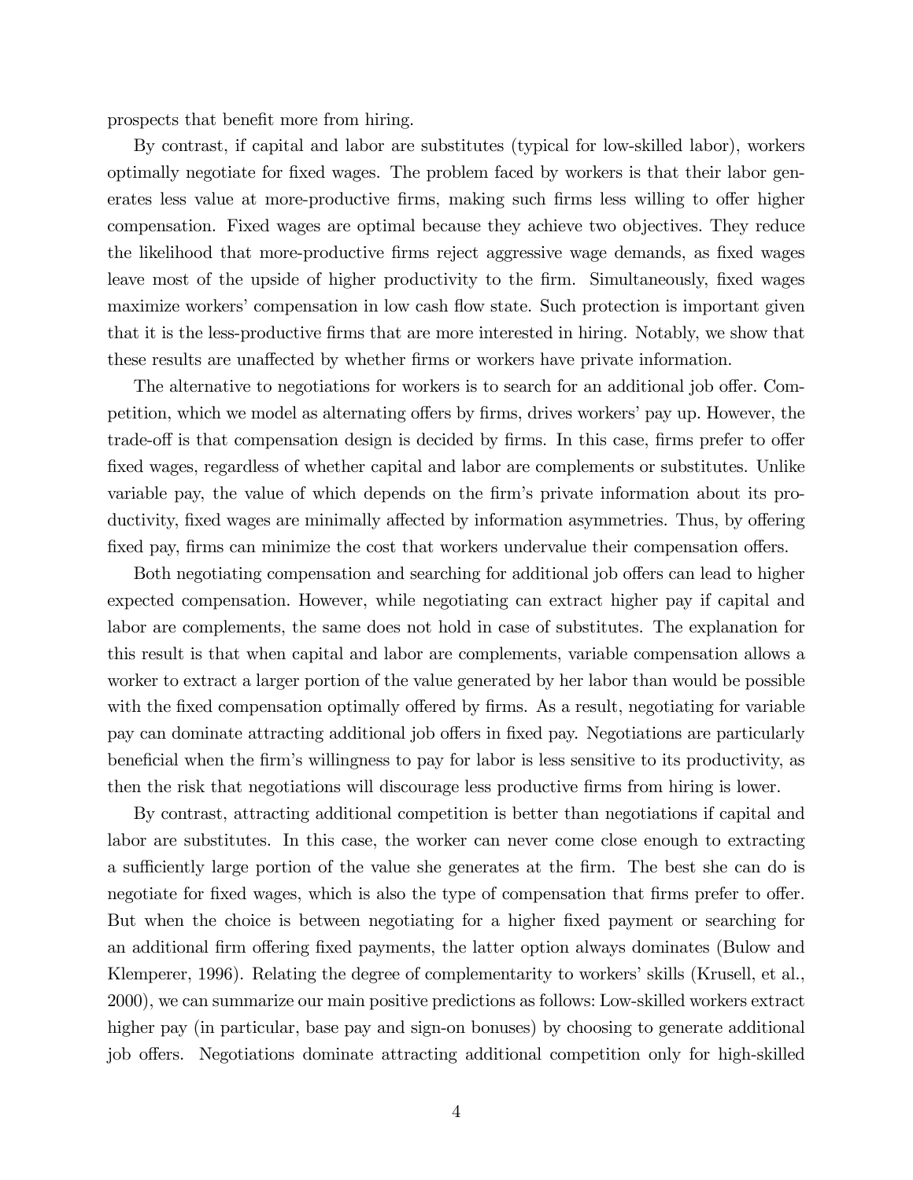prospects that benefit more from hiring.

By contrast, if capital and labor are substitutes (typical for low-skilled labor), workers optimally negotiate for fixed wages. The problem faced by workers is that their labor generates less value at more-productive firms, making such firms less willing to offer higher compensation. Fixed wages are optimal because they achieve two objectives. They reduce the likelihood that more-productive firms reject aggressive wage demands, as fixed wages leave most of the upside of higher productivity to the firm. Simultaneously, fixed wages maximize workers' compensation in low cash flow state. Such protection is important given that it is the less-productive firms that are more interested in hiring. Notably, we show that these results are unaffected by whether firms or workers have private information.

The alternative to negotiations for workers is to search for an additional job offer. Competition, which we model as alternating offers by firms, drives workers' pay up. However, the trade-off is that compensation design is decided by firms. In this case, firms prefer to offer fixed wages, regardless of whether capital and labor are complements or substitutes. Unlike variable pay, the value of which depends on the firm's private information about its productivity, fixed wages are minimally affected by information asymmetries. Thus, by offering fixed pay, firms can minimize the cost that workers undervalue their compensation offers.

Both negotiating compensation and searching for additional job offers can lead to higher expected compensation. However, while negotiating can extract higher pay if capital and labor are complements, the same does not hold in case of substitutes. The explanation for this result is that when capital and labor are complements, variable compensation allows a worker to extract a larger portion of the value generated by her labor than would be possible with the fixed compensation optimally offered by firms. As a result, negotiating for variable pay can dominate attracting additional job offers in fixed pay. Negotiations are particularly beneficial when the firm's willingness to pay for labor is less sensitive to its productivity, as then the risk that negotiations will discourage less productive firms from hiring is lower.

By contrast, attracting additional competition is better than negotiations if capital and labor are substitutes. In this case, the worker can never come close enough to extracting a sufficiently large portion of the value she generates at the firm. The best she can do is negotiate for fixed wages, which is also the type of compensation that firms prefer to offer. But when the choice is between negotiating for a higher fixed payment or searching for an additional firm offering fixed payments, the latter option always dominates (Bulow and Klemperer, 1996). Relating the degree of complementarity to workers' skills (Krusell, et al., 2000), we can summarize our main positive predictions as follows: Low-skilled workers extract higher pay (in particular, base pay and sign-on bonuses) by choosing to generate additional job offers. Negotiations dominate attracting additional competition only for high-skilled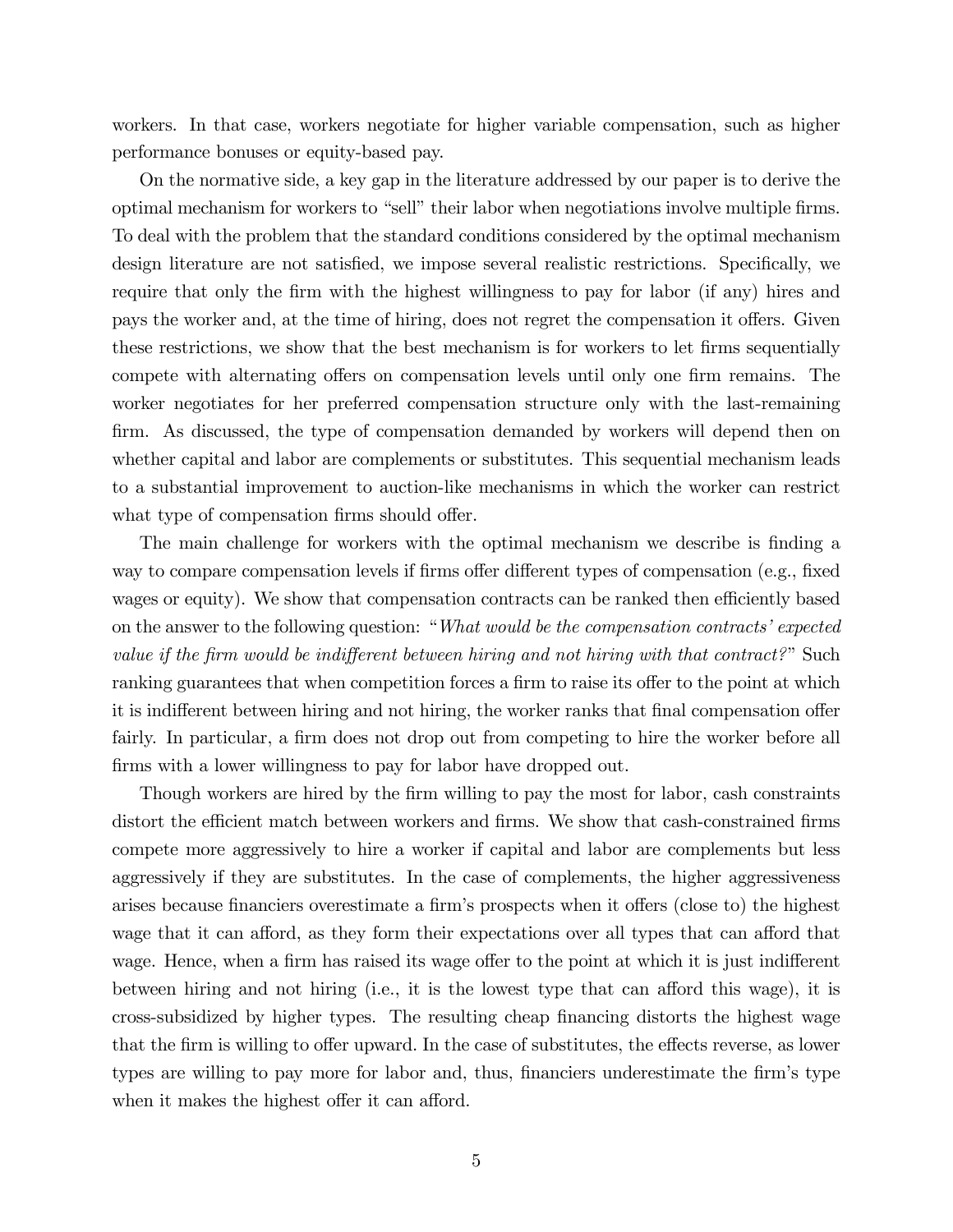workers. In that case, workers negotiate for higher variable compensation, such as higher performance bonuses or equity-based pay.

On the normative side, a key gap in the literature addressed by our paper is to derive the optimal mechanism for workers to "sell" their labor when negotiations involve multiple firms. To deal with the problem that the standard conditions considered by the optimal mechanism design literature are not satisfied, we impose several realistic restrictions. Specifically, we require that only the firm with the highest willingness to pay for labor (if any) hires and pays the worker and, at the time of hiring, does not regret the compensation it offers. Given these restrictions, we show that the best mechanism is for workers to let firms sequentially compete with alternating offers on compensation levels until only one firm remains. The worker negotiates for her preferred compensation structure only with the last-remaining firm. As discussed, the type of compensation demanded by workers will depend then on whether capital and labor are complements or substitutes. This sequential mechanism leads to a substantial improvement to auction-like mechanisms in which the worker can restrict what type of compensation firms should offer.

The main challenge for workers with the optimal mechanism we describe is finding a way to compare compensation levels if firms offer different types of compensation (e.g., fixed wages or equity). We show that compensation contracts can be ranked then efficiently based on the answer to the following question: "*What would be the compensation contracts' expected value if the firm would be indifferent between hiring and not hiring with that contract?*" Such ranking guarantees that when competition forces a firm to raise its offer to the point at which it is indifferent between hiring and not hiring, the worker ranks that final compensation offer fairly. In particular, a firm does not drop out from competing to hire the worker before all firms with a lower willingness to pay for labor have dropped out.

Though workers are hired by the firm willing to pay the most for labor, cash constraints distort the efficient match between workers and firms. We show that cash-constrained firms compete more aggressively to hire a worker if capital and labor are complements but less aggressively if they are substitutes. In the case of complements, the higher aggressiveness arises because financiers overestimate a firm's prospects when it offers (close to) the highest wage that it can afford, as they form their expectations over all types that can afford that wage. Hence, when a firm has raised its wage offer to the point at which it is just indifferent between hiring and not hiring (i.e., it is the lowest type that can afford this wage), it is cross-subsidized by higher types. The resulting cheap financing distorts the highest wage that the firm is willing to offer upward. In the case of substitutes, the effects reverse, as lower types are willing to pay more for labor and, thus, financiers underestimate the firm's type when it makes the highest offer it can afford.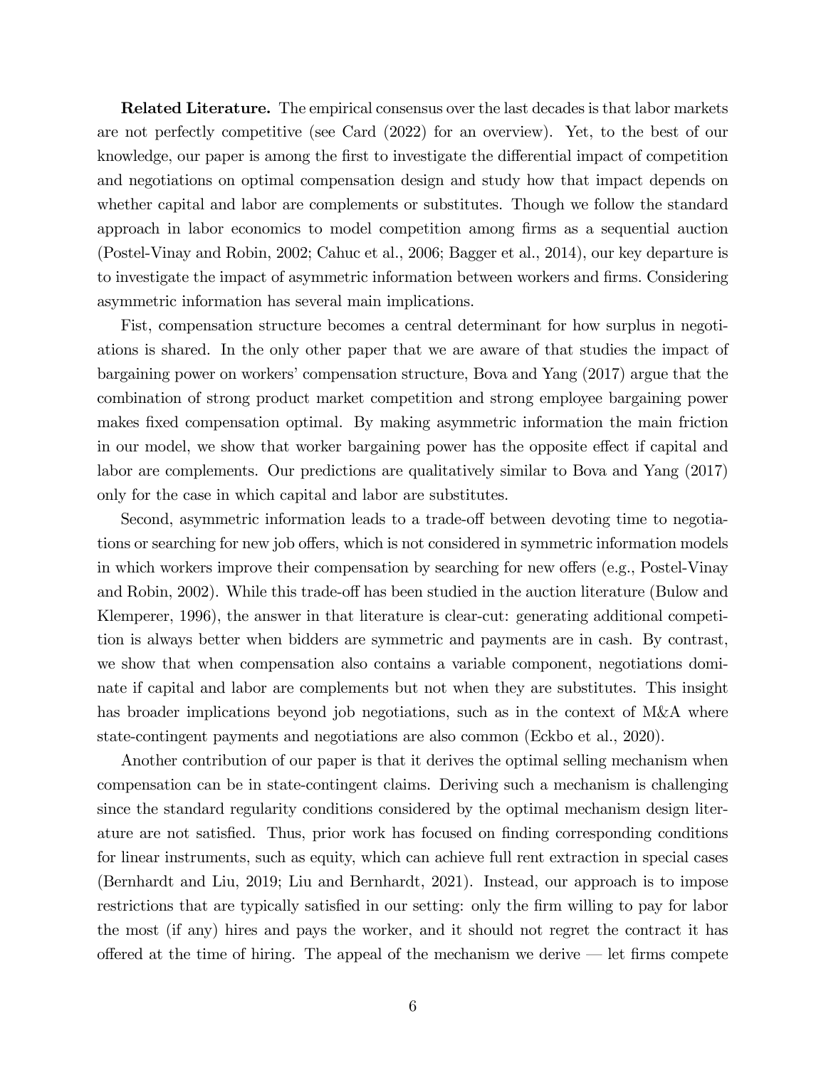**Related Literature.** The empirical consensus over the last decades is that labor markets are not perfectly competitive (see Card (2022) for an overview). Yet, to the best of our knowledge, our paper is among the first to investigate the differential impact of competition and negotiations on optimal compensation design and study how that impact depends on whether capital and labor are complements or substitutes. Though we follow the standard approach in labor economics to model competition among firms as a sequential auction (Postel-Vinay and Robin, 2002; Cahuc et al., 2006; Bagger et al., 2014), our key departure is to investigate the impact of asymmetric information between workers and firms. Considering asymmetric information has several main implications.

Fist, compensation structure becomes a central determinant for how surplus in negotiations is shared. In the only other paper that we are aware of that studies the impact of bargaining power on workers' compensation structure, Bova and Yang (2017) argue that the combination of strong product market competition and strong employee bargaining power makes fixed compensation optimal. By making asymmetric information the main friction in our model, we show that worker bargaining power has the opposite effect if capital and labor are complements. Our predictions are qualitatively similar to Bova and Yang (2017) only for the case in which capital and labor are substitutes.

Second, asymmetric information leads to a trade-off between devoting time to negotiations or searching for new job offers, which is not considered in symmetric information models in which workers improve their compensation by searching for new offers (e.g., Postel-Vinay and Robin, 2002). While this trade-off has been studied in the auction literature (Bulow and Klemperer, 1996), the answer in that literature is clear-cut: generating additional competition is always better when bidders are symmetric and payments are in cash. By contrast, we show that when compensation also contains a variable component, negotiations dominate if capital and labor are complements but not when they are substitutes. This insight has broader implications beyond job negotiations, such as in the context of M&A where state-contingent payments and negotiations are also common (Eckbo et al., 2020).

Another contribution of our paper is that it derives the optimal selling mechanism when compensation can be in state-contingent claims. Deriving such a mechanism is challenging since the standard regularity conditions considered by the optimal mechanism design literature are not satisfied. Thus, prior work has focused on finding corresponding conditions for linear instruments, such as equity, which can achieve full rent extraction in special cases (Bernhardt and Liu, 2019; Liu and Bernhardt, 2021). Instead, our approach is to impose restrictions that are typically satisfied in our setting: only the firm willing to pay for labor the most (if any) hires and pays the worker, and it should not regret the contract it has offered at the time of hiring. The appeal of the mechanism we derive — let firms compete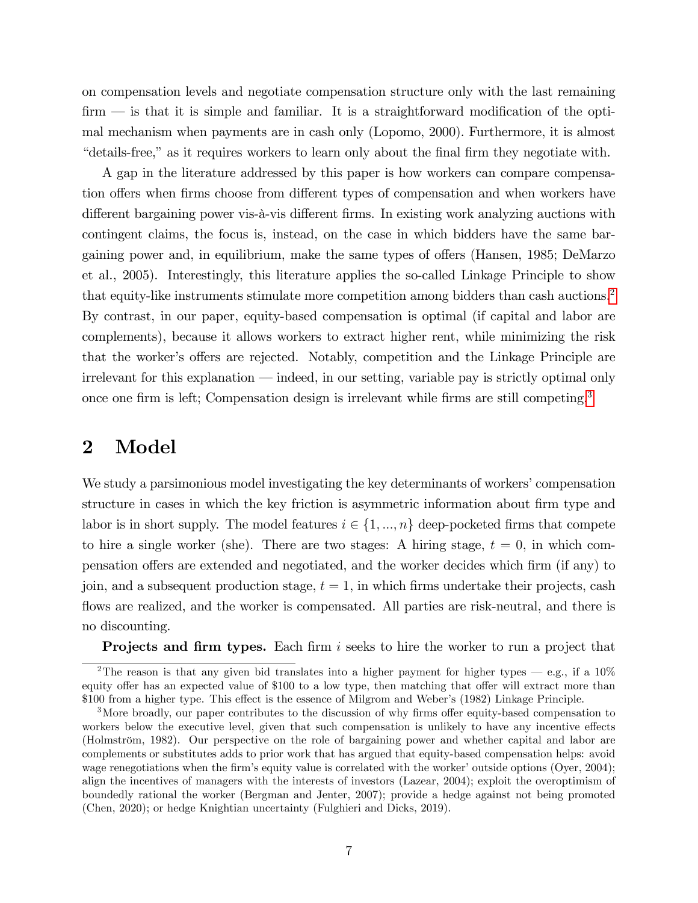on compensation levels and negotiate compensation structure only with the last remaining firm — is that it is simple and familiar. It is a straightforward modification of the optimal mechanism when payments are in cash only (Lopomo, 2000). Furthermore, it is almost "details-free," as it requires workers to learn only about the final firm they negotiate with.

A gap in the literature addressed by this paper is how workers can compare compensation offers when firms choose from different types of compensation and when workers have different bargaining power vis-à-vis different firms. In existing work analyzing auctions with contingent claims, the focus is, instead, on the case in which bidders have the same bargaining power and, in equilibrium, make the same types of offers (Hansen, 1985; DeMarzo et al., 2005). Interestingly, this literature applies the so-called Linkage Principle to show that equity-like instruments stimulate more competition among bidders than cash auctions.[2] By contrast, in our paper, equity-based compensation is optimal (if capital and labor are complements), because it allows workers to extract higher rent, while minimizing the risk that the worker's offers are rejected. Notably, competition and the Linkage Principle are irrelevant for this explanation — indeed, in our setting, variable pay is strictly optimal only once one firm is left; Compensation design is irrelevant while firms are still competing.[3]

## 2 Model

We study a parsimonious model investigating the key determinants of workers' compensation structure in cases in which the key friction is asymmetric information about firm type and labor is in short supply. The model features $i \in \{1, ..., n\}$ deep-pocketed firms that compete to hire a single worker (she). There are two stages: A hiring stage, $t = 0$, in which compensation offers are extended and negotiated, and the worker decides which firm (if any) to join, and a subsequent production stage, $t = 1$, in which firms undertake their projects, cash flows are realized, and the worker is compensated. All parties are risk-neutral, and there is no discounting.

**Projects and firm types.** Each firm $i$ seeks to hire the worker to run a project that

---

[2] The reason is that any given bid translates into a higher payment for higher types — e.g., if a 10% equity offer has an expected value of \$100 to a low type, then matching that offer will extract more than \$100 from a higher type. This effect is the essence of Milgrom and Weber's (1982) Linkage Principle.

[3] More broadly, our paper contributes to the discussion of why firms offer equity-based compensation to workers below the executive level, given that such compensation is unlikely to have any incentive effects (Holmström, 1982). Our perspective on the role of bargaining power and whether capital and labor are complements or substitutes adds to prior work that has argued that equity-based compensation helps: avoid wage renegotiations when the firm's equity value is correlated with the worker' outside options (Oyer, 2004); align the incentives of managers with the interests of investors (Lazear, 2004); exploit the overoptimism of boundedly rational the worker (Bergman and Jenter, 2007); provide a hedge against not being promoted (Chen, 2020); or hedge Knightian uncertainty (Fulghieri and Dicks, 2019).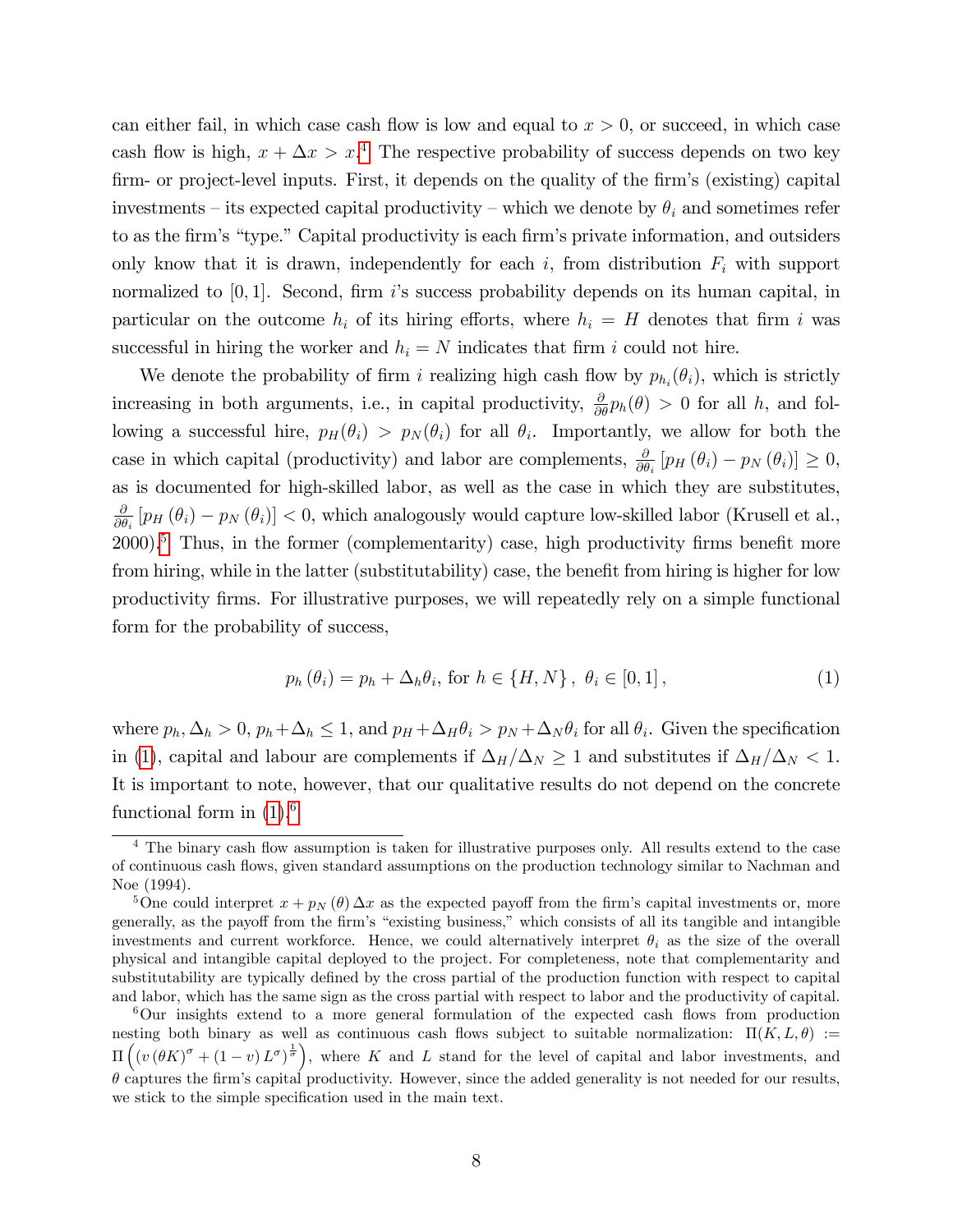can either fail, in which case cash flow is low and equal to $x > 0$, or succeed, in which case cash flow is high, $x + \Delta x > x$.[4] The respective probability of success depends on two key firm- or project-level inputs. First, it depends on the quality of the firm's (existing) capital investments – its expected capital productivity – which we denote by $\theta_i$ and sometimes refer to as the firm's "type." Capital productivity is each firm's private information, and outsiders only know that it is drawn, independently for each $i$, from distribution $F_i$ with support normalized to $[0, 1]$. Second, firm $i$'s success probability depends on its human capital, in particular on the outcome $h_i$ of its hiring efforts, where $h_i = H$ denotes that firm $i$ was successful in hiring the worker and $h_i = N$ indicates that firm $i$ could not hire.

We denote the probability of firm $i$ realizing high cash flow by $p_{h_i}(\theta_i)$, which is strictly increasing in both arguments, i.e., in capital productivity, $\frac{\partial}{\partial \theta} p_h(\theta) > 0$ for all $h$, and following a successful hire, $p_H(\theta_i) > p_N(\theta_i)$ for all $\theta_i$. Importantly, we allow for both the case in which capital (productivity) and labor are complements, $\frac{\partial}{\partial \theta_i} [p_H(\theta_i) - p_N(\theta_i)] \geq 0$, as is documented for high-skilled labor, as well as the case in which they are substitutes, $\frac{\partial}{\partial \theta_i} [p_H(\theta_i) - p_N(\theta_i)] < 0$, which analogously would capture low-skilled labor (Krusell et al., 2000).[5] Thus, in the former (complementarity) case, high productivity firms benefit more from hiring, while in the latter (substitutability) case, the benefit from hiring is higher for low productivity firms. For illustrative purposes, we will repeatedly rely on a simple functional form for the probability of success,

$$p_h(\theta_i) = p_h + \Delta_h \theta_i, \text{ for } h \in \{H, N\}, \ \theta_i \in [0, 1], \tag{1}$$

where $p_h, \Delta_h > 0$, $p_h + \Delta_h \leq 1$, and $p_H + \Delta_H \theta_i > p_N + \Delta_N \theta_i$ for all $\theta_i$. Given the specification in (1), capital and labour are complements if $\Delta_H/\Delta_N \geq 1$ and substitutes if $\Delta_H/\Delta_N < 1$. It is important to note, however, that our qualitative results do not depend on the concrete functional form in (1).[6]

---

[4] The binary cash flow assumption is taken for illustrative purposes only. All results extend to the case of continuous cash flows, given standard assumptions on the production technology similar to Nachman and Noe (1994).

[5] One could interpret $x + p_N(\theta) \Delta x$ as the expected payoff from the firm's capital investments or, more generally, as the payoff from the firm's "existing business," which consists of all its tangible and intangible investments and current workforce. Hence, we could alternatively interpret $\theta_i$ as the size of the overall physical and intangible capital deployed to the project. For completeness, note that complementarity and substitutability are typically defined by the cross partial of the production function with respect to capital and labor, which has the same sign as the cross partial with respect to labor and the productivity of capital.

[6] Our insights extend to a more general formulation of the expected cash flows from production nesting both binary as well as continuous cash flows subject to suitable normalization: $\Pi(K, L, \theta) := \Pi\left( \left( v (\theta K)^\sigma + (1 - v) L^\sigma \right)^{\frac{1}{\sigma}} \right)$, where $K$ and $L$ stand for the level of capital and labor investments, and $\theta$ captures the firm's capital productivity. However, since the added generality is not needed for our results, we stick to the simple specification used in the main text.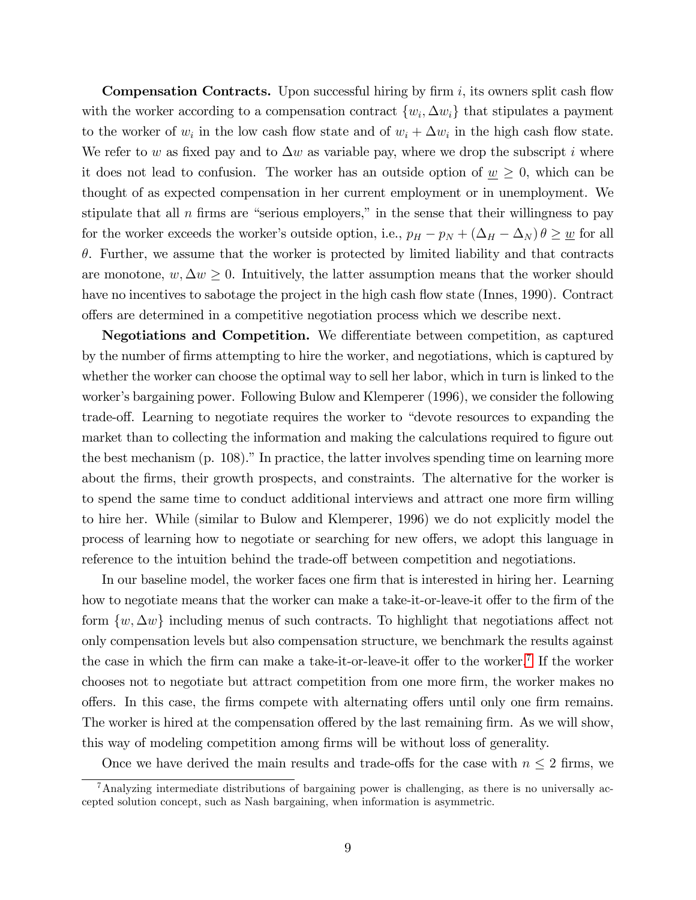**Compensation Contracts.** Upon successful hiring by firm $i$, its owners split cash flow with the worker according to a compensation contract $\{w_i, \Delta w_i\}$ that stipulates a payment to the worker of $w_i$ in the low cash flow state and of $w_i + \Delta w_i$ in the high cash flow state. We refer to $w$ as fixed pay and to $\Delta w$ as variable pay, where we drop the subscript $i$ where it does not lead to confusion. The worker has an outside option of $\underline{w} \geq 0$, which can be thought of as expected compensation in her current employment or in unemployment. We stipulate that all $n$ firms are "serious employers," in the sense that their willingness to pay for the worker exceeds the worker's outside option, i.e., $p_H - p_N + (\Delta_H - \Delta_N)\,\theta \geq \underline{w}$ for all $\theta$. Further, we assume that the worker is protected by limited liability and that contracts are monotone, $w, \Delta w \geq 0$. Intuitively, the latter assumption means that the worker should have no incentives to sabotage the project in the high cash flow state (Innes, 1990). Contract offers are determined in a competitive negotiation process which we describe next.

**Negotiations and Competition.** We differentiate between competition, as captured by the number of firms attempting to hire the worker, and negotiations, which is captured by whether the worker can choose the optimal way to sell her labor, which in turn is linked to the worker's bargaining power. Following Bulow and Klemperer (1996), we consider the following trade-off. Learning to negotiate requires the worker to "devote resources to expanding the market than to collecting the information and making the calculations required to figure out the best mechanism (p. 108)." In practice, the latter involves spending time on learning more about the firms, their growth prospects, and constraints. The alternative for the worker is to spend the same time to conduct additional interviews and attract one more firm willing to hire her. While (similar to Bulow and Klemperer, 1996) we do not explicitly model the process of learning how to negotiate or searching for new offers, we adopt this language in reference to the intuition behind the trade-off between competition and negotiations.

In our baseline model, the worker faces one firm that is interested in hiring her. Learning how to negotiate means that the worker can make a take-it-or-leave-it offer to the firm of the form $\{w, \Delta w\}$ including menus of such contracts. To highlight that negotiations affect not only compensation levels but also compensation structure, we benchmark the results against the case in which the firm can make a take-it-or-leave-it offer to the worker.[7] If the worker chooses not to negotiate but attract competition from one more firm, the worker makes no offers. In this case, the firms compete with alternating offers until only one firm remains. The worker is hired at the compensation offered by the last remaining firm. As we will show, this way of modeling competition among firms will be without loss of generality.

Once we have derived the main results and trade-offs for the case with $n \leq 2$ firms, we

[7] Analyzing intermediate distributions of bargaining power is challenging, as there is no universally accepted solution concept, such as Nash bargaining, when information is asymmetric.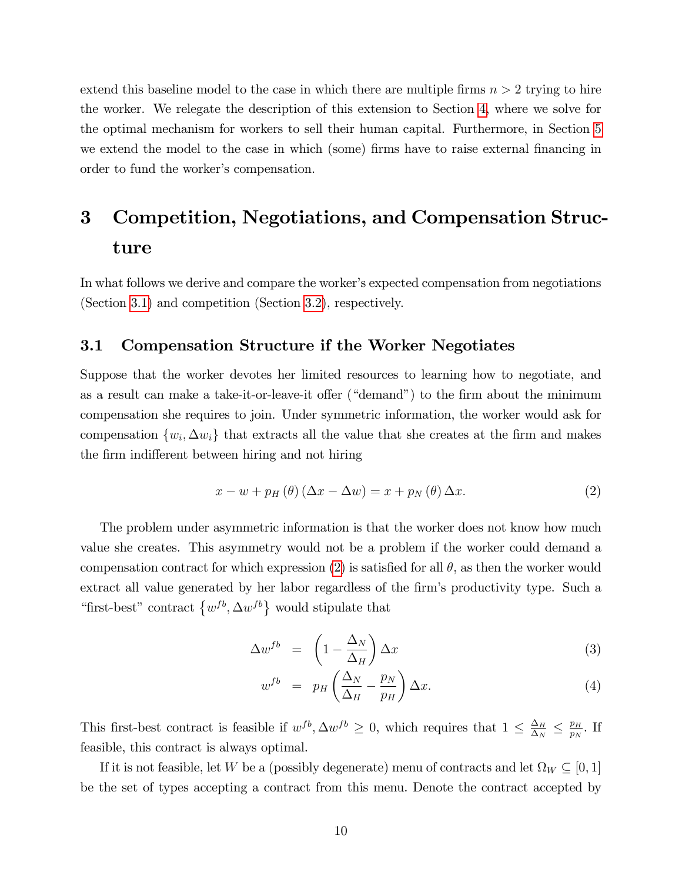extend this baseline model to the case in which there are multiple firms $n > 2$ trying to hire the worker. We relegate the description of this extension to Section 4, where we solve for the optimal mechanism for workers to sell their human capital. Furthermore, in Section 5 we extend the model to the case in which (some) firms have to raise external financing in order to fund the worker's compensation.

# 3 Competition, Negotiations, and Compensation Structure

In what follows we derive and compare the worker's expected compensation from negotiations (Section 3.1) and competition (Section 3.2), respectively.

## 3.1 Compensation Structure if the Worker Negotiates

Suppose that the worker devotes her limited resources to learning how to negotiate, and as a result can make a take-it-or-leave-it offer ("demand") to the firm about the minimum compensation she requires to join. Under symmetric information, the worker would ask for compensation $\{w_i, \Delta w_i\}$ that extracts all the value that she creates at the firm and makes the firm indifferent between hiring and not hiring

$$x - w + p_H(\theta)(\Delta x - \Delta w) = x + p_N(\theta)\Delta x. \tag{2}$$

The problem under asymmetric information is that the worker does not know how much value she creates. This asymmetry would not be a problem if the worker could demand a compensation contract for which expression (2) is satisfied for all $\theta$, as then the worker would extract all value generated by her labor regardless of the firm's productivity type. Such a "first-best" contract $\{w^{fb}, \Delta w^{fb}\}$ would stipulate that

$$\Delta w^{fb} = \left(1 - \frac{\Delta_N}{\Delta_H}\right)\Delta x \tag{3}$$

$$w^{fb} = p_H\left(\frac{\Delta_N}{\Delta_H} - \frac{p_N}{p_H}\right)\Delta x. \tag{4}$$

This first-best contract is feasible if $w^{fb}, \Delta w^{fb} \geq 0$, which requires that $1 \leq \frac{\Delta_H}{\Delta_N} \leq \frac{p_H}{p_N}$. If feasible, this contract is always optimal.

If it is not feasible, let $W$ be a (possibly degenerate) menu of contracts and let $\Omega_W \subseteq [0,1]$ be the set of types accepting a contract from this menu. Denote the contract accepted by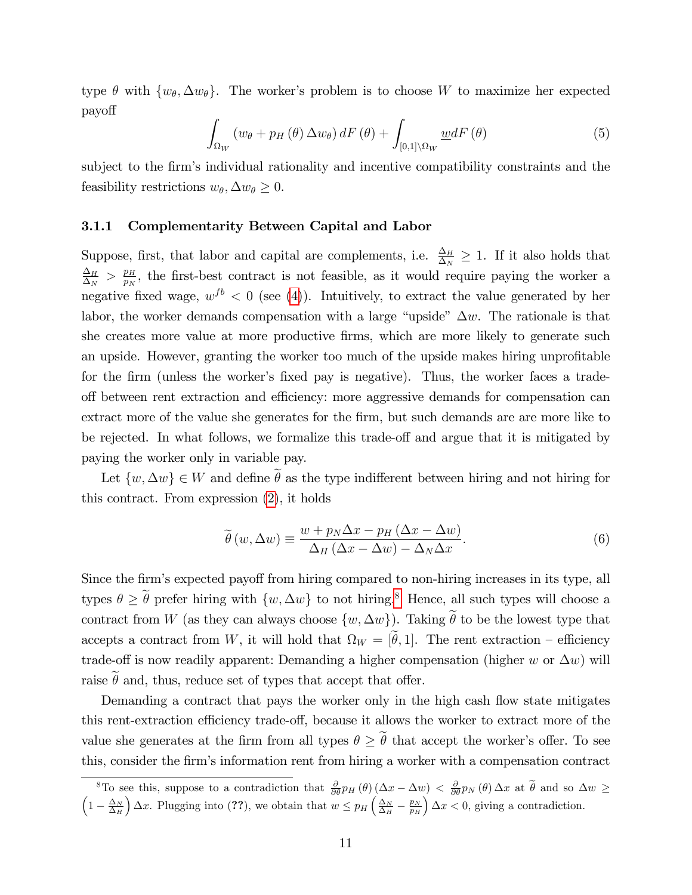type $\theta$ with $\{w_\theta, \Delta w_\theta\}$. The worker's problem is to choose $W$ to maximize her expected payoff

$$\int_{\Omega_W} (w_\theta + p_H(\theta)\Delta w_\theta)\, dF(\theta) + \int_{[0,1]\setminus\Omega_W} \underline{w} dF(\theta) \tag{5}$$

subject to the firm's individual rationality and incentive compatibility constraints and the feasibility restrictions $w_\theta, \Delta w_\theta \geq 0$.

### 3.1.1 Complementarity Between Capital and Labor

Suppose, first, that labor and capital are complements, i.e. $\frac{\Delta_H}{\Delta_N} \geq 1$. If it also holds that $\frac{\Delta_H}{\Delta_N} > \frac{p_H}{p_N}$, the first-best contract is not feasible, as it would require paying the worker a negative fixed wage, $w^{fb} < 0$ (see (4)). Intuitively, to extract the value generated by her labor, the worker demands compensation with a large "upside" $\Delta w$. The rationale is that she creates more value at more productive firms, which are more likely to generate such an upside. However, granting the worker too much of the upside makes hiring unprofitable for the firm (unless the worker's fixed pay is negative). Thus, the worker faces a trade-off between rent extraction and efficiency: more aggressive demands for compensation can extract more of the value she generates for the firm, but such demands are are more like to be rejected. In what follows, we formalize this trade-off and argue that it is mitigated by paying the worker only in variable pay.

Let $\{w, \Delta w\} \in W$ and define $\widetilde{\theta}$ as the type indifferent between hiring and not hiring for this contract. From expression (2), it holds

$$\widetilde{\theta}(w, \Delta w) \equiv \frac{w + p_N \Delta x - p_H(\Delta x - \Delta w)}{\Delta_H(\Delta x - \Delta w) - \Delta_N \Delta x}. \tag{6}$$

Since the firm's expected payoff from hiring compared to non-hiring increases in its type, all types $\theta \geq \widetilde{\theta}$ prefer hiring with $\{w, \Delta w\}$ to not hiring.[8] Hence, all such types will choose a contract from $W$ (as they can always choose $\{w, \Delta w\}$). Taking $\widetilde{\theta}$ to be the lowest type that accepts a contract from $W$, it will hold that $\Omega_W = [\widetilde{\theta}, 1]$. The rent extraction – efficiency trade-off is now readily apparent: Demanding a higher compensation (higher $w$ or $\Delta w$) will raise $\widetilde{\theta}$ and, thus, reduce set of types that accept that offer.

Demanding a contract that pays the worker only in the high cash flow state mitigates this rent-extraction efficiency trade-off, because it allows the worker to extract more of the value she generates at the firm from all types $\theta \geq \widetilde{\theta}$ that accept the worker's offer. To see this, consider the firm's information rent from hiring a worker with a compensation contract

[8] To see this, suppose to a contradiction that $\frac{\partial}{\partial\theta} p_H(\theta)(\Delta x - \Delta w) < \frac{\partial}{\partial\theta} p_N(\theta)\Delta x$ at $\widetilde{\theta}$ and so $\Delta w \geq \left(1 - \frac{\Delta_N}{\Delta_H}\right)\Delta x$. Plugging into (**??**), we obtain that $w \leq p_H\left(\frac{\Delta_N}{\Delta_H} - \frac{p_N}{p_H}\right)\Delta x < 0$, giving a contradiction.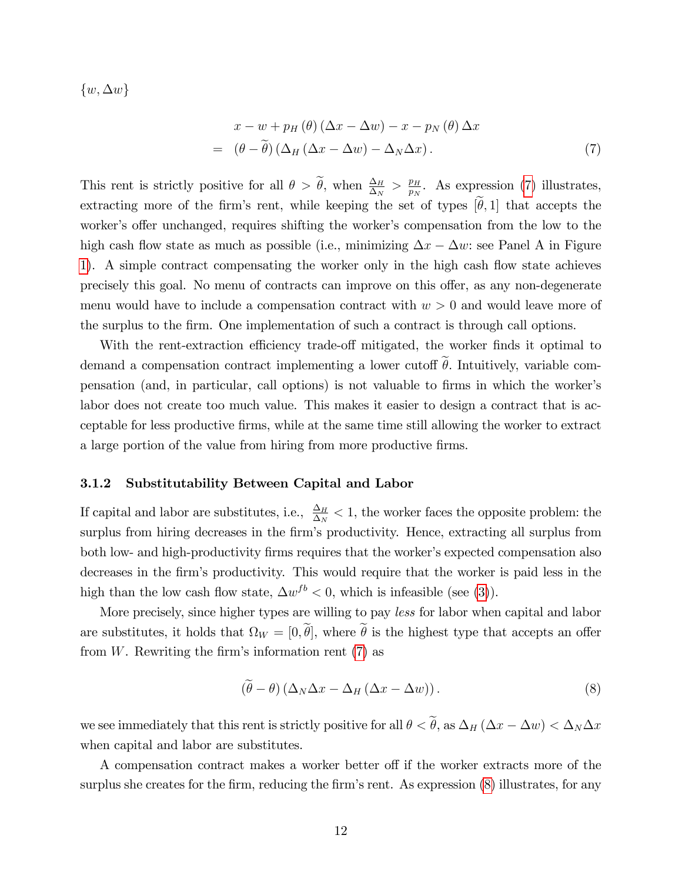$\{w, \Delta w\}$

$$
\begin{aligned}
& x - w + p_H(\theta)(\Delta x - \Delta w) - x - p_N(\theta)\Delta x \\
= \quad & (\theta - \widetilde{\theta})(\Delta_H(\Delta x - \Delta w) - \Delta_N \Delta x). \qquad (7)
\end{aligned}
$$

This rent is strictly positive for all $\theta > \widetilde{\theta}$, when $\frac{\Delta_H}{\Delta_N} > \frac{p_H}{p_N}$. As expression (7) illustrates, extracting more of the firm's rent, while keeping the set of types $[\widetilde{\theta}, 1]$ that accepts the worker's offer unchanged, requires shifting the worker's compensation from the low to the high cash flow state as much as possible (i.e., minimizing $\Delta x - \Delta w$: see Panel A in Figure 1). A simple contract compensating the worker only in the high cash flow state achieves precisely this goal. No menu of contracts can improve on this offer, as any non-degenerate menu would have to include a compensation contract with $w > 0$ and would leave more of the surplus to the firm. One implementation of such a contract is through call options.

With the rent-extraction efficiency trade-off mitigated, the worker finds it optimal to demand a compensation contract implementing a lower cutoff $\widetilde{\theta}$. Intuitively, variable compensation (and, in particular, call options) is not valuable to firms in which the worker's labor does not create too much value. This makes it easier to design a contract that is acceptable for less productive firms, while at the same time still allowing the worker to extract a large portion of the value from hiring from more productive firms.

### 3.1.2 Substitutability Between Capital and Labor

If capital and labor are substitutes, i.e., $\frac{\Delta_H}{\Delta_N} < 1$, the worker faces the opposite problem: the surplus from hiring decreases in the firm's productivity. Hence, extracting all surplus from both low- and high-productivity firms requires that the worker's expected compensation also decreases in the firm's productivity. This would require that the worker is paid less in the high than the low cash flow state, $\Delta w^{fb} < 0$, which is infeasible (see (3)).

More precisely, since higher types are willing to pay *less* for labor when capital and labor are substitutes, it holds that $\Omega_W = [0, \widetilde{\theta}]$, where $\widetilde{\theta}$ is the highest type that accepts an offer from $W$. Rewriting the firm's information rent (7) as

$$
(\widetilde{\theta} - \theta)(\Delta_N \Delta x - \Delta_H(\Delta x - \Delta w)). \qquad (8)
$$

we see immediately that this rent is strictly positive for all $\theta < \widetilde{\theta}$, as $\Delta_H(\Delta x - \Delta w) < \Delta_N \Delta x$ when capital and labor are substitutes.

A compensation contract makes a worker better off if the worker extracts more of the surplus she creates for the firm, reducing the firm's rent. As expression (8) illustrates, for any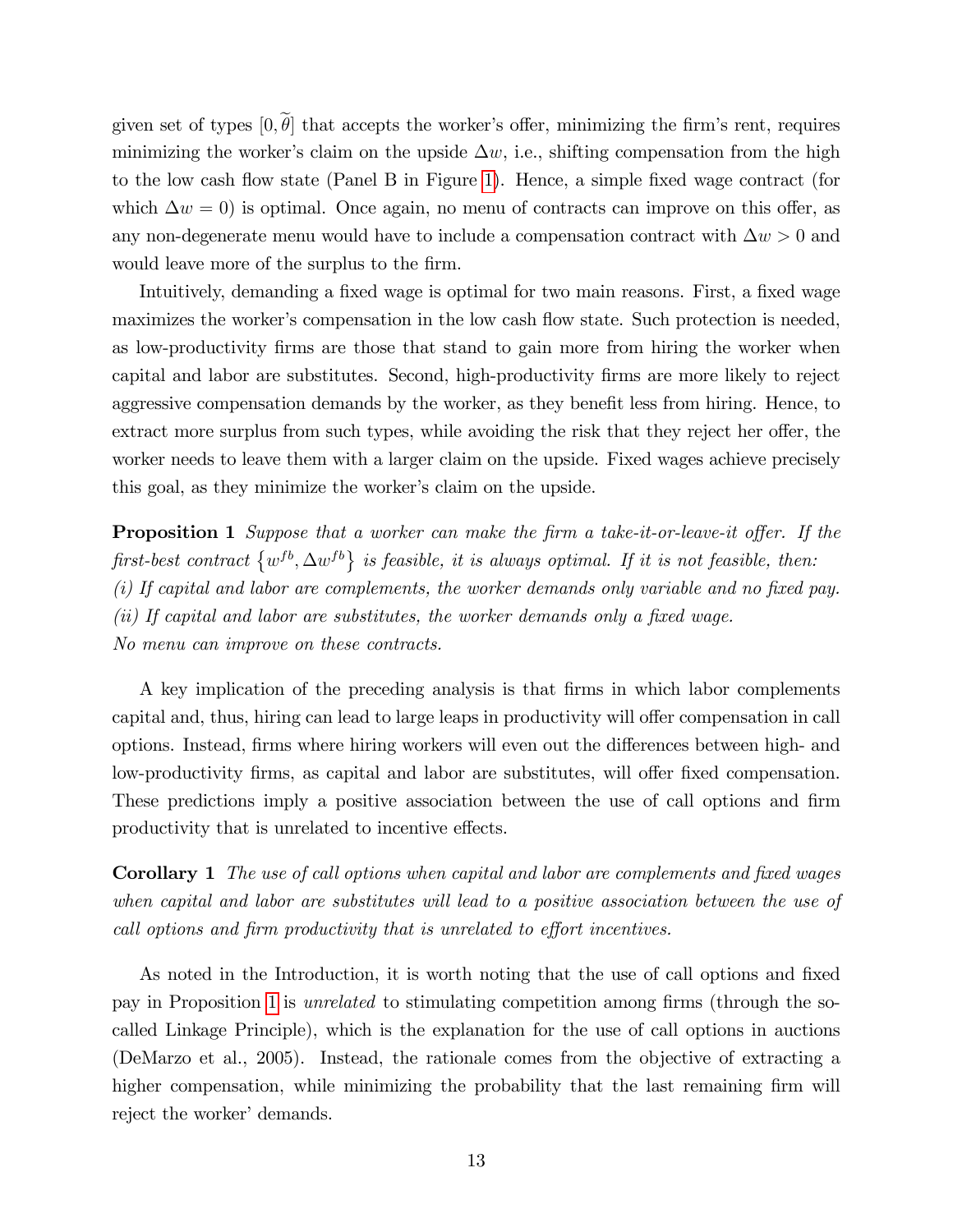given set of types $[0, \widetilde{\theta}]$ that accepts the worker's offer, minimizing the firm's rent, requires minimizing the worker's claim on the upside $\Delta w$, i.e., shifting compensation from the high to the low cash flow state (Panel B in Figure 1). Hence, a simple fixed wage contract (for which $\Delta w = 0$) is optimal. Once again, no menu of contracts can improve on this offer, as any non-degenerate menu would have to include a compensation contract with $\Delta w > 0$ and would leave more of the surplus to the firm.

Intuitively, demanding a fixed wage is optimal for two main reasons. First, a fixed wage maximizes the worker's compensation in the low cash flow state. Such protection is needed, as low-productivity firms are those that stand to gain more from hiring the worker when capital and labor are substitutes. Second, high-productivity firms are more likely to reject aggressive compensation demands by the worker, as they benefit less from hiring. Hence, to extract more surplus from such types, while avoiding the risk that they reject her offer, the worker needs to leave them with a larger claim on the upside. Fixed wages achieve precisely this goal, as they minimize the worker's claim on the upside.

**Proposition 1** *Suppose that a worker can make the firm a take-it-or-leave-it offer. If the first-best contract* $\{w^{fb}, \Delta w^{fb}\}$ *is feasible, it is always optimal. If it is not feasible, then:*
*(i) If capital and labor are complements, the worker demands only variable and no fixed pay.*
*(ii) If capital and labor are substitutes, the worker demands only a fixed wage.*
*No menu can improve on these contracts.*

A key implication of the preceding analysis is that firms in which labor complements capital and, thus, hiring can lead to large leaps in productivity will offer compensation in call options. Instead, firms where hiring workers will even out the differences between high- and low-productivity firms, as capital and labor are substitutes, will offer fixed compensation. These predictions imply a positive association between the use of call options and firm productivity that is unrelated to incentive effects.

**Corollary 1** *The use of call options when capital and labor are complements and fixed wages when capital and labor are substitutes will lead to a positive association between the use of call options and firm productivity that is unrelated to effort incentives.*

As noted in the Introduction, it is worth noting that the use of call options and fixed pay in Proposition 1 is *unrelated* to stimulating competition among firms (through the so-called Linkage Principle), which is the explanation for the use of call options in auctions (DeMarzo et al., 2005). Instead, the rationale comes from the objective of extracting a higher compensation, while minimizing the probability that the last remaining firm will reject the worker' demands.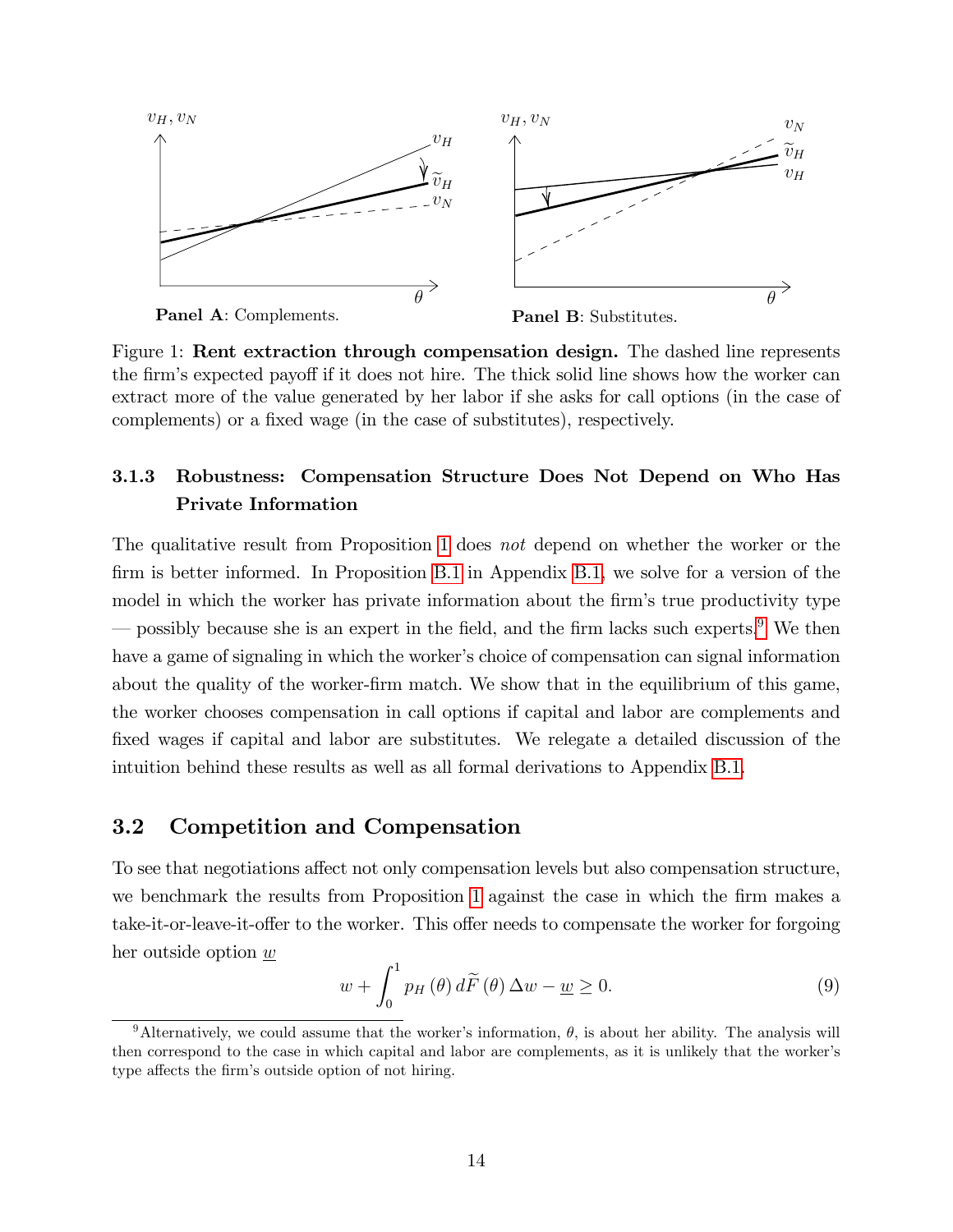Panel A: Complements.

Panel B: Substitutes.

Figure 1: **Rent extraction through compensation design.** The dashed line represents the firm's expected payoff if it does not hire. The thick solid line shows how the worker can extract more of the value generated by her labor if she asks for call options (in the case of complements) or a fixed wage (in the case of substitutes), respectively.

### 3.1.3 Robustness: Compensation Structure Does Not Depend on Who Has Private Information

The qualitative result from Proposition 1 does *not* depend on whether the worker or the firm is better informed. In Proposition B.1 in Appendix B.1, we solve for a version of the model in which the worker has private information about the firm's true productivity type — possibly because she is an expert in the field, and the firm lacks such experts.[9] We then have a game of signaling in which the worker's choice of compensation can signal information about the quality of the worker-firm match. We show that in the equilibrium of this game, the worker chooses compensation in call options if capital and labor are complements and fixed wages if capital and labor are substitutes. We relegate a detailed discussion of the intuition behind these results as well as all formal derivations to Appendix B.1.

## 3.2 Competition and Compensation

To see that negotiations affect not only compensation levels but also compensation structure, we benchmark the results from Proposition 1 against the case in which the firm makes a take-it-or-leave-it-offer to the worker. This offer needs to compensate the worker for forgoing her outside option $\underline{w}$

$$w + \int_0^1 p_H(\theta)\, d\widetilde{F}(\theta)\, \Delta w - \underline{w} \geq 0. \tag{9}$$

[9] Alternatively, we could assume that the worker's information, $\theta$, is about her ability. The analysis will then correspond to the case in which capital and labor are complements, as it is unlikely that the worker's type affects the firm's outside option of not hiring.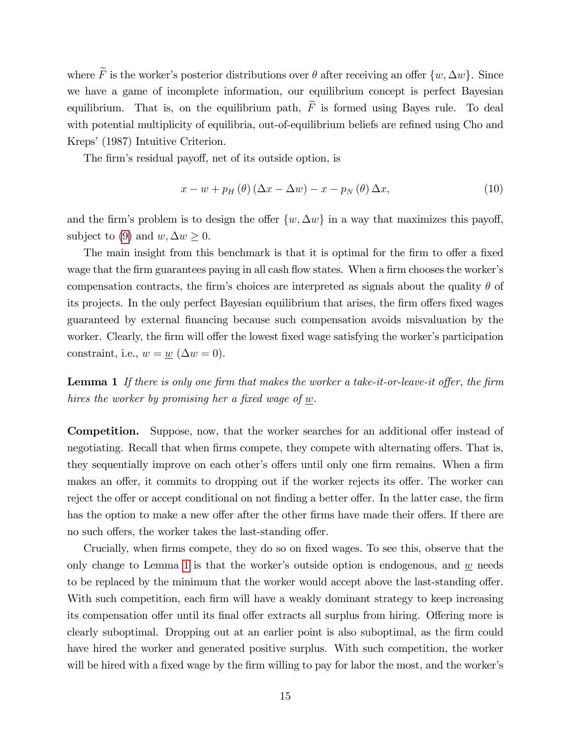where $\widetilde{F}$ is the worker's posterior distributions over $\theta$ after receiving an offer $\{w, \Delta w\}$. Since we have a game of incomplete information, our equilibrium concept is perfect Bayesian equilibrium. That is, on the equilibrium path, $\widetilde{F}$ is formed using Bayes rule. To deal with potential multiplicity of equilibria, out-of-equilibrium beliefs are refined using Cho and Kreps' (1987) Intuitive Criterion.

The firm's residual payoff, net of its outside option, is

$$x - w + p_H(\theta)(\Delta x - \Delta w) - x - p_N(\theta)\Delta x, \tag{10}$$

and the firm's problem is to design the offer $\{w, \Delta w\}$ in a way that maximizes this payoff, subject to (9) and $w, \Delta w \geq 0$.

The main insight from this benchmark is that it is optimal for the firm to offer a fixed wage that the firm guarantees paying in all cash flow states. When a firm chooses the worker's compensation contracts, the firm's choices are interpreted as signals about the quality $\theta$ of its projects. In the only perfect Bayesian equilibrium that arises, the firm offers fixed wages guaranteed by external financing because such compensation avoids misvaluation by the worker. Clearly, the firm will offer the lowest fixed wage satisfying the worker's participation constraint, i.e., $w = \underline{w}$ ($\Delta w = 0$).

**Lemma 1** *If there is only one firm that makes the worker a take-it-or-leave-it offer, the firm hires the worker by promising her a fixed wage of* $\underline{w}$.

**Competition.** Suppose, now, that the worker searches for an additional offer instead of negotiating. Recall that when firms compete, they compete with alternating offers. That is, they sequentially improve on each other's offers until only one firm remains. When a firm makes an offer, it commits to dropping out if the worker rejects its offer. The worker can reject the offer or accept conditional on not finding a better offer. In the latter case, the firm has the option to make a new offer after the other firms have made their offers. If there are no such offers, the worker takes the last-standing offer.

Crucially, when firms compete, they do so on fixed wages. To see this, observe that the only change to Lemma 1 is that the worker's outside option is endogenous, and $\underline{w}$ needs to be replaced by the minimum that the worker would accept above the last-standing offer. With such competition, each firm will have a weakly dominant strategy to keep increasing its compensation offer until its final offer extracts all surplus from hiring. Offering more is clearly suboptimal. Dropping out at an earlier point is also suboptimal, as the firm could have hired the worker and generated positive surplus. With such competition, the worker will be hired with a fixed wage by the firm willing to pay for labor the most, and the worker's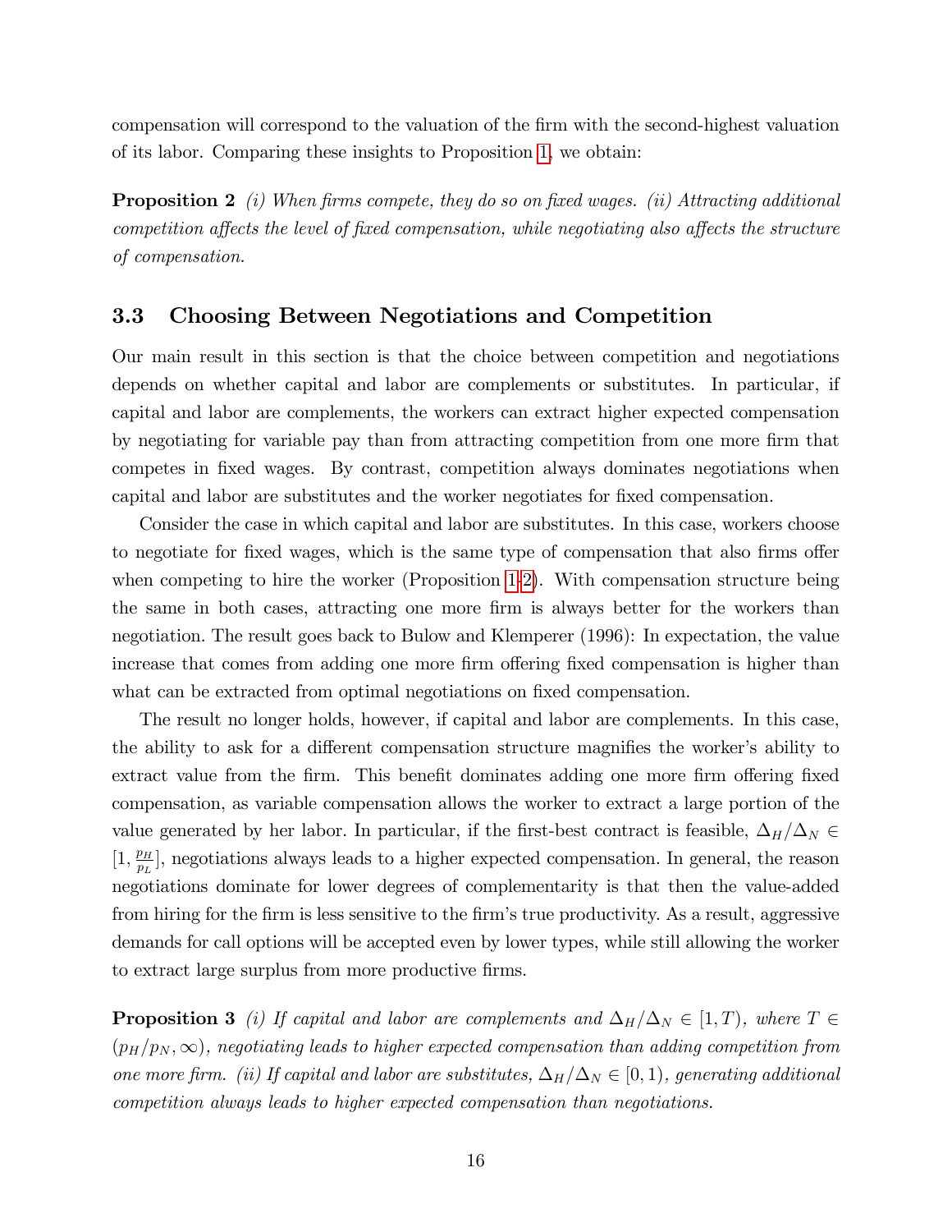compensation will correspond to the valuation of the firm with the second-highest valuation of its labor. Comparing these insights to Proposition 1, we obtain:

**Proposition 2** *(i) When firms compete, they do so on fixed wages. (ii) Attracting additional competition affects the level of fixed compensation, while negotiating also affects the structure of compensation.*

## 3.3 Choosing Between Negotiations and Competition

Our main result in this section is that the choice between competition and negotiations depends on whether capital and labor are complements or substitutes. In particular, if capital and labor are complements, the workers can extract higher expected compensation by negotiating for variable pay than from attracting competition from one more firm that competes in fixed wages. By contrast, competition always dominates negotiations when capital and labor are substitutes and the worker negotiates for fixed compensation.

Consider the case in which capital and labor are substitutes. In this case, workers choose to negotiate for fixed wages, which is the same type of compensation that also firms offer when competing to hire the worker (Proposition 1-2). With compensation structure being the same in both cases, attracting one more firm is always better for the workers than negotiation. The result goes back to Bulow and Klemperer (1996): In expectation, the value increase that comes from adding one more firm offering fixed compensation is higher than what can be extracted from optimal negotiations on fixed compensation.

The result no longer holds, however, if capital and labor are complements. In this case, the ability to ask for a different compensation structure magnifies the worker's ability to extract value from the firm. This benefit dominates adding one more firm offering fixed compensation, as variable compensation allows the worker to extract a large portion of the value generated by her labor. In particular, if the first-best contract is feasible, $\Delta_H/\Delta_N \in [1, \frac{p_H}{p_L}]$, negotiations always leads to a higher expected compensation. In general, the reason negotiations dominate for lower degrees of complementarity is that then the value-added from hiring for the firm is less sensitive to the firm's true productivity. As a result, aggressive demands for call options will be accepted even by lower types, while still allowing the worker to extract large surplus from more productive firms.

**Proposition 3** *(i) If capital and labor are complements and $\Delta_H/\Delta_N \in [1, T)$, where $T \in (p_H/p_N, \infty)$, negotiating leads to higher expected compensation than adding competition from one more firm. (ii) If capital and labor are substitutes, $\Delta_H/\Delta_N \in [0, 1)$, generating additional competition always leads to higher expected compensation than negotiations.*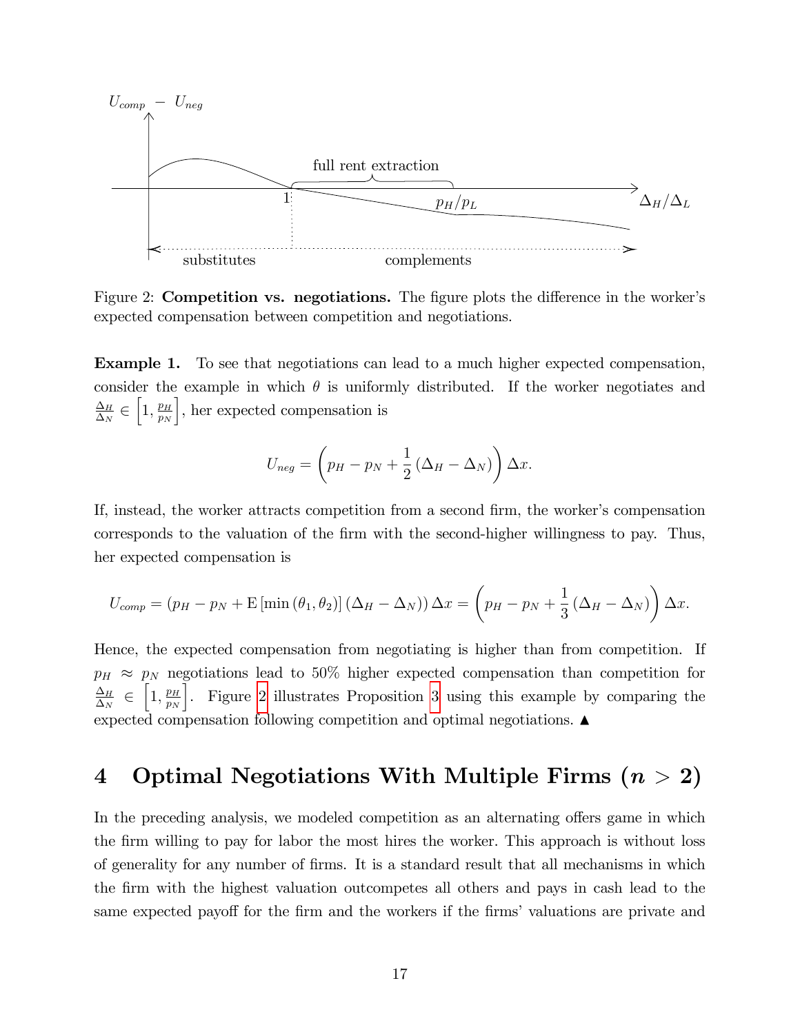Figure 2: **Competition vs. negotiations.** The figure plots the difference in the worker's expected compensation between competition and negotiations.

**Example 1.** To see that negotiations can lead to a much higher expected compensation, consider the example in which $\theta$ is uniformly distributed. If the worker negotiates and $\frac{\Delta_H}{\Delta_N} \in \left[1, \frac{p_H}{p_N}\right]$, her expected compensation is

$$U_{neg} = \left(p_H - p_N + \frac{1}{2}(\Delta_H - \Delta_N)\right)\Delta x.$$

If, instead, the worker attracts competition from a second firm, the worker's compensation corresponds to the valuation of the firm with the second-higher willingness to pay. Thus, her expected compensation is

$$U_{comp} = (p_H - p_N + \mathrm{E}\left[\min(\theta_1, \theta_2)\right](\Delta_H - \Delta_N))\,\Delta x = \left(p_H - p_N + \frac{1}{3}(\Delta_H - \Delta_N)\right)\Delta x.$$

Hence, the expected compensation from negotiating is higher than from competition. If $p_H \approx p_N$ negotiations lead to 50% higher expected compensation than competition for $\frac{\Delta_H}{\Delta_N} \in \left[1, \frac{p_H}{p_N}\right]$. Figure 2 illustrates Proposition 3 using this example by comparing the expected compensation following competition and optimal negotiations. ▲

# 4 Optimal Negotiations With Multiple Firms ($n > 2$)

In the preceding analysis, we modeled competition as an alternating offers game in which the firm willing to pay for labor the most hires the worker. This approach is without loss of generality for any number of firms. It is a standard result that all mechanisms in which the firm with the highest valuation outcompetes all others and pays in cash lead to the same expected payoff for the firm and the workers if the firms' valuations are private and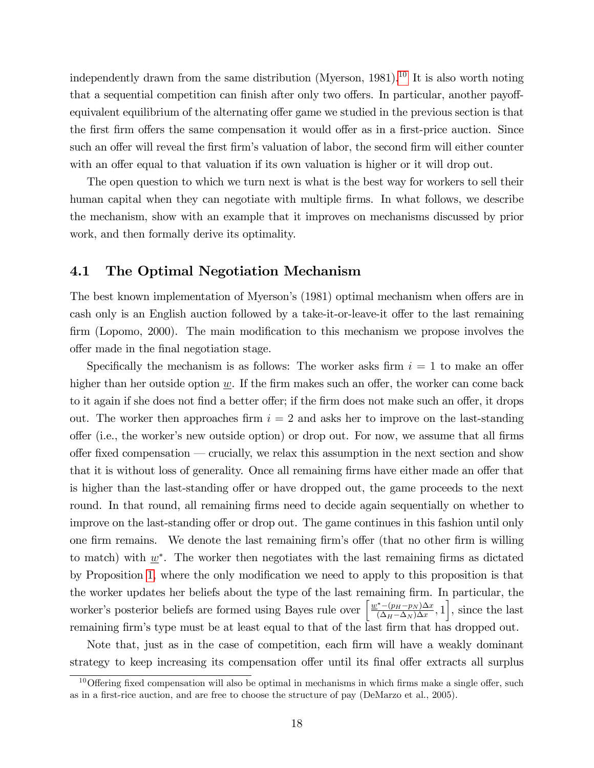independently drawn from the same distribution (Myerson, 1981).[10] It is also worth noting that a sequential competition can finish after only two offers. In particular, another payoff-equivalent equilibrium of the alternating offer game we studied in the previous section is that the first firm offers the same compensation it would offer as in a first-price auction. Since such an offer will reveal the first firm's valuation of labor, the second firm will either counter with an offer equal to that valuation if its own valuation is higher or it will drop out.

The open question to which we turn next is what is the best way for workers to sell their human capital when they can negotiate with multiple firms. In what follows, we describe the mechanism, show with an example that it improves on mechanisms discussed by prior work, and then formally derive its optimality.

## 4.1 The Optimal Negotiation Mechanism

The best known implementation of Myerson's (1981) optimal mechanism when offers are in cash only is an English auction followed by a take-it-or-leave-it offer to the last remaining firm (Lopomo, 2000). The main modification to this mechanism we propose involves the offer made in the final negotiation stage.

Specifically the mechanism is as follows: The worker asks firm $i = 1$ to make an offer higher than her outside option $\underline{w}$. If the firm makes such an offer, the worker can come back to it again if she does not find a better offer; if the firm does not make such an offer, it drops out. The worker then approaches firm $i = 2$ and asks her to improve on the last-standing offer (i.e., the worker's new outside option) or drop out. For now, we assume that all firms offer fixed compensation — crucially, we relax this assumption in the next section and show that it is without loss of generality. Once all remaining firms have either made an offer that is higher than the last-standing offer or have dropped out, the game proceeds to the next round. In that round, all remaining firms need to decide again sequentially on whether to improve on the last-standing offer or drop out. The game continues in this fashion until only one firm remains. We denote the last remaining firm's offer (that no other firm is willing to match) with $\underline{w}^*$. The worker then negotiates with the last remaining firms as dictated by Proposition 1, where the only modification we need to apply to this proposition is that the worker updates her beliefs about the type of the last remaining firm. In particular, the worker's posterior beliefs are formed using Bayes rule over $\left[\frac{\underline{w}^* - (p_H - p_N)\Delta x}{(\Delta_H - \Delta_N)\Delta x}, 1\right]$, since the last remaining firm's type must be at least equal to that of the last firm that has dropped out.

Note that, just as in the case of competition, each firm will have a weakly dominant strategy to keep increasing its compensation offer until its final offer extracts all surplus

[10] Offering fixed compensation will also be optimal in mechanisms in which firms make a single offer, such as in a first-rice auction, and are free to choose the structure of pay (DeMarzo et al., 2005).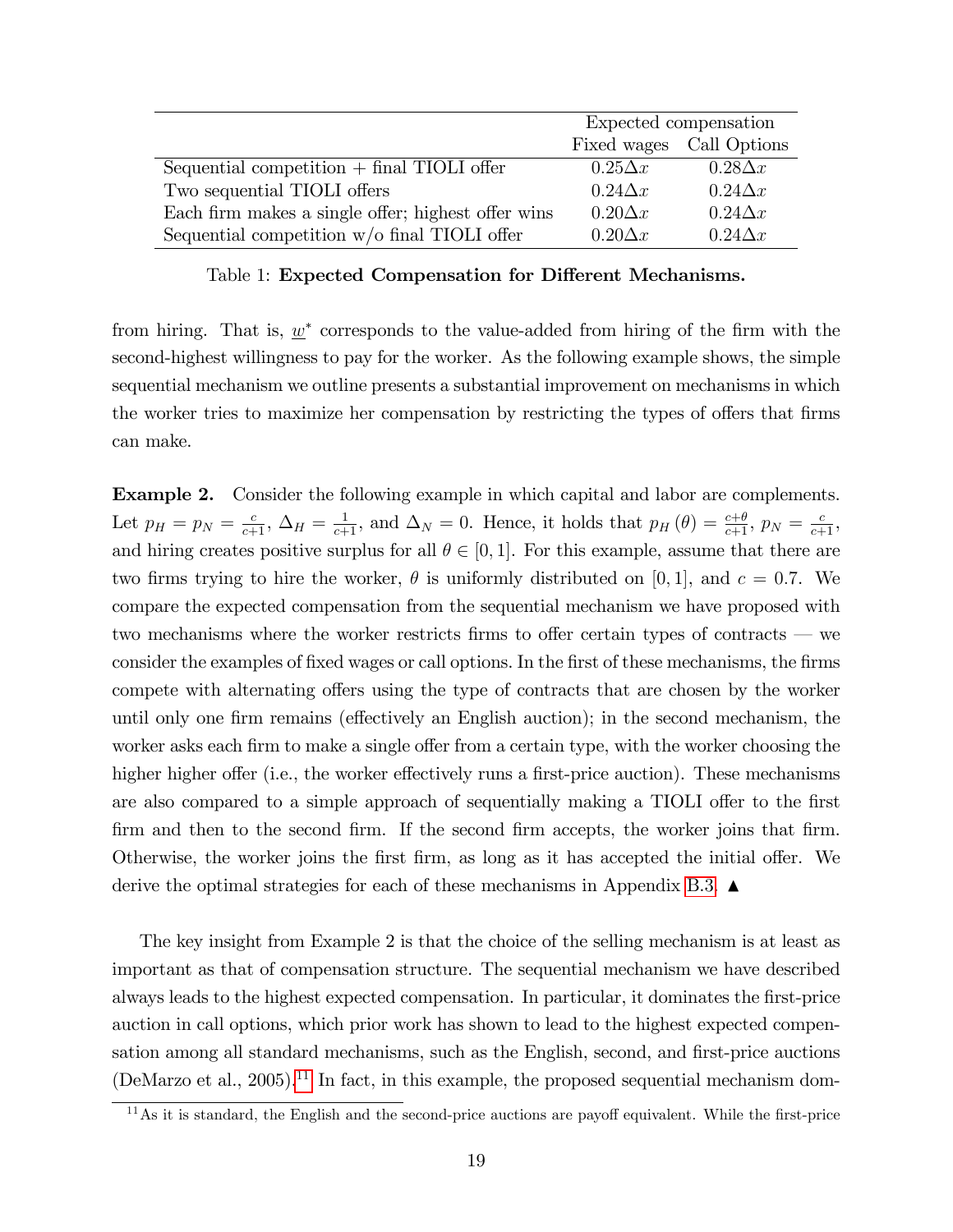| | Expected compensation | |
|---|---|---|
| | Fixed wages | Call Options |
| Sequential competition + final TIOLI offer | $0.25\Delta x$ | $0.28\Delta x$ |
| Two sequential TIOLI offers | $0.24\Delta x$ | $0.24\Delta x$ |
| Each firm makes a single offer; highest offer wins | $0.20\Delta x$ | $0.24\Delta x$ |
| Sequential competition w/o final TIOLI offer | $0.20\Delta x$ | $0.24\Delta x$ |

Table 1: **Expected Compensation for Different Mechanisms.**

from hiring. That is, $\underline{w}^*$ corresponds to the value-added from hiring of the firm with the second-highest willingness to pay for the worker. As the following example shows, the simple sequential mechanism we outline presents a substantial improvement on mechanisms in which the worker tries to maximize her compensation by restricting the types of offers that firms can make.

**Example 2.** Consider the following example in which capital and labor are complements. Let $p_H = p_N = \frac{c}{c+1}$, $\Delta_H = \frac{1}{c+1}$, and $\Delta_N = 0$. Hence, it holds that $p_H(\theta) = \frac{c+\theta}{c+1}$, $p_N = \frac{c}{c+1}$, and hiring creates positive surplus for all $\theta \in [0, 1]$. For this example, assume that there are two firms trying to hire the worker, $\theta$ is uniformly distributed on $[0, 1]$, and $c = 0.7$. We compare the expected compensation from the sequential mechanism we have proposed with two mechanisms where the worker restricts firms to offer certain types of contracts — we consider the examples of fixed wages or call options. In the first of these mechanisms, the firms compete with alternating offers using the type of contracts that are chosen by the worker until only one firm remains (effectively an English auction); in the second mechanism, the worker asks each firm to make a single offer from a certain type, with the worker choosing the higher higher offer (i.e., the worker effectively runs a first-price auction). These mechanisms are also compared to a simple approach of sequentially making a TIOLI offer to the first firm and then to the second firm. If the second firm accepts, the worker joins that firm. Otherwise, the worker joins the first firm, as long as it has accepted the initial offer. We derive the optimal strategies for each of these mechanisms in Appendix B.3. ▲

The key insight from Example 2 is that the choice of the selling mechanism is at least as important as that of compensation structure. The sequential mechanism we have described always leads to the highest expected compensation. In particular, it dominates the first-price auction in call options, which prior work has shown to lead to the highest expected compensation among all standard mechanisms, such as the English, second, and first-price auctions (DeMarzo et al., 2005).[11] In fact, in this example, the proposed sequential mechanism dom-

[11] As it is standard, the English and the second-price auctions are payoff equivalent. While the first-price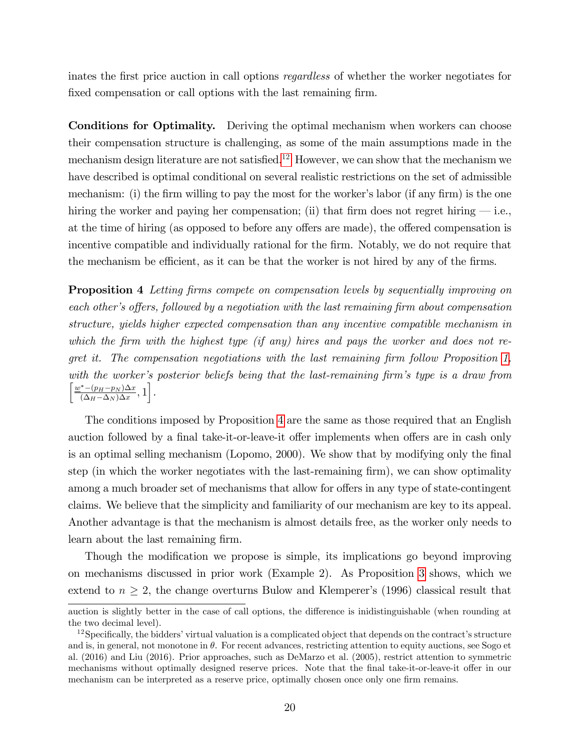inates the first price auction in call options *regardless* of whether the worker negotiates for fixed compensation or call options with the last remaining firm.

**Conditions for Optimality.** Deriving the optimal mechanism when workers can choose their compensation structure is challenging, as some of the main assumptions made in the mechanism design literature are not satisfied.[12] However, we can show that the mechanism we have described is optimal conditional on several realistic restrictions on the set of admissible mechanism: (i) the firm willing to pay the most for the worker's labor (if any firm) is the one hiring the worker and paying her compensation; (ii) that firm does not regret hiring — i.e., at the time of hiring (as opposed to before any offers are made), the offered compensation is incentive compatible and individually rational for the firm. Notably, we do not require that the mechanism be efficient, as it can be that the worker is not hired by any of the firms.

**Proposition 4** *Letting firms compete on compensation levels by sequentially improving on each other's offers, followed by a negotiation with the last remaining firm about compensation structure, yields higher expected compensation than any incentive compatible mechanism in which the firm with the highest type (if any) hires and pays the worker and does not regret it. The compensation negotiations with the last remaining firm follow Proposition 1, with the worker's posterior beliefs being that the last-remaining firm's type is a draw from* $\left[\frac{w^* - (p_H - p_N)\Delta x}{(\Delta_H - \Delta_N)\Delta x}, 1\right]$.

The conditions imposed by Proposition 4 are the same as those required that an English auction followed by a final take-it-or-leave-it offer implements when offers are in cash only is an optimal selling mechanism (Lopomo, 2000). We show that by modifying only the final step (in which the worker negotiates with the last-remaining firm), we can show optimality among a much broader set of mechanisms that allow for offers in any type of state-contingent claims. We believe that the simplicity and familiarity of our mechanism are key to its appeal. Another advantage is that the mechanism is almost details free, as the worker only needs to learn about the last remaining firm.

Though the modification we propose is simple, its implications go beyond improving on mechanisms discussed in prior work (Example 2). As Proposition 3 shows, which we extend to $n \geq 2$, the change overturns Bulow and Klemperer's (1996) classical result that

auction is slightly better in the case of call options, the difference is inidistinguishable (when rounding at the two decimal level).

[12] Specifically, the bidders' virtual valuation is a complicated object that depends on the contract's structure and is, in general, not monotone in $\theta$. For recent advances, restricting attention to equity auctions, see Sogo et al. (2016) and Liu (2016). Prior approaches, such as DeMarzo et al. (2005), restrict attention to symmetric mechanisms without optimally designed reserve prices. Note that the final take-it-or-leave-it offer in our mechanism can be interpreted as a reserve price, optimally chosen once only one firm remains.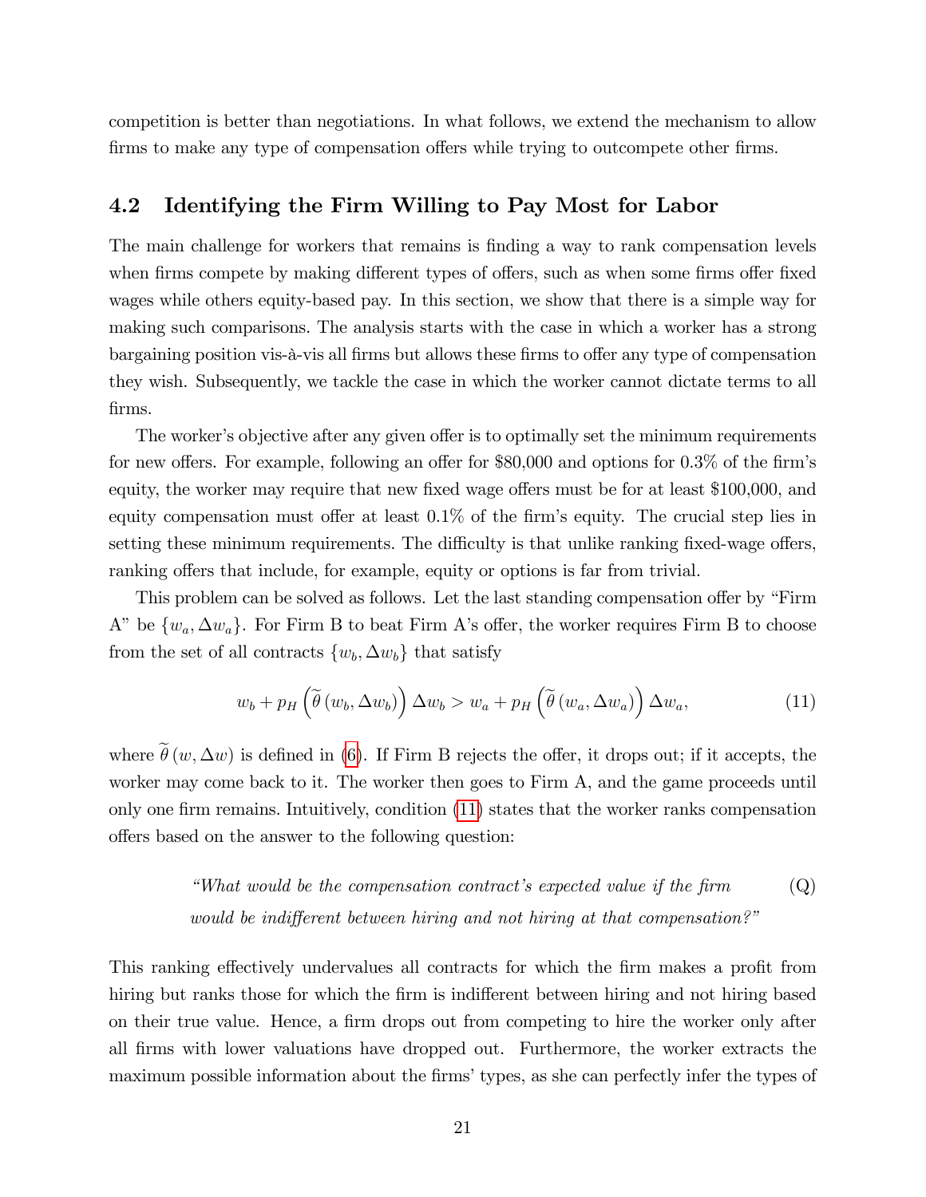competition is better than negotiations. In what follows, we extend the mechanism to allow firms to make any type of compensation offers while trying to outcompete other firms.

## 4.2 Identifying the Firm Willing to Pay Most for Labor

The main challenge for workers that remains is finding a way to rank compensation levels when firms compete by making different types of offers, such as when some firms offer fixed wages while others equity-based pay. In this section, we show that there is a simple way for making such comparisons. The analysis starts with the case in which a worker has a strong bargaining position vis-à-vis all firms but allows these firms to offer any type of compensation they wish. Subsequently, we tackle the case in which the worker cannot dictate terms to all firms.

The worker's objective after any given offer is to optimally set the minimum requirements for new offers. For example, following an offer for \$80,000 and options for 0.3% of the firm's equity, the worker may require that new fixed wage offers must be for at least \$100,000, and equity compensation must offer at least 0.1% of the firm's equity. The crucial step lies in setting these minimum requirements. The difficulty is that unlike ranking fixed-wage offers, ranking offers that include, for example, equity or options is far from trivial.

This problem can be solved as follows. Let the last standing compensation offer by "Firm A" be $\{w_a, \Delta w_a\}$. For Firm B to beat Firm A's offer, the worker requires Firm B to choose from the set of all contracts $\{w_b, \Delta w_b\}$ that satisfy

$$w_b + p_H\left(\widetilde{\theta}\left(w_b, \Delta w_b\right)\right)\Delta w_b > w_a + p_H\left(\widetilde{\theta}\left(w_a, \Delta w_a\right)\right)\Delta w_a, \tag{11}$$

where $\widetilde{\theta}(w, \Delta w)$ is defined in (6). If Firm B rejects the offer, it drops out; if it accepts, the worker may come back to it. The worker then goes to Firm A, and the game proceeds until only one firm remains. Intuitively, condition (11) states that the worker ranks compensation offers based on the answer to the following question:

> *"What would be the compensation contract's expected value if the firm would be indifferent between hiring and not hiring at that compensation?"* (Q)

This ranking effectively undervalues all contracts for which the firm makes a profit from hiring but ranks those for which the firm is indifferent between hiring and not hiring based on their true value. Hence, a firm drops out from competing to hire the worker only after all firms with lower valuations have dropped out. Furthermore, the worker extracts the maximum possible information about the firms' types, as she can perfectly infer the types of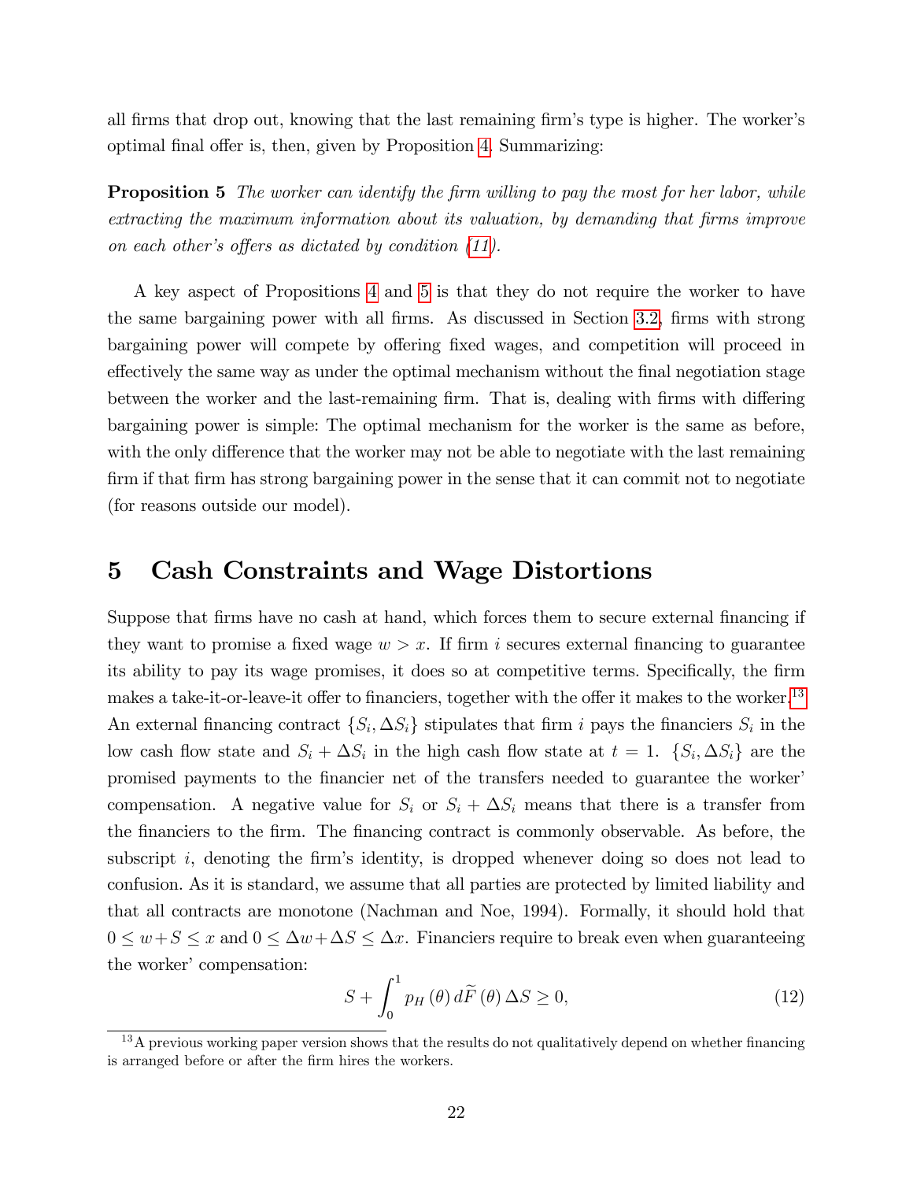all firms that drop out, knowing that the last remaining firm's type is higher. The worker's optimal final offer is, then, given by Proposition 4. Summarizing:

**Proposition 5** *The worker can identify the firm willing to pay the most for her labor, while extracting the maximum information about its valuation, by demanding that firms improve on each other's offers as dictated by condition (11).*

A key aspect of Propositions 4 and 5 is that they do not require the worker to have the same bargaining power with all firms. As discussed in Section 3.2, firms with strong bargaining power will compete by offering fixed wages, and competition will proceed in effectively the same way as under the optimal mechanism without the final negotiation stage between the worker and the last-remaining firm. That is, dealing with firms with differing bargaining power is simple: The optimal mechanism for the worker is the same as before, with the only difference that the worker may not be able to negotiate with the last remaining firm if that firm has strong bargaining power in the sense that it can commit not to negotiate (for reasons outside our model).

# 5 Cash Constraints and Wage Distortions

Suppose that firms have no cash at hand, which forces them to secure external financing if they want to promise a fixed wage $w > x$. If firm $i$ secures external financing to guarantee its ability to pay its wage promises, it does so at competitive terms. Specifically, the firm makes a take-it-or-leave-it offer to financiers, together with the offer it makes to the worker.[13] An external financing contract $\{S_i, \Delta S_i\}$ stipulates that firm $i$ pays the financiers $S_i$ in the low cash flow state and $S_i + \Delta S_i$ in the high cash flow state at $t = 1$. $\{S_i, \Delta S_i\}$ are the promised payments to the financier net of the transfers needed to guarantee the worker' compensation. A negative value for $S_i$ or $S_i + \Delta S_i$ means that there is a transfer from the financiers to the firm. The financing contract is commonly observable. As before, the subscript $i$, denoting the firm's identity, is dropped whenever doing so does not lead to confusion. As it is standard, we assume that all parties are protected by limited liability and that all contracts are monotone (Nachman and Noe, 1994). Formally, it should hold that $0 \leq w + S \leq x$ and $0 \leq \Delta w + \Delta S \leq \Delta x$. Financiers require to break even when guaranteeing the worker' compensation:

$$S + \int_0^1 p_H(\theta)\, d\widetilde{F}(\theta)\, \Delta S \geq 0, \tag{12}$$

[13] A previous working paper version shows that the results do not qualitatively depend on whether financing is arranged before or after the firm hires the workers.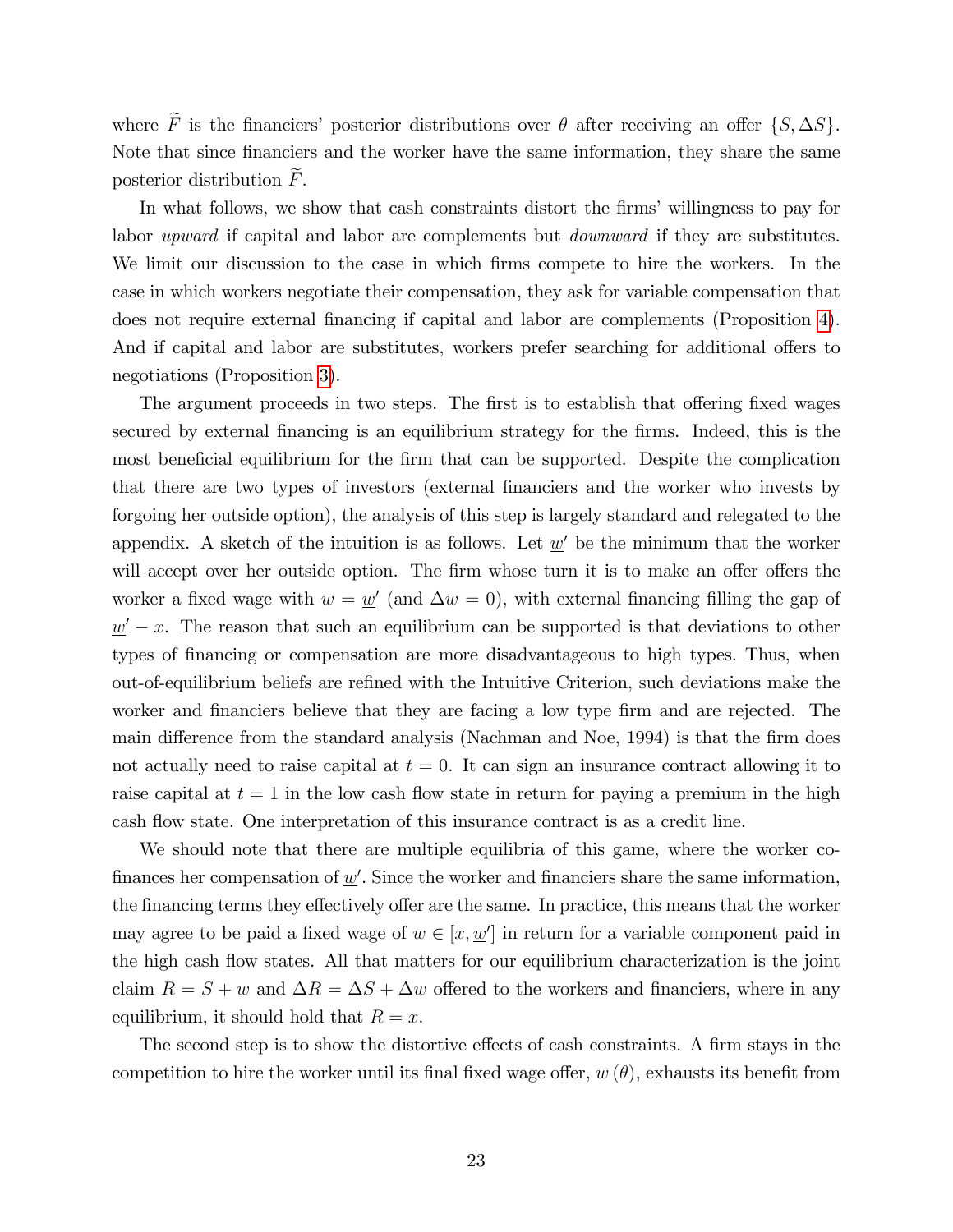where $\widetilde{F}$ is the financiers' posterior distributions over $\theta$ after receiving an offer $\{S, \Delta S\}$. Note that since financiers and the worker have the same information, they share the same posterior distribution $\widetilde{F}$.

In what follows, we show that cash constraints distort the firms' willingness to pay for labor *upward* if capital and labor are complements but *downward* if they are substitutes. We limit our discussion to the case in which firms compete to hire the workers. In the case in which workers negotiate their compensation, they ask for variable compensation that does not require external financing if capital and labor are complements (Proposition 4). And if capital and labor are substitutes, workers prefer searching for additional offers to negotiations (Proposition 3).

The argument proceeds in two steps. The first is to establish that offering fixed wages secured by external financing is an equilibrium strategy for the firms. Indeed, this is the most beneficial equilibrium for the firm that can be supported. Despite the complication that there are two types of investors (external financiers and the worker who invests by forgoing her outside option), the analysis of this step is largely standard and relegated to the appendix. A sketch of the intuition is as follows. Let $\underline{w}'$ be the minimum that the worker will accept over her outside option. The firm whose turn it is to make an offer offers the worker a fixed wage with $w = \underline{w}'$ (and $\Delta w = 0$), with external financing filling the gap of $\underline{w}' - x$. The reason that such an equilibrium can be supported is that deviations to other types of financing or compensation are more disadvantageous to high types. Thus, when out-of-equilibrium beliefs are refined with the Intuitive Criterion, such deviations make the worker and financiers believe that they are facing a low type firm and are rejected. The main difference from the standard analysis (Nachman and Noe, 1994) is that the firm does not actually need to raise capital at $t = 0$. It can sign an insurance contract allowing it to raise capital at $t = 1$ in the low cash flow state in return for paying a premium in the high cash flow state. One interpretation of this insurance contract is as a credit line.

We should note that there are multiple equilibria of this game, where the worker co-finances her compensation of $\underline{w}'$. Since the worker and financiers share the same information, the financing terms they effectively offer are the same. In practice, this means that the worker may agree to be paid a fixed wage of $w \in [x, \underline{w}']$ in return for a variable component paid in the high cash flow states. All that matters for our equilibrium characterization is the joint claim $R = S + w$ and $\Delta R = \Delta S + \Delta w$ offered to the workers and financiers, where in any equilibrium, it should hold that $R = x$.

The second step is to show the distortive effects of cash constraints. A firm stays in the competition to hire the worker until its final fixed wage offer, $w(\theta)$, exhausts its benefit from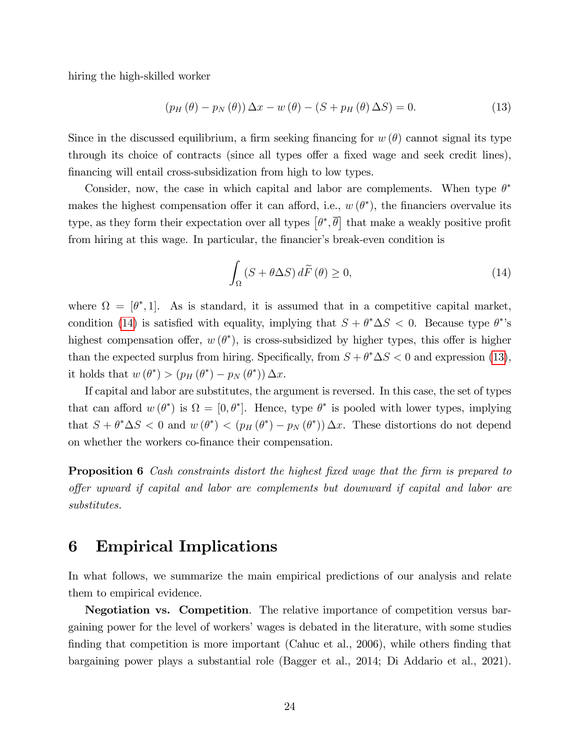hiring the high-skilled worker

$$(p_H(\theta) - p_N(\theta))\Delta x - w(\theta) - (S + p_H(\theta)\Delta S) = 0. \tag{13}$$

Since in the discussed equilibrium, a firm seeking financing for $w(\theta)$ cannot signal its type through its choice of contracts (since all types offer a fixed wage and seek credit lines), financing will entail cross-subsidization from high to low types.

Consider, now, the case in which capital and labor are complements. When type $\theta^*$ makes the highest compensation offer it can afford, i.e., $w(\theta^*)$, the financiers overvalue its type, as they form their expectation over all types $[\theta^*, \overline{\theta}]$ that make a weakly positive profit from hiring at this wage. In particular, the financier's break-even condition is

$$\int_{\Omega} (S + \theta \Delta S)\, d\widetilde{F}(\theta) \geq 0, \tag{14}$$

where $\Omega = [\theta^*, 1]$. As is standard, it is assumed that in a competitive capital market, condition (14) is satisfied with equality, implying that $S + \theta^* \Delta S < 0$. Because type $\theta^*$'s highest compensation offer, $w(\theta^*)$, is cross-subsidized by higher types, this offer is higher than the expected surplus from hiring. Specifically, from $S + \theta^* \Delta S < 0$ and expression (13), it holds that $w(\theta^*) > (p_H(\theta^*) - p_N(\theta^*))\Delta x$.

If capital and labor are substitutes, the argument is reversed. In this case, the set of types that can afford $w(\theta^*)$ is $\Omega = [0, \theta^*]$. Hence, type $\theta^*$ is pooled with lower types, implying that $S + \theta^* \Delta S < 0$ and $w(\theta^*) < (p_H(\theta^*) - p_N(\theta^*))\Delta x$. These distortions do not depend on whether the workers co-finance their compensation.

**Proposition 6** *Cash constraints distort the highest fixed wage that the firm is prepared to offer upward if capital and labor are complements but downward if capital and labor are substitutes.*

# 6 Empirical Implications

In what follows, we summarize the main empirical predictions of our analysis and relate them to empirical evidence.

**Negotiation vs. Competition**. The relative importance of competition versus bargaining power for the level of workers' wages is debated in the literature, with some studies finding that competition is more important (Cahuc et al., 2006), while others finding that bargaining power plays a substantial role (Bagger et al., 2014; Di Addario et al., 2021).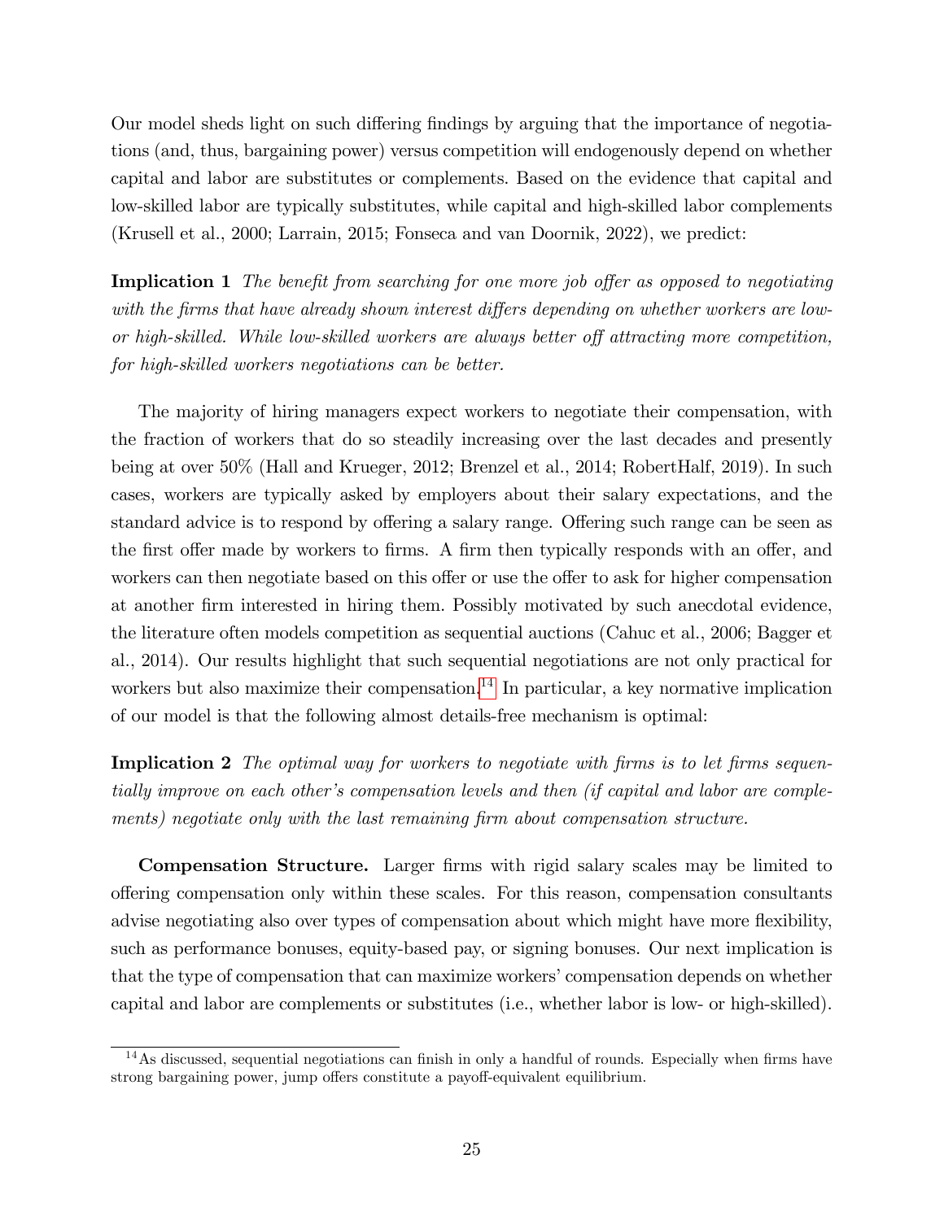Our model sheds light on such differing findings by arguing that the importance of negotiations (and, thus, bargaining power) versus competition will endogenously depend on whether capital and labor are substitutes or complements. Based on the evidence that capital and low-skilled labor are typically substitutes, while capital and high-skilled labor complements (Krusell et al., 2000; Larrain, 2015; Fonseca and van Doornik, 2022), we predict:

**Implication 1** *The benefit from searching for one more job offer as opposed to negotiating with the firms that have already shown interest differs depending on whether workers are low- or high-skilled. While low-skilled workers are always better off attracting more competition, for high-skilled workers negotiations can be better.*

The majority of hiring managers expect workers to negotiate their compensation, with the fraction of workers that do so steadily increasing over the last decades and presently being at over 50% (Hall and Krueger, 2012; Brenzel et al., 2014; RobertHalf, 2019). In such cases, workers are typically asked by employers about their salary expectations, and the standard advice is to respond by offering a salary range. Offering such range can be seen as the first offer made by workers to firms. A firm then typically responds with an offer, and workers can then negotiate based on this offer or use the offer to ask for higher compensation at another firm interested in hiring them. Possibly motivated by such anecdotal evidence, the literature often models competition as sequential auctions (Cahuc et al., 2006; Bagger et al., 2014). Our results highlight that such sequential negotiations are not only practical for workers but also maximize their compensation.[14] In particular, a key normative implication of our model is that the following almost details-free mechanism is optimal:

**Implication 2** *The optimal way for workers to negotiate with firms is to let firms sequentially improve on each other's compensation levels and then (if capital and labor are complements) negotiate only with the last remaining firm about compensation structure.*

**Compensation Structure.** Larger firms with rigid salary scales may be limited to offering compensation only within these scales. For this reason, compensation consultants advise negotiating also over types of compensation about which might have more flexibility, such as performance bonuses, equity-based pay, or signing bonuses. Our next implication is that the type of compensation that can maximize workers' compensation depends on whether capital and labor are complements or substitutes (i.e., whether labor is low- or high-skilled).

[14] As discussed, sequential negotiations can finish in only a handful of rounds. Especially when firms have strong bargaining power, jump offers constitute a payoff-equivalent equilibrium.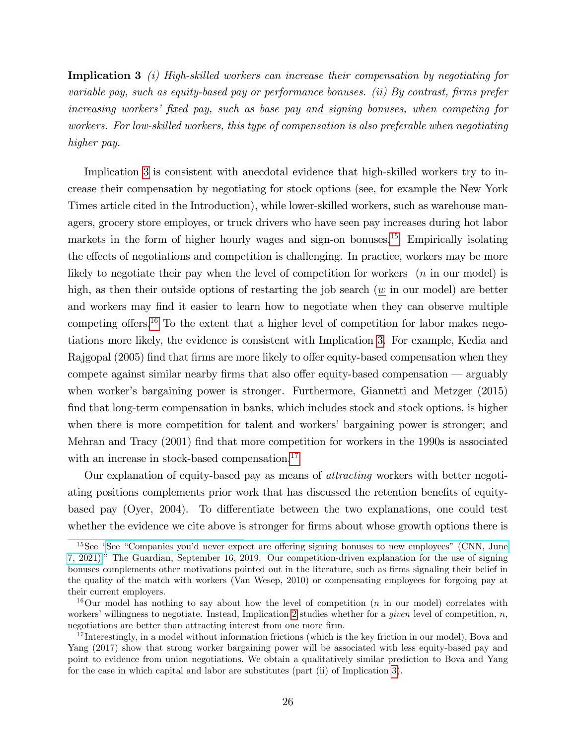**Implication 3** *(i) High-skilled workers can increase their compensation by negotiating for variable pay, such as equity-based pay or performance bonuses. (ii) By contrast, firms prefer increasing workers' fixed pay, such as base pay and signing bonuses, when competing for workers. For low-skilled workers, this type of compensation is also preferable when negotiating higher pay.*

Implication 3 is consistent with anecdotal evidence that high-skilled workers try to increase their compensation by negotiating for stock options (see, for example the New York Times article cited in the Introduction), while lower-skilled workers, such as warehouse managers, grocery store employes, or truck drivers who have seen pay increases during hot labor markets in the form of higher hourly wages and sign-on bonuses.[15] Empirically isolating the effects of negotiations and competition is challenging. In practice, workers may be more likely to negotiate their pay when the level of competition for workers ($n$ in our model) is high, as then their outside options of restarting the job search ($\underline{w}$ in our model) are better and workers may find it easier to learn how to negotiate when they can observe multiple competing offers.[16] To the extent that a higher level of competition for labor makes negotiations more likely, the evidence is consistent with Implication 3. For example, Kedia and Rajgopal (2005) find that firms are more likely to offer equity-based compensation when they compete against similar nearby firms that also offer equity-based compensation — arguably when worker's bargaining power is stronger. Furthermore, Giannetti and Metzger (2015) find that long-term compensation in banks, which includes stock and stock options, is higher when there is more competition for talent and workers' bargaining power is stronger; and Mehran and Tracy (2001) find that more competition for workers in the 1990s is associated with an increase in stock-based compensation.[17]

Our explanation of equity-based pay as means of *attracting* workers with better negotiating positions complements prior work that has discussed the retention benefits of equity-based pay (Oyer, 2004). To differentiate between the two explanations, one could test whether the evidence we cite above is stronger for firms about whose growth options there is

---

[15] See "See "Companies you'd never expect are offering signing bonuses to new employees" (CNN, June 7, 2021)." The Guardian, September 16, 2019. Our competition-driven explanation for the use of signing bonuses complements other motivations pointed out in the literature, such as firms signaling their belief in the quality of the match with workers (Van Wesep, 2010) or compensating employees for forgoing pay at their current employers.

[16] Our model has nothing to say about how the level of competition ($n$ in our model) correlates with workers' willingness to negotiate. Instead, Implication 2 studies whether for a *given* level of competition, $n$, negotiations are better than attracting interest from one more firm.

[17] Interestingly, in a model without information frictions (which is the key friction in our model), Bova and Yang (2017) show that strong worker bargaining power will be associated with less equity-based pay and point to evidence from union negotiations. We obtain a qualitatively similar prediction to Bova and Yang for the case in which capital and labor are substitutes (part (ii) of Implication 3).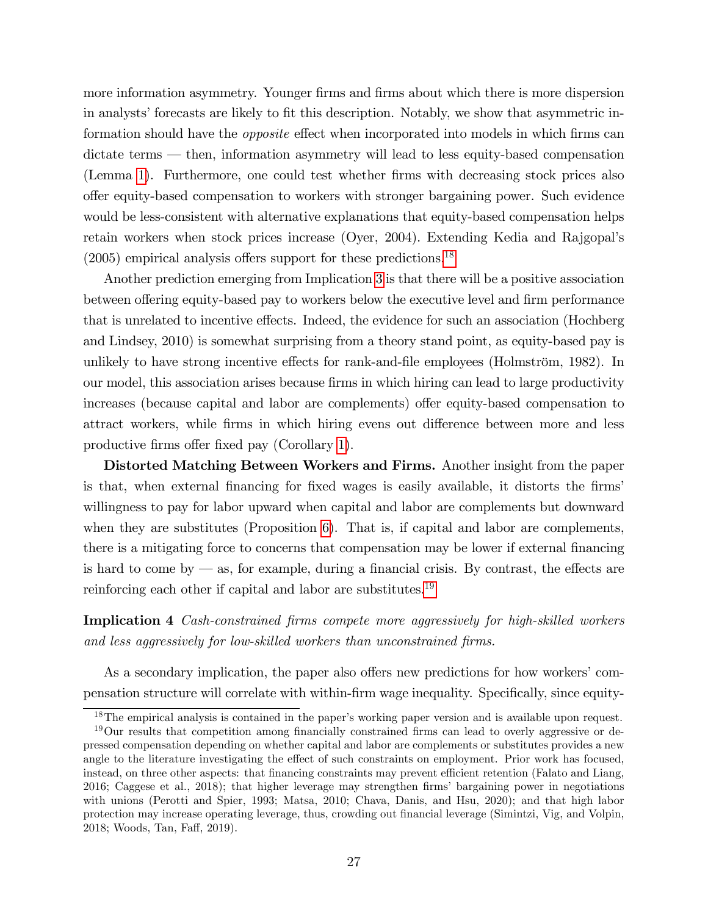more information asymmetry. Younger firms and firms about which there is more dispersion in analysts' forecasts are likely to fit this description. Notably, we show that asymmetric information should have the *opposite* effect when incorporated into models in which firms can dictate terms — then, information asymmetry will lead to less equity-based compensation (Lemma 1). Furthermore, one could test whether firms with decreasing stock prices also offer equity-based compensation to workers with stronger bargaining power. Such evidence would be less-consistent with alternative explanations that equity-based compensation helps retain workers when stock prices increase (Oyer, 2004). Extending Kedia and Rajgopal's (2005) empirical analysis offers support for these predictions.[18]

Another prediction emerging from Implication 3 is that there will be a positive association between offering equity-based pay to workers below the executive level and firm performance that is unrelated to incentive effects. Indeed, the evidence for such an association (Hochberg and Lindsey, 2010) is somewhat surprising from a theory stand point, as equity-based pay is unlikely to have strong incentive effects for rank-and-file employees (Holmström, 1982). In our model, this association arises because firms in which hiring can lead to large productivity increases (because capital and labor are complements) offer equity-based compensation to attract workers, while firms in which hiring evens out difference between more and less productive firms offer fixed pay (Corollary 1).

**Distorted Matching Between Workers and Firms.** Another insight from the paper is that, when external financing for fixed wages is easily available, it distorts the firms' willingness to pay for labor upward when capital and labor are complements but downward when they are substitutes (Proposition 6). That is, if capital and labor are complements, there is a mitigating force to concerns that compensation may be lower if external financing is hard to come by — as, for example, during a financial crisis. By contrast, the effects are reinforcing each other if capital and labor are substitutes.[19]

**Implication 4** *Cash-constrained firms compete more aggressively for high-skilled workers and less aggressively for low-skilled workers than unconstrained firms.*

As a secondary implication, the paper also offers new predictions for how workers' compensation structure will correlate with within-firm wage inequality. Specifically, since equity-

[18] The empirical analysis is contained in the paper's working paper version and is available upon request.

[19] Our results that competition among financially constrained firms can lead to overly aggressive or depressed compensation depending on whether capital and labor are complements or substitutes provides a new angle to the literature investigating the effect of such constraints on employment. Prior work has focused, instead, on three other aspects: that financing constraints may prevent efficient retention (Falato and Liang, 2016; Caggese et al., 2018); that higher leverage may strengthen firms' bargaining power in negotiations with unions (Perotti and Spier, 1993; Matsa, 2010; Chava, Danis, and Hsu, 2020); and that high labor protection may increase operating leverage, thus, crowding out financial leverage (Simintzi, Vig, and Volpin, 2018; Woods, Tan, Faff, 2019).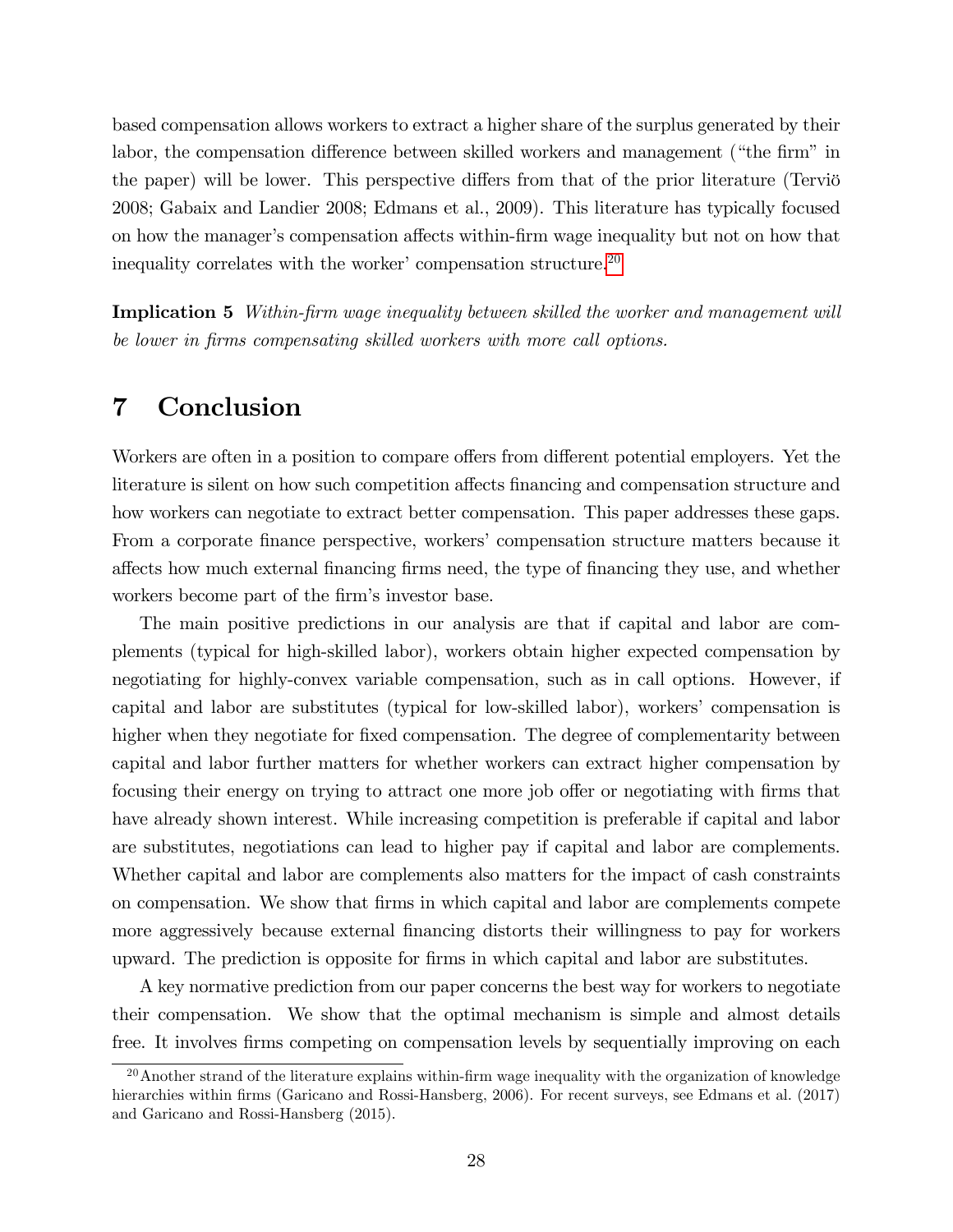based compensation allows workers to extract a higher share of the surplus generated by their labor, the compensation difference between skilled workers and management ("the firm" in the paper) will be lower. This perspective differs from that of the prior literature (Terviö 2008; Gabaix and Landier 2008; Edmans et al., 2009). This literature has typically focused on how the manager's compensation affects within-firm wage inequality but not on how that inequality correlates with the worker' compensation structure.[20]

**Implication 5** *Within-firm wage inequality between skilled the worker and management will be lower in firms compensating skilled workers with more call options.*

# 7 Conclusion

Workers are often in a position to compare offers from different potential employers. Yet the literature is silent on how such competition affects financing and compensation structure and how workers can negotiate to extract better compensation. This paper addresses these gaps. From a corporate finance perspective, workers' compensation structure matters because it affects how much external financing firms need, the type of financing they use, and whether workers become part of the firm's investor base.

The main positive predictions in our analysis are that if capital and labor are complements (typical for high-skilled labor), workers obtain higher expected compensation by negotiating for highly-convex variable compensation, such as in call options. However, if capital and labor are substitutes (typical for low-skilled labor), workers' compensation is higher when they negotiate for fixed compensation. The degree of complementarity between capital and labor further matters for whether workers can extract higher compensation by focusing their energy on trying to attract one more job offer or negotiating with firms that have already shown interest. While increasing competition is preferable if capital and labor are substitutes, negotiations can lead to higher pay if capital and labor are complements. Whether capital and labor are complements also matters for the impact of cash constraints on compensation. We show that firms in which capital and labor are complements compete more aggressively because external financing distorts their willingness to pay for workers upward. The prediction is opposite for firms in which capital and labor are substitutes.

A key normative prediction from our paper concerns the best way for workers to negotiate their compensation. We show that the optimal mechanism is simple and almost details free. It involves firms competing on compensation levels by sequentially improving on each

[20] Another strand of the literature explains within-firm wage inequality with the organization of knowledge hierarchies within firms (Garicano and Rossi-Hansberg, 2006). For recent surveys, see Edmans et al. (2017) and Garicano and Rossi-Hansberg (2015).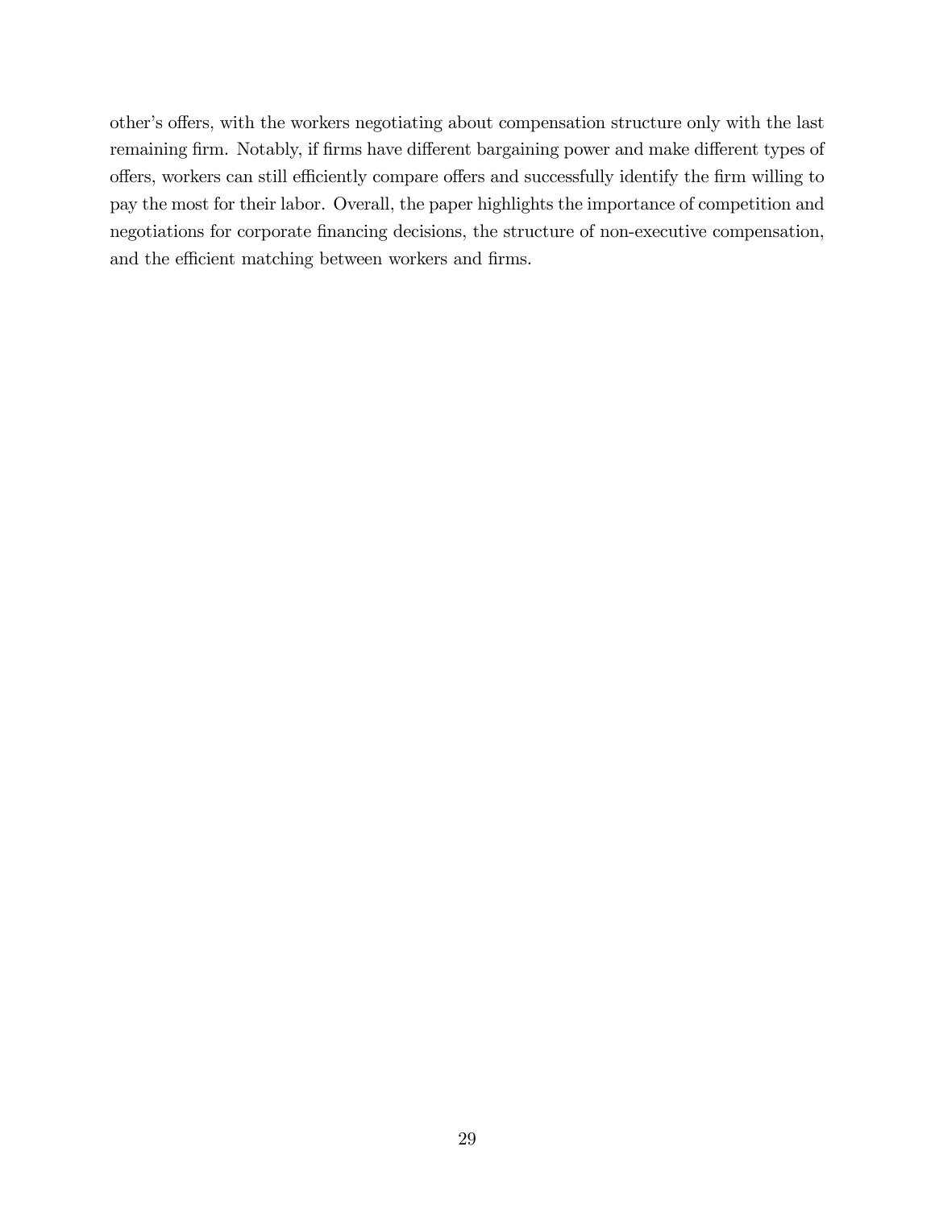other's offers, with the workers negotiating about compensation structure only with the last remaining firm. Notably, if firms have different bargaining power and make different types of offers, workers can still efficiently compare offers and successfully identify the firm willing to pay the most for their labor. Overall, the paper highlights the importance of competition and negotiations for corporate financing decisions, the structure of non-executive compensation, and the efficient matching between workers and firms.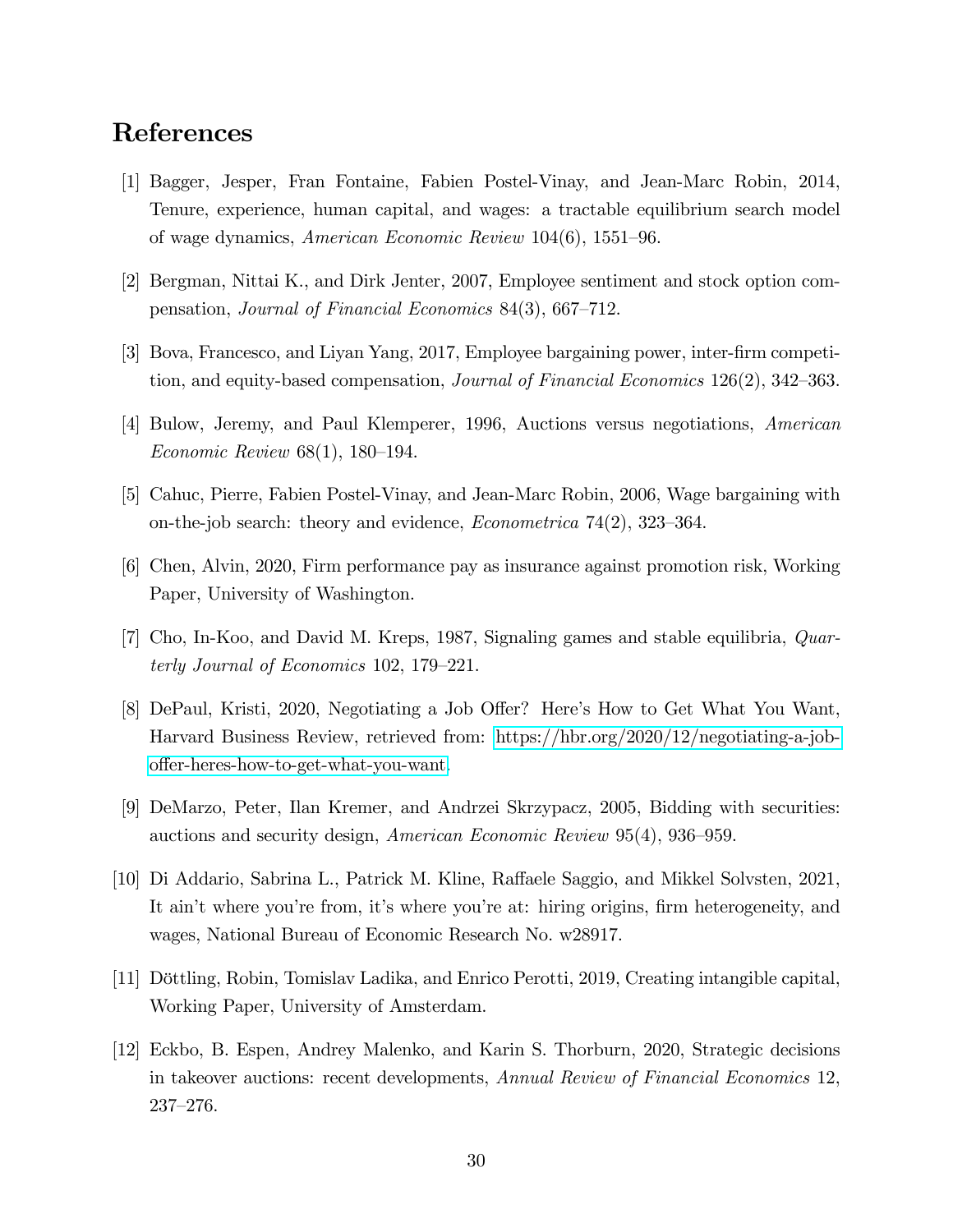# References

[1] Bagger, Jesper, Fran Fontaine, Fabien Postel-Vinay, and Jean-Marc Robin, 2014, Tenure, experience, human capital, and wages: a tractable equilibrium search model of wage dynamics, *American Economic Review* 104(6), 1551–96.

[2] Bergman, Nittai K., and Dirk Jenter, 2007, Employee sentiment and stock option compensation, *Journal of Financial Economics* 84(3), 667–712.

[3] Bova, Francesco, and Liyan Yang, 2017, Employee bargaining power, inter-firm competition, and equity-based compensation, *Journal of Financial Economics* 126(2), 342–363.

[4] Bulow, Jeremy, and Paul Klemperer, 1996, Auctions versus negotiations, *American Economic Review* 68(1), 180–194.

[5] Cahuc, Pierre, Fabien Postel-Vinay, and Jean-Marc Robin, 2006, Wage bargaining with on-the-job search: theory and evidence, *Econometrica* 74(2), 323–364.

[6] Chen, Alvin, 2020, Firm performance pay as insurance against promotion risk, Working Paper, University of Washington.

[7] Cho, In-Koo, and David M. Kreps, 1987, Signaling games and stable equilibria, *Quarterly Journal of Economics* 102, 179–221.

[8] DePaul, Kristi, 2020, Negotiating a Job Offer? Here's How to Get What You Want, Harvard Business Review, retrieved from: https://hbr.org/2020/12/negotiating-a-job-offer-heres-how-to-get-what-you-want.

[9] DeMarzo, Peter, Ilan Kremer, and Andrzei Skrzypacz, 2005, Bidding with securities: auctions and security design, *American Economic Review* 95(4), 936–959.

[10] Di Addario, Sabrina L., Patrick M. Kline, Raffaele Saggio, and Mikkel Solvsten, 2021, It ain't where you're from, it's where you're at: hiring origins, firm heterogeneity, and wages, National Bureau of Economic Research No. w28917.

[11] Döttling, Robin, Tomislav Ladika, and Enrico Perotti, 2019, Creating intangible capital, Working Paper, University of Amsterdam.

[12] Eckbo, B. Espen, Andrey Malenko, and Karin S. Thorburn, 2020, Strategic decisions in takeover auctions: recent developments, *Annual Review of Financial Economics* 12, 237–276.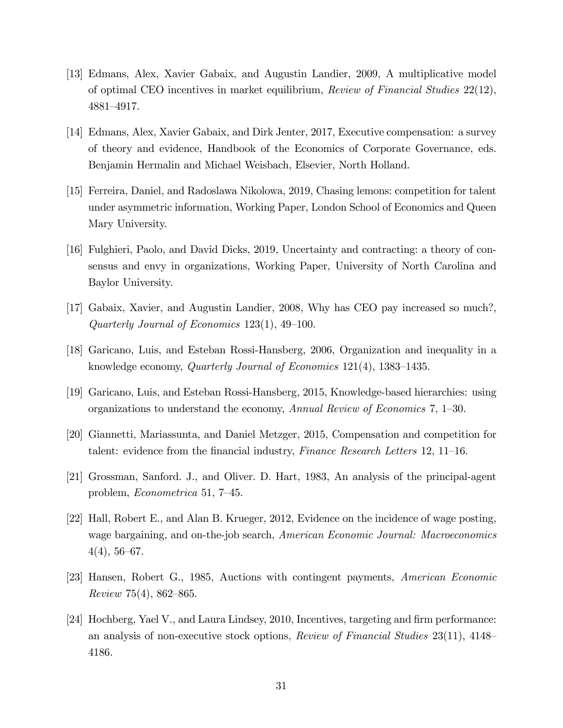[13] Edmans, Alex, Xavier Gabaix, and Augustin Landier, 2009, A multiplicative model of optimal CEO incentives in market equilibrium, *Review of Financial Studies* 22(12), 4881–4917.

[14] Edmans, Alex, Xavier Gabaix, and Dirk Jenter, 2017, Executive compensation: a survey of theory and evidence, Handbook of the Economics of Corporate Governance, eds. Benjamin Hermalin and Michael Weisbach, Elsevier, North Holland.

[15] Ferreira, Daniel, and Radoslawa Nikolowa, 2019, Chasing lemons: competition for talent under asymmetric information, Working Paper, London School of Economics and Queen Mary University.

[16] Fulghieri, Paolo, and David Dicks, 2019, Uncertainty and contracting: a theory of consensus and envy in organizations, Working Paper, University of North Carolina and Baylor University.

[17] Gabaix, Xavier, and Augustin Landier, 2008, Why has CEO pay increased so much?, *Quarterly Journal of Economics* 123(1), 49–100.

[18] Garicano, Luis, and Esteban Rossi-Hansberg, 2006, Organization and inequality in a knowledge economy, *Quarterly Journal of Economics* 121(4), 1383–1435.

[19] Garicano, Luis, and Esteban Rossi-Hansberg, 2015, Knowledge-based hierarchies: using organizations to understand the economy, *Annual Review of Economics* 7, 1–30.

[20] Giannetti, Mariassunta, and Daniel Metzger, 2015, Compensation and competition for talent: evidence from the financial industry, *Finance Research Letters* 12, 11–16.

[21] Grossman, Sanford. J., and Oliver. D. Hart, 1983, An analysis of the principal-agent problem, *Econometrica* 51, 7–45.

[22] Hall, Robert E., and Alan B. Krueger, 2012, Evidence on the incidence of wage posting, wage bargaining, and on-the-job search, *American Economic Journal: Macroeconomics* 4(4), 56–67.

[23] Hansen, Robert G., 1985, Auctions with contingent payments, *American Economic Review* 75(4), 862–865.

[24] Hochberg, Yael V., and Laura Lindsey, 2010, Incentives, targeting and firm performance: an analysis of non-executive stock options, *Review of Financial Studies* 23(11), 4148–4186.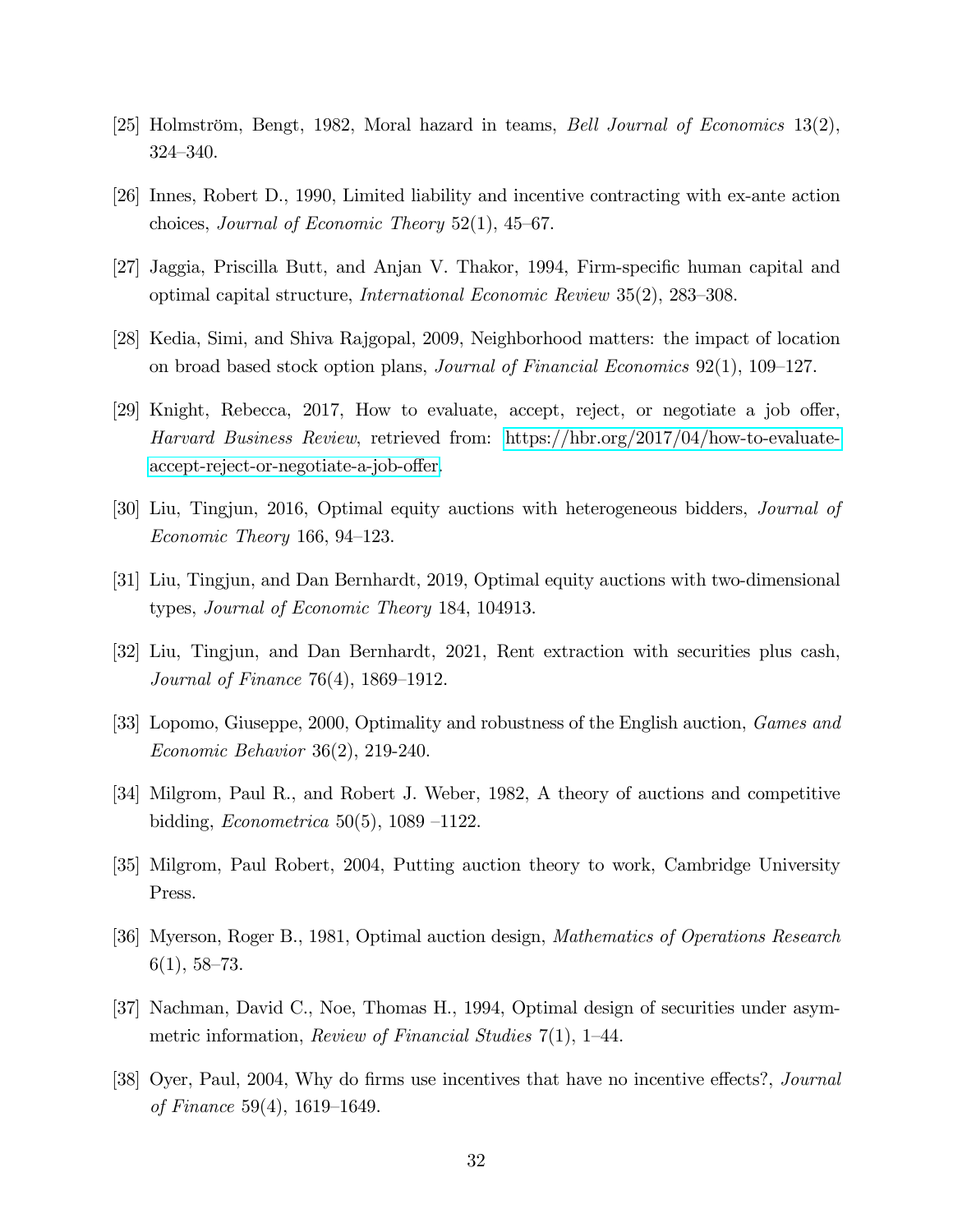[25] Holmström, Bengt, 1982, Moral hazard in teams, *Bell Journal of Economics* 13(2), 324–340.

[26] Innes, Robert D., 1990, Limited liability and incentive contracting with ex-ante action choices, *Journal of Economic Theory* 52(1), 45–67.

[27] Jaggia, Priscilla Butt, and Anjan V. Thakor, 1994, Firm-specific human capital and optimal capital structure, *International Economic Review* 35(2), 283–308.

[28] Kedia, Simi, and Shiva Rajgopal, 2009, Neighborhood matters: the impact of location on broad based stock option plans, *Journal of Financial Economics* 92(1), 109–127.

[29] Knight, Rebecca, 2017, How to evaluate, accept, reject, or negotiate a job offer, *Harvard Business Review*, retrieved from: https://hbr.org/2017/04/how-to-evaluate-accept-reject-or-negotiate-a-job-offer.

[30] Liu, Tingjun, 2016, Optimal equity auctions with heterogeneous bidders, *Journal of Economic Theory* 166, 94–123.

[31] Liu, Tingjun, and Dan Bernhardt, 2019, Optimal equity auctions with two-dimensional types, *Journal of Economic Theory* 184, 104913.

[32] Liu, Tingjun, and Dan Bernhardt, 2021, Rent extraction with securities plus cash, *Journal of Finance* 76(4), 1869–1912.

[33] Lopomo, Giuseppe, 2000, Optimality and robustness of the English auction, *Games and Economic Behavior* 36(2), 219-240.

[34] Milgrom, Paul R., and Robert J. Weber, 1982, A theory of auctions and competitive bidding, *Econometrica* 50(5), 1089 –1122.

[35] Milgrom, Paul Robert, 2004, Putting auction theory to work, Cambridge University Press.

[36] Myerson, Roger B., 1981, Optimal auction design, *Mathematics of Operations Research* 6(1), 58–73.

[37] Nachman, David C., Noe, Thomas H., 1994, Optimal design of securities under asymmetric information, *Review of Financial Studies* 7(1), 1–44.

[38] Oyer, Paul, 2004, Why do firms use incentives that have no incentive effects?, *Journal of Finance* 59(4), 1619–1649.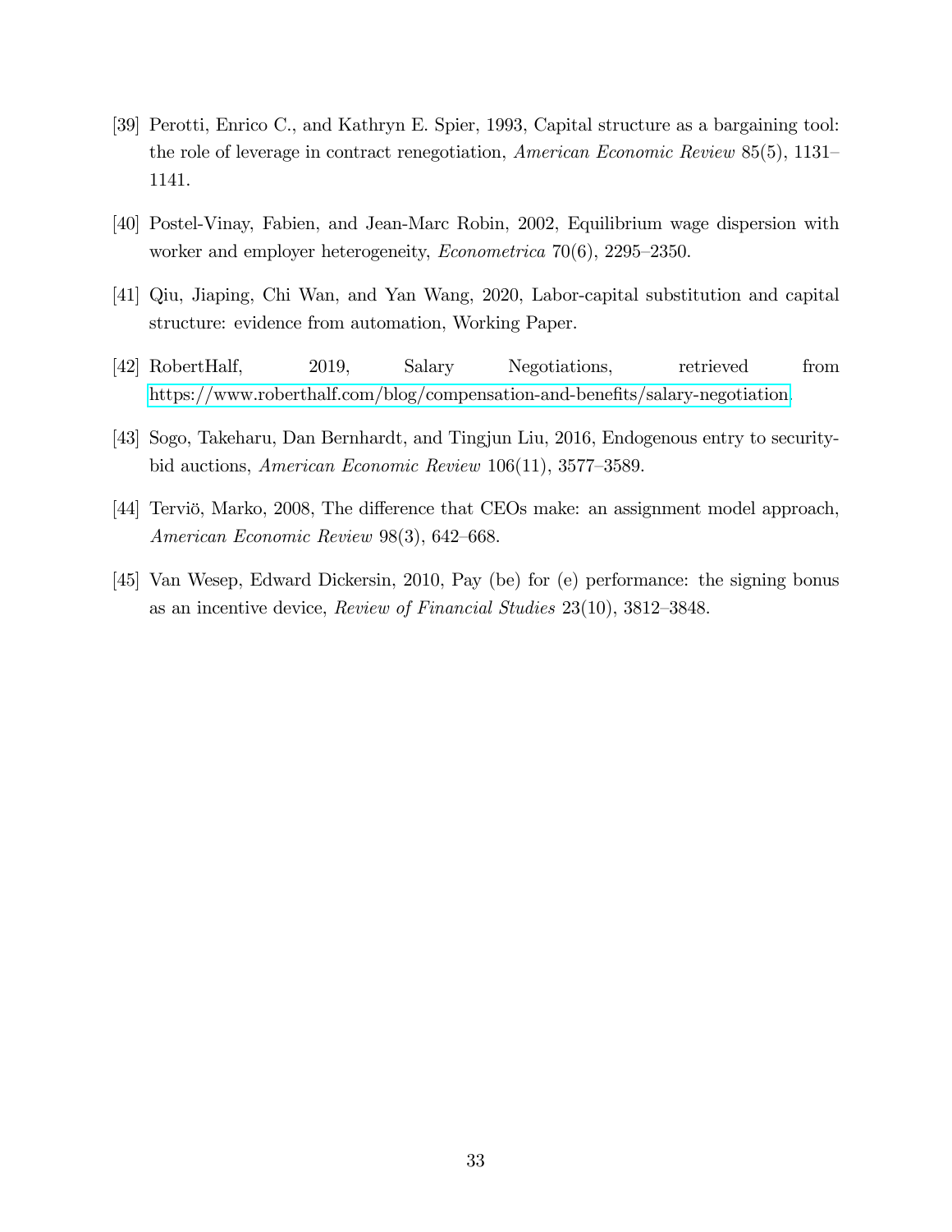[39] Perotti, Enrico C., and Kathryn E. Spier, 1993, Capital structure as a bargaining tool: the role of leverage in contract renegotiation, *American Economic Review* 85(5), 1131–1141.

[40] Postel-Vinay, Fabien, and Jean-Marc Robin, 2002, Equilibrium wage dispersion with worker and employer heterogeneity, *Econometrica* 70(6), 2295–2350.

[41] Qiu, Jiaping, Chi Wan, and Yan Wang, 2020, Labor-capital substitution and capital structure: evidence from automation, Working Paper.

[42] RobertHalf, 2019, Salary Negotiations, retrieved from https://www.roberthalf.com/blog/compensation-and-benefits/salary-negotiation.

[43] Sogo, Takeharu, Dan Bernhardt, and Tingjun Liu, 2016, Endogenous entry to security-bid auctions, *American Economic Review* 106(11), 3577–3589.

[44] Terviö, Marko, 2008, The difference that CEOs make: an assignment model approach, *American Economic Review* 98(3), 642–668.

[45] Van Wesep, Edward Dickersin, 2010, Pay (be) for (e) performance: the signing bonus as an incentive device, *Review of Financial Studies* 23(10), 3812–3848.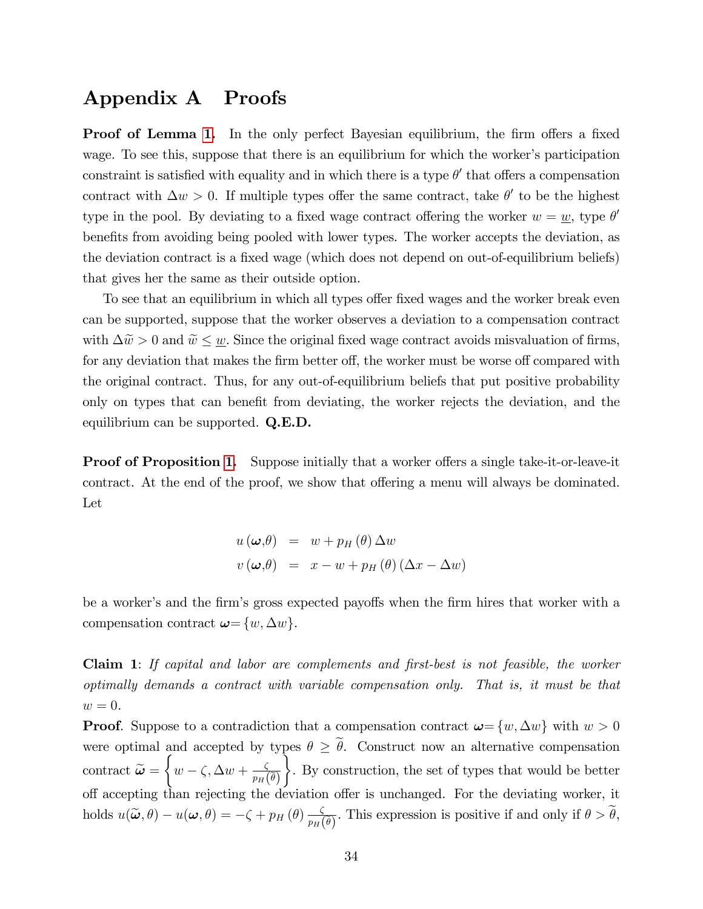# Appendix A Proofs

**Proof of Lemma 1.** In the only perfect Bayesian equilibrium, the firm offers a fixed wage. To see this, suppose that there is an equilibrium for which the worker's participation constraint is satisfied with equality and in which there is a type $\theta'$ that offers a compensation contract with $\Delta w > 0$. If multiple types offer the same contract, take $\theta'$ to be the highest type in the pool. By deviating to a fixed wage contract offering the worker $w = \underline{w}$, type $\theta'$ benefits from avoiding being pooled with lower types. The worker accepts the deviation, as the deviation contract is a fixed wage (which does not depend on out-of-equilibrium beliefs) that gives her the same as their outside option.

To see that an equilibrium in which all types offer fixed wages and the worker break even can be supported, suppose that the worker observes a deviation to a compensation contract with $\Delta\widetilde{w} > 0$ and $\widetilde{w} \leq \underline{w}$. Since the original fixed wage contract avoids misvaluation of firms, for any deviation that makes the firm better off, the worker must be worse off compared with the original contract. Thus, for any out-of-equilibrium beliefs that put positive probability only on types that can benefit from deviating, the worker rejects the deviation, and the equilibrium can be supported. **Q.E.D.**

**Proof of Proposition 1.** Suppose initially that a worker offers a single take-it-or-leave-it contract. At the end of the proof, we show that offering a menu will always be dominated. Let

$$
\begin{aligned}
u(\boldsymbol{\omega},\theta) &= w + p_H(\theta)\,\Delta w \\
v(\boldsymbol{\omega},\theta) &= x - w + p_H(\theta)\,(\Delta x - \Delta w)
\end{aligned}
$$

be a worker's and the firm's gross expected payoffs when the firm hires that worker with a compensation contract $\boldsymbol{\omega} = \{w, \Delta w\}$.

**Claim 1**: *If capital and labor are complements and first-best is not feasible, the worker optimally demands a contract with variable compensation only. That is, it must be that* $w = 0$.

**Proof**. Suppose to a contradiction that a compensation contract $\boldsymbol{\omega} = \{w, \Delta w\}$ with $w > 0$ were optimal and accepted by types $\theta \geq \widetilde{\theta}$. Construct now an alternative compensation contract $\widetilde{\boldsymbol{\omega}} = \left\{w - \zeta, \Delta w + \frac{\zeta}{p_H(\widetilde{\theta})}\right\}$. By construction, the set of types that would be better off accepting than rejecting the deviation offer is unchanged. For the deviating worker, it holds $u(\widetilde{\boldsymbol{\omega}}, \theta) - u(\boldsymbol{\omega}, \theta) = -\zeta + p_H(\theta)\frac{\zeta}{p_H(\widetilde{\theta})}$. This expression is positive if and only if $\theta > \widetilde{\theta}$,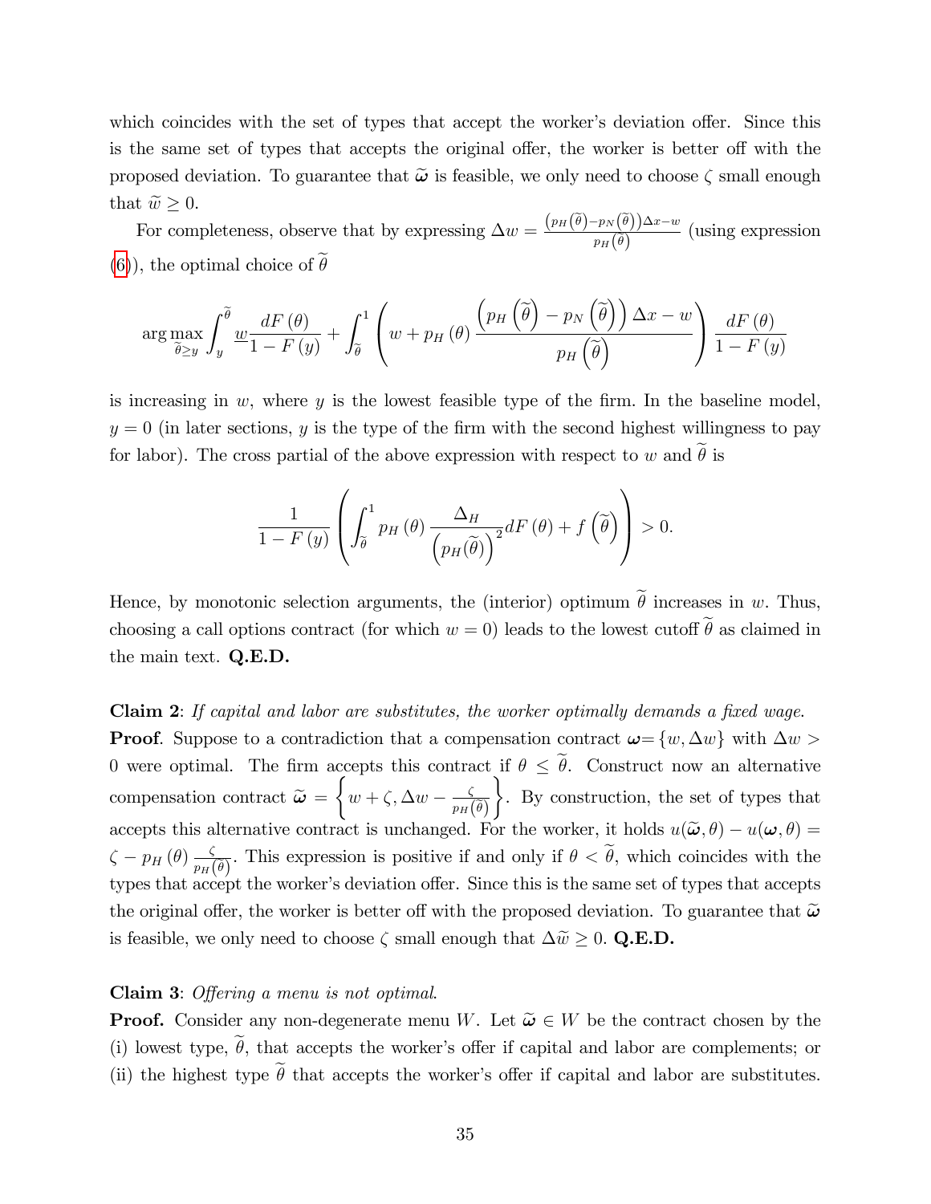which coincides with the set of types that accept the worker's deviation offer. Since this is the same set of types that accepts the original offer, the worker is better off with the proposed deviation. To guarantee that $\widetilde{\boldsymbol{\omega}}$ is feasible, we only need to choose $\zeta$ small enough that $\widetilde{w} \geq 0$.

For completeness, observe that by expressing $\Delta w = \frac{\left(p_H\left(\widetilde{\theta}\right) - p_N\left(\widetilde{\theta}\right)\right)\Delta x - w}{p_H\left(\widetilde{\theta}\right)}$ (using expression (6)), the optimal choice of $\widetilde{\theta}$

$$\arg\max_{\widetilde{\theta}\geq y} \int_y^{\widetilde{\theta}} w \frac{dF(\theta)}{1-F(y)} + \int_{\widetilde{\theta}}^1 \left( w + p_H(\theta) \frac{\left(p_H\left(\widetilde{\theta}\right) - p_N\left(\widetilde{\theta}\right)\right)\Delta x - w}{p_H\left(\widetilde{\theta}\right)} \right) \frac{dF(\theta)}{1-F(y)}$$

is increasing in $w$, where $y$ is the lowest feasible type of the firm. In the baseline model, $y = 0$ (in later sections, $y$ is the type of the firm with the second highest willingness to pay for labor). The cross partial of the above expression with respect to $w$ and $\widetilde{\theta}$ is

$$\frac{1}{1-F(y)} \left( \int_{\widetilde{\theta}}^1 p_H(\theta) \frac{\Delta_H}{\left(p_H(\widetilde{\theta})\right)^2} dF(\theta) + f\left(\widetilde{\theta}\right) \right) > 0.$$

Hence, by monotonic selection arguments, the (interior) optimum $\widetilde{\theta}$ increases in $w$. Thus, choosing a call options contract (for which $w = 0$) leads to the lowest cutoff $\widetilde{\theta}$ as claimed in the main text. **Q.E.D.**

**Claim 2**: *If capital and labor are substitutes, the worker optimally demands a fixed wage.*
**Proof**. Suppose to a contradiction that a compensation contract $\boldsymbol{\omega} = \{w, \Delta w\}$ with $\Delta w > 0$ were optimal. The firm accepts this contract if $\theta \leq \widetilde{\theta}$. Construct now an alternative compensation contract $\widetilde{\boldsymbol{\omega}} = \left\{ w + \zeta, \Delta w - \frac{\zeta}{p_H\left(\widetilde{\theta}\right)} \right\}$. By construction, the set of types that accepts this alternative contract is unchanged. For the worker, it holds $u(\widetilde{\boldsymbol{\omega}}, \theta) - u(\boldsymbol{\omega}, \theta) = \zeta - p_H(\theta) \frac{\zeta}{p_H\left(\widetilde{\theta}\right)}$. This expression is positive if and only if $\theta < \widetilde{\theta}$, which coincides with the types that accept the worker's deviation offer. Since this is the same set of types that accepts the original offer, the worker is better off with the proposed deviation. To guarantee that $\widetilde{\boldsymbol{\omega}}$ is feasible, we only need to choose $\zeta$ small enough that $\Delta\widetilde{w} \geq 0$. **Q.E.D.**

**Claim 3**: *Offering a menu is not optimal.*
**Proof.** Consider any non-degenerate menu $W$. Let $\widetilde{\boldsymbol{\omega}} \in W$ be the contract chosen by the (i) lowest type, $\widetilde{\theta}$, that accepts the worker's offer if capital and labor are complements; or (ii) the highest type $\widetilde{\theta}$ that accepts the worker's offer if capital and labor are substitutes.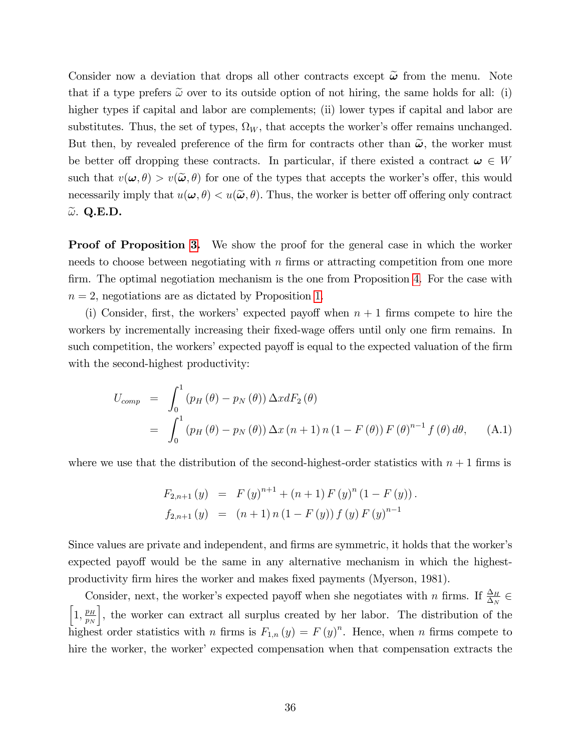Consider now a deviation that drops all other contracts except $\widetilde{\boldsymbol{\omega}}$ from the menu. Note that if a type prefers $\widetilde{\omega}$ over to its outside option of not hiring, the same holds for all: (i) higher types if capital and labor are complements; (ii) lower types if capital and labor are substitutes. Thus, the set of types, $\Omega_W$, that accepts the worker's offer remains unchanged. But then, by revealed preference of the firm for contracts other than $\widetilde{\boldsymbol{\omega}}$, the worker must be better off dropping these contracts. In particular, if there existed a contract $\boldsymbol{\omega} \in W$ such that $v(\boldsymbol{\omega}, \theta) > v(\widetilde{\boldsymbol{\omega}}, \theta)$ for one of the types that accepts the worker's offer, this would necessarily imply that $u(\boldsymbol{\omega}, \theta) < u(\widetilde{\boldsymbol{\omega}}, \theta)$. Thus, the worker is better off offering only contract $\widetilde{\omega}$. **Q.E.D.**

**Proof of Proposition 3.** We show the proof for the general case in which the worker needs to choose between negotiating with $n$ firms or attracting competition from one more firm. The optimal negotiation mechanism is the one from Proposition 4. For the case with $n = 2$, negotiations are as dictated by Proposition 1.

(i) Consider, first, the workers' expected payoff when $n+1$ firms compete to hire the workers by incrementally increasing their fixed-wage offers until only one firm remains. In such competition, the workers' expected payoff is equal to the expected valuation of the firm with the second-highest productivity:

$$
\begin{aligned}
U_{comp} &= \int_0^1 \left(p_H(\theta) - p_N(\theta)\right) \Delta x \, dF_2(\theta) \\
&= \int_0^1 \left(p_H(\theta) - p_N(\theta)\right) \Delta x \,(n+1)\, n \,(1 - F(\theta))\, F(\theta)^{n-1} f(\theta)\, d\theta, \qquad \text{(A.1)}
\end{aligned}
$$

where we use that the distribution of the second-highest-order statistics with $n+1$ firms is

$$
\begin{aligned}
F_{2,n+1}(y) &= F(y)^{n+1} + (n+1) F(y)^n (1 - F(y)). \\
f_{2,n+1}(y) &= (n+1)\, n\, (1 - F(y))\, f(y)\, F(y)^{n-1}
\end{aligned}
$$

Since values are private and independent, and firms are symmetric, it holds that the worker's expected payoff would be the same in any alternative mechanism in which the highest-productivity firm hires the worker and makes fixed payments (Myerson, 1981).

Consider, next, the worker's expected payoff when she negotiates with $n$ firms. If $\frac{\Delta_H}{\Delta_N} \in \left[1, \frac{p_H}{p_N}\right]$, the worker can extract all surplus created by her labor. The distribution of the highest order statistics with $n$ firms is $F_{1,n}(y) = F(y)^n$. Hence, when $n$ firms compete to hire the worker, the worker' expected compensation when that compensation extracts the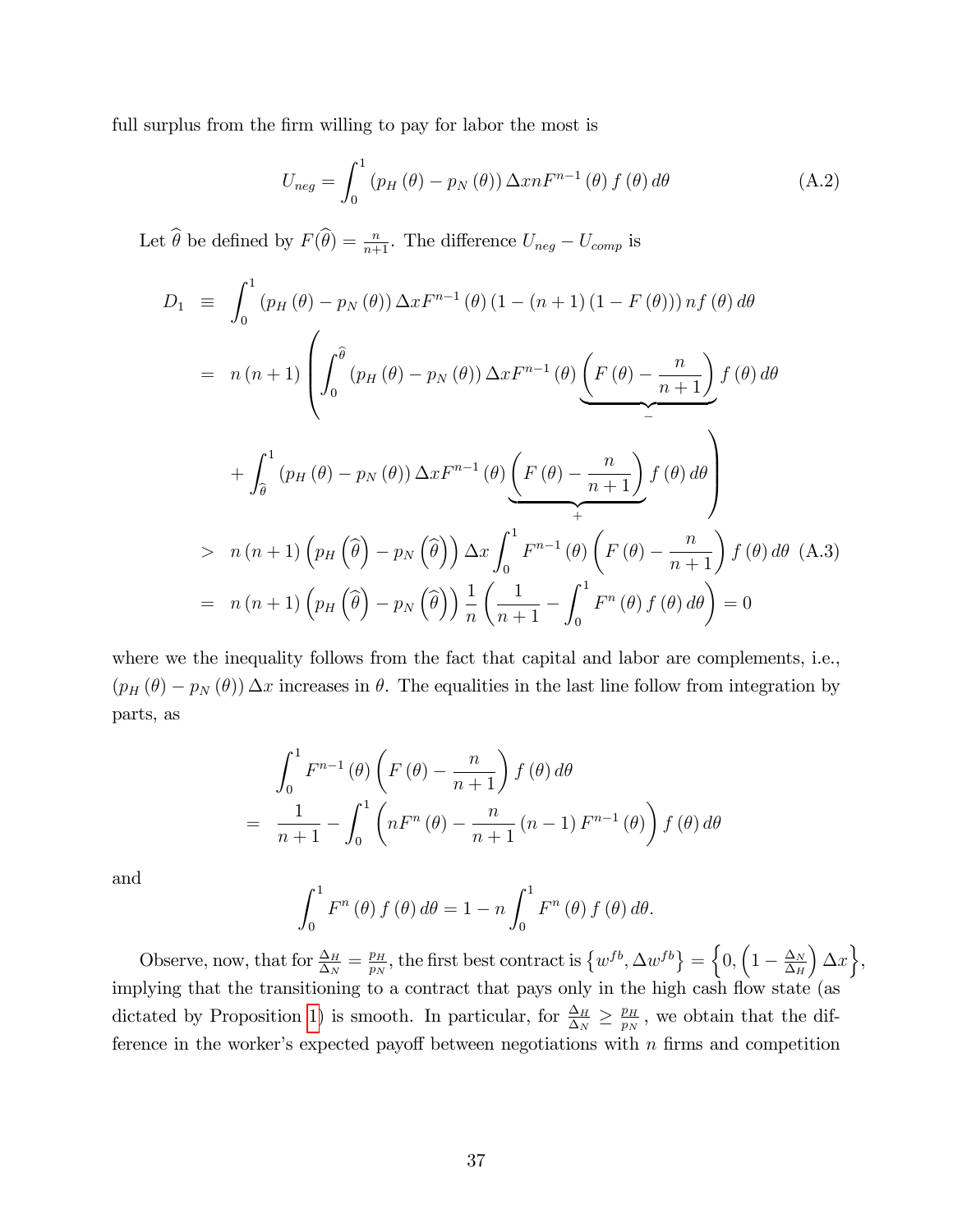full surplus from the firm willing to pay for labor the most is

$$U_{neg} = \int_0^1 \left(p_H(\theta) - p_N(\theta)\right) \Delta x n F^{n-1}(\theta) f(\theta) d\theta \tag{A.2}$$

Let $\widehat{\theta}$ be defined by $F(\widehat{\theta}) = \frac{n}{n+1}$. The difference $U_{neg} - U_{comp}$ is

$$\begin{aligned}
D_1 &\equiv \int_0^1 \left(p_H(\theta) - p_N(\theta)\right) \Delta x F^{n-1}(\theta) \left(1 - (n+1)(1 - F(\theta))\right) n f(\theta) d\theta \\
&= n(n+1) \left( \int_0^{\widehat{\theta}} \left(p_H(\theta) - p_N(\theta)\right) \Delta x F^{n-1}(\theta) \underbrace{\left(F(\theta) - \frac{n}{n+1}\right)}_{-} f(\theta) d\theta \right. \\
&\quad \left. + \int_{\widehat{\theta}}^1 \left(p_H(\theta) - p_N(\theta)\right) \Delta x F^{n-1}(\theta) \underbrace{\left(F(\theta) - \frac{n}{n+1}\right)}_{+} f(\theta) d\theta \right) \\
&> n(n+1) \left(p_H\left(\widehat{\theta}\right) - p_N\left(\widehat{\theta}\right)\right) \Delta x \int_0^1 F^{n-1}(\theta) \left(F(\theta) - \frac{n}{n+1}\right) f(\theta) d\theta \quad \text{(A.3)} \\
&= n(n+1) \left(p_H\left(\widehat{\theta}\right) - p_N\left(\widehat{\theta}\right)\right) \frac{1}{n} \left(\frac{1}{n+1} - \int_0^1 F^n(\theta) f(\theta) d\theta\right) = 0
\end{aligned}$$

where we the inequality follows from the fact that capital and labor are complements, i.e., $(p_H(\theta) - p_N(\theta)) \Delta x$ increases in $\theta$. The equalities in the last line follow from integration by parts, as

$$\begin{aligned}
&\int_0^1 F^{n-1}(\theta) \left(F(\theta) - \frac{n}{n+1}\right) f(\theta) d\theta \\
= \;& \frac{1}{n+1} - \int_0^1 \left(nF^n(\theta) - \frac{n}{n+1}(n-1) F^{n-1}(\theta)\right) f(\theta) d\theta
\end{aligned}$$

and

$$\int_0^1 F^n(\theta) f(\theta) d\theta = 1 - n \int_0^1 F^n(\theta) f(\theta) d\theta.$$

Observe, now, that for $\frac{\Delta_H}{\Delta_N} = \frac{p_H}{p_N}$, the first best contract is $\left\{w^{fb}, \Delta w^{fb}\right\} = \left\{0, \left(1 - \frac{\Delta_N}{\Delta_H}\right) \Delta x\right\}$, implying that the transitioning to a contract that pays only in the high cash flow state (as dictated by Proposition 1) is smooth. In particular, for $\frac{\Delta_H}{\Delta_N} \geq \frac{p_H}{p_N}$, we obtain that the difference in the worker's expected payoff between negotiations with $n$ firms and competition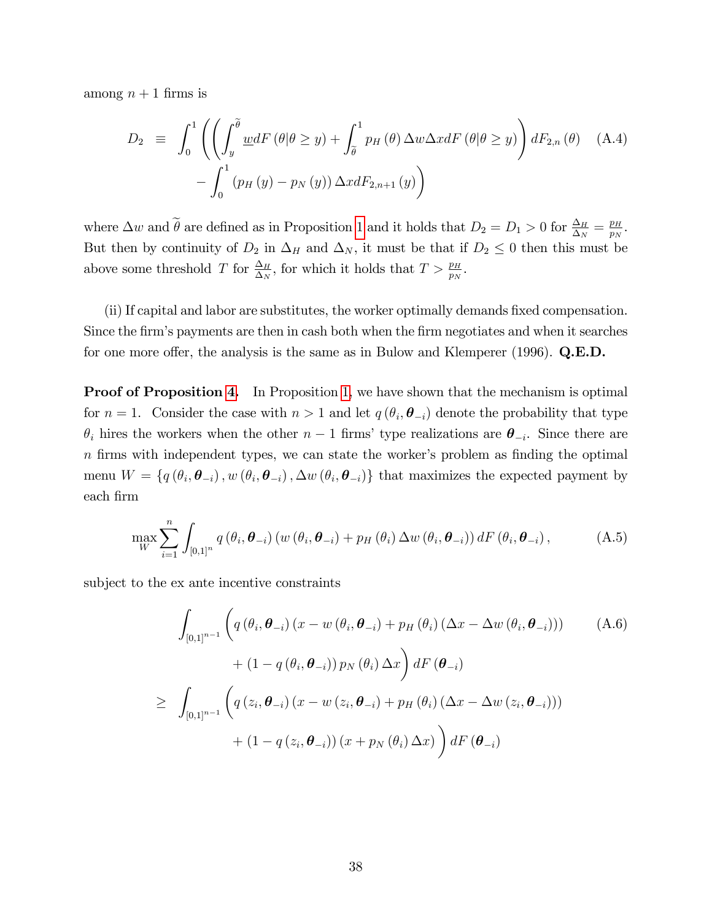among $n+1$ firms is

$$
\begin{aligned}
D_2 \equiv \int_0^1 \Bigg( \left( \left( \int_y^{\widetilde{\theta}} \underline{w} dF(\theta|\theta \geq y) + \int_{\widetilde{\theta}}^1 p_H(\theta) \Delta w \Delta x dF(\theta|\theta \geq y) \right) dF_{2,n}(\theta) \right. \qquad \text{(A.4)} \\
- \int_0^1 (p_H(y) - p_N(y)) \Delta x dF_{2,n+1}(y) \Bigg)
\end{aligned}
$$

where $\Delta w$ and $\widetilde{\theta}$ are defined as in Proposition 1 and it holds that $D_2 = D_1 > 0$ for $\frac{\Delta_H}{\Delta_N} = \frac{p_H}{p_N}$. But then by continuity of $D_2$ in $\Delta_H$ and $\Delta_N$, it must be that if $D_2 \leq 0$ then this must be above some threshold $T$ for $\frac{\Delta_H}{\Delta_N}$, for which it holds that $T > \frac{p_H}{p_N}$.

(ii) If capital and labor are substitutes, the worker optimally demands fixed compensation. Since the firm's payments are then in cash both when the firm negotiates and when it searches for one more offer, the analysis is the same as in Bulow and Klemperer (1996). **Q.E.D.**

**Proof of Proposition 4.** In Proposition 1, we have shown that the mechanism is optimal for $n = 1$. Consider the case with $n > 1$ and let $q(\theta_i, \boldsymbol{\theta}_{-i})$ denote the probability that type $\theta_i$ hires the workers when the other $n-1$ firms' type realizations are $\boldsymbol{\theta}_{-i}$. Since there are $n$ firms with independent types, we can state the worker's problem as finding the optimal menu $W = \{q(\theta_i, \boldsymbol{\theta}_{-i}), w(\theta_i, \boldsymbol{\theta}_{-i}), \Delta w(\theta_i, \boldsymbol{\theta}_{-i})\}$ that maximizes the expected payment by each firm

$$
\max_W \sum_{i=1}^n \int_{[0,1]^n} q(\theta_i, \boldsymbol{\theta}_{-i}) \left( w(\theta_i, \boldsymbol{\theta}_{-i}) + p_H(\theta_i) \Delta w(\theta_i, \boldsymbol{\theta}_{-i}) \right) dF(\theta_i, \boldsymbol{\theta}_{-i}), \qquad \text{(A.5)}
$$

subject to the ex ante incentive constraints

$$
\begin{aligned}
& \int_{[0,1]^{n-1}} \Bigg( q(\theta_i, \boldsymbol{\theta}_{-i}) \left( x - w(\theta_i, \boldsymbol{\theta}_{-i}) + p_H(\theta_i) \left( \Delta x - \Delta w(\theta_i, \boldsymbol{\theta}_{-i}) \right) \right) \qquad \text{(A.6)} \\
& \qquad + (1 - q(\theta_i, \boldsymbol{\theta}_{-i})) p_N(\theta_i) \Delta x \Bigg) dF(\boldsymbol{\theta}_{-i}) \\
\geq \; & \int_{[0,1]^{n-1}} \Bigg( q(z_i, \boldsymbol{\theta}_{-i}) \left( x - w(z_i, \boldsymbol{\theta}_{-i}) + p_H(\theta_i) \left( \Delta x - \Delta w(z_i, \boldsymbol{\theta}_{-i}) \right) \right) \\
& \qquad + (1 - q(z_i, \boldsymbol{\theta}_{-i})) (x + p_N(\theta_i) \Delta x) \Bigg) dF(\boldsymbol{\theta}_{-i})
\end{aligned}
$$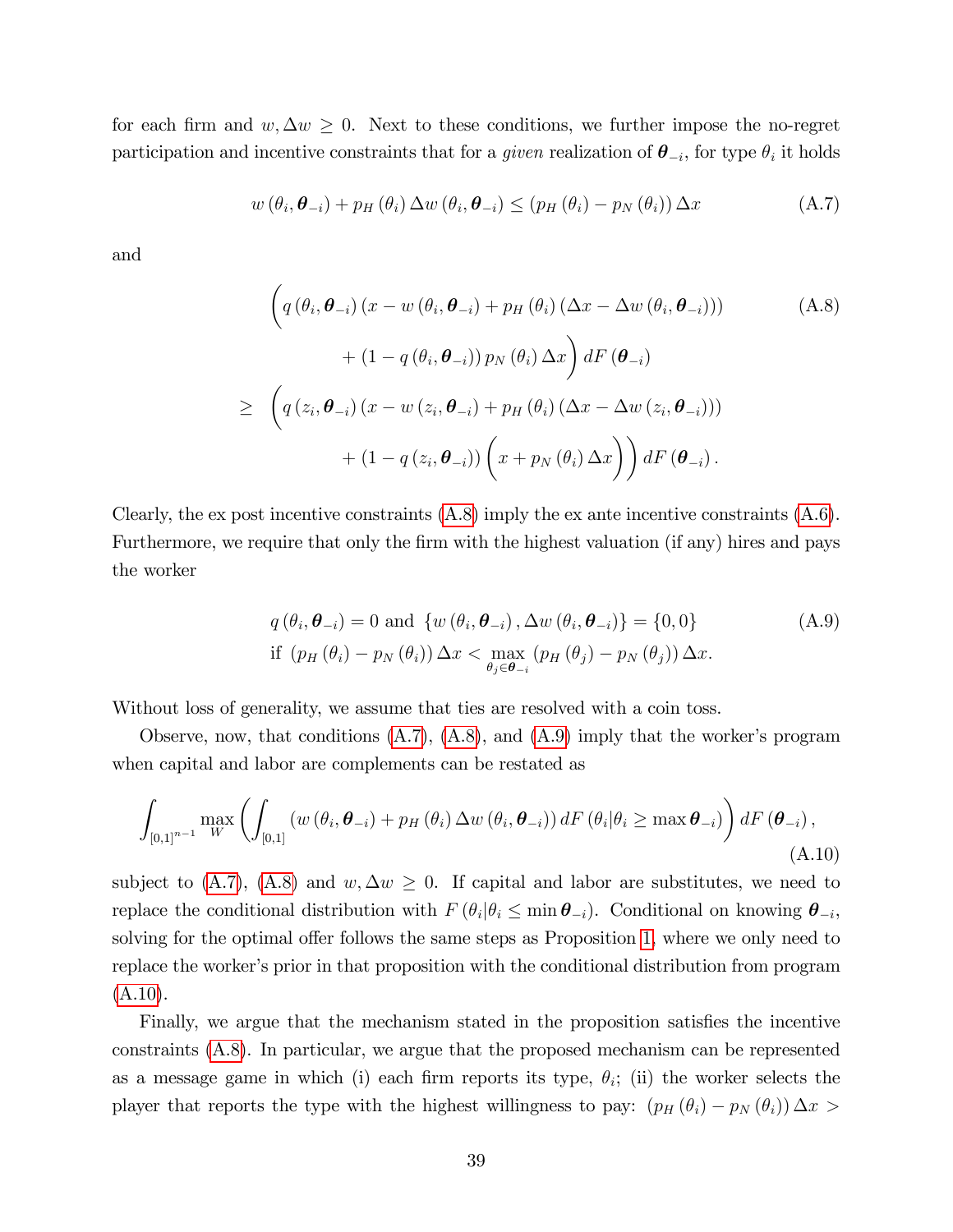for each firm and $w, \Delta w \geq 0$. Next to these conditions, we further impose the no-regret participation and incentive constraints that for a *given* realization of $\boldsymbol{\theta}_{-i}$, for type $\theta_i$ it holds

$$w(\theta_i, \boldsymbol{\theta}_{-i}) + p_H(\theta_i)\,\Delta w(\theta_i, \boldsymbol{\theta}_{-i}) \leq (p_H(\theta_i) - p_N(\theta_i))\,\Delta x \tag{A.7}$$

and

$$\begin{aligned}
&\Big(q(\theta_i, \boldsymbol{\theta}_{-i})\,(x - w(\theta_i, \boldsymbol{\theta}_{-i}) + p_H(\theta_i)\,(\Delta x - \Delta w(\theta_i, \boldsymbol{\theta}_{-i}))) \\
&\qquad + (1 - q(\theta_i, \boldsymbol{\theta}_{-i}))\,p_N(\theta_i)\,\Delta x\Big)\,dF(\boldsymbol{\theta}_{-i}) \\
\geq\;& \Big(q(z_i, \boldsymbol{\theta}_{-i})\,(x - w(z_i, \boldsymbol{\theta}_{-i}) + p_H(\theta_i)\,(\Delta x - \Delta w(z_i, \boldsymbol{\theta}_{-i}))) \\
&\qquad + (1 - q(z_i, \boldsymbol{\theta}_{-i}))\Big(x + p_N(\theta_i)\,\Delta x\Big)\Big)\,dF(\boldsymbol{\theta}_{-i}).
\end{aligned} \tag{A.8}$$

Clearly, the ex post incentive constraints (A.8) imply the ex ante incentive constraints (A.6). Furthermore, we require that only the firm with the highest valuation (if any) hires and pays the worker

$$\begin{aligned}
&q(\theta_i, \boldsymbol{\theta}_{-i}) = 0 \text{ and } \{w(\theta_i, \boldsymbol{\theta}_{-i}), \Delta w(\theta_i, \boldsymbol{\theta}_{-i})\} = \{0, 0\} \\
&\text{if } (p_H(\theta_i) - p_N(\theta_i))\,\Delta x < \max_{\theta_j \in \boldsymbol{\theta}_{-i}} (p_H(\theta_j) - p_N(\theta_j))\,\Delta x.
\end{aligned} \tag{A.9}$$

Without loss of generality, we assume that ties are resolved with a coin toss.

Observe, now, that conditions (A.7), (A.8), and (A.9) imply that the worker's program when capital and labor are complements can be restated as

$$\int_{[0,1]^{n-1}} \max_{W} \left( \int_{[0,1]} (w(\theta_i, \boldsymbol{\theta}_{-i}) + p_H(\theta_i)\,\Delta w(\theta_i, \boldsymbol{\theta}_{-i}))\,dF(\theta_i | \theta_i \geq \max \boldsymbol{\theta}_{-i}) \right) dF(\boldsymbol{\theta}_{-i}), \tag{A.10}$$

subject to (A.7), (A.8) and $w, \Delta w \geq 0$. If capital and labor are substitutes, we need to replace the conditional distribution with $F(\theta_i | \theta_i \leq \min \boldsymbol{\theta}_{-i})$. Conditional on knowing $\boldsymbol{\theta}_{-i}$, solving for the optimal offer follows the same steps as Proposition 1, where we only need to replace the worker's prior in that proposition with the conditional distribution from program (A.10).

Finally, we argue that the mechanism stated in the proposition satisfies the incentive constraints (A.8). In particular, we argue that the proposed mechanism can be represented as a message game in which (i) each firm reports its type, $\theta_i$; (ii) the worker selects the player that reports the type with the highest willingness to pay: $(p_H(\theta_i) - p_N(\theta_i))\,\Delta x >$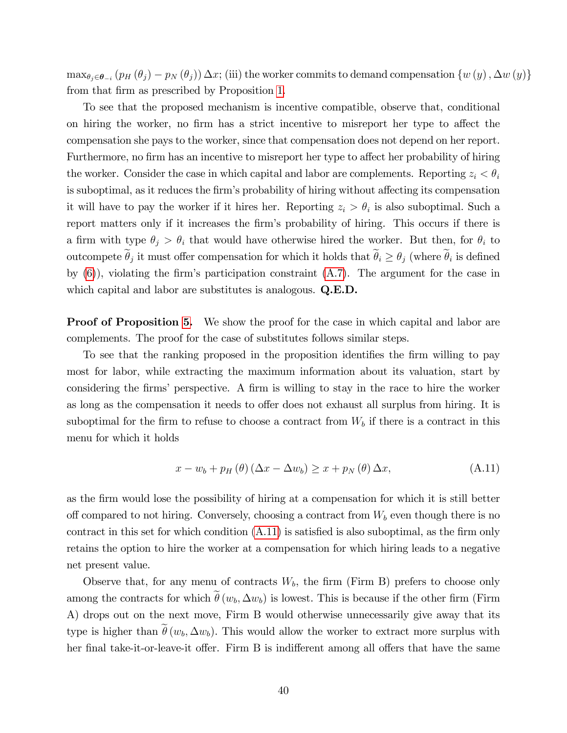$\max_{\theta_j \in \boldsymbol{\theta}_{-i}} (p_H(\theta_j) - p_N(\theta_j)) \Delta x$; (iii) the worker commits to demand compensation $\{w(y), \Delta w(y)\}$ from that firm as prescribed by Proposition 1.

To see that the proposed mechanism is incentive compatible, observe that, conditional on hiring the worker, no firm has a strict incentive to misreport her type to affect the compensation she pays to the worker, since that compensation does not depend on her report. Furthermore, no firm has an incentive to misreport her type to affect her probability of hiring the worker. Consider the case in which capital and labor are complements. Reporting $z_i < \theta_i$ is suboptimal, as it reduces the firm's probability of hiring without affecting its compensation it will have to pay the worker if it hires her. Reporting $z_i > \theta_i$ is also suboptimal. Such a report matters only if it increases the firm's probability of hiring. This occurs if there is a firm with type $\theta_j > \theta_i$ that would have otherwise hired the worker. But then, for $\theta_i$ to outcompete $\widetilde{\theta}_j$ it must offer compensation for which it holds that $\widetilde{\theta}_i \geq \theta_j$ (where $\widetilde{\theta}_i$ is defined by (6)), violating the firm's participation constraint (A.7). The argument for the case in which capital and labor are substitutes is analogous. **Q.E.D.**

**Proof of Proposition 5.** We show the proof for the case in which capital and labor are complements. The proof for the case of substitutes follows similar steps.

To see that the ranking proposed in the proposition identifies the firm willing to pay most for labor, while extracting the maximum information about its valuation, start by considering the firms' perspective. A firm is willing to stay in the race to hire the worker as long as the compensation it needs to offer does not exhaust all surplus from hiring. It is suboptimal for the firm to refuse to choose a contract from $W_b$ if there is a contract in this menu for which it holds

$$x - w_b + p_H(\theta)(\Delta x - \Delta w_b) \geq x + p_N(\theta)\Delta x, \tag{A.11}$$

as the firm would lose the possibility of hiring at a compensation for which it is still better off compared to not hiring. Conversely, choosing a contract from $W_b$ even though there is no contract in this set for which condition (A.11) is satisfied is also suboptimal, as the firm only retains the option to hire the worker at a compensation for which hiring leads to a negative net present value.

Observe that, for any menu of contracts $W_b$, the firm (Firm B) prefers to choose only among the contracts for which $\widetilde{\theta}(w_b, \Delta w_b)$ is lowest. This is because if the other firm (Firm A) drops out on the next move, Firm B would otherwise unnecessarily give away that its type is higher than $\widetilde{\theta}(w_b, \Delta w_b)$. This would allow the worker to extract more surplus with her final take-it-or-leave-it offer. Firm B is indifferent among all offers that have the same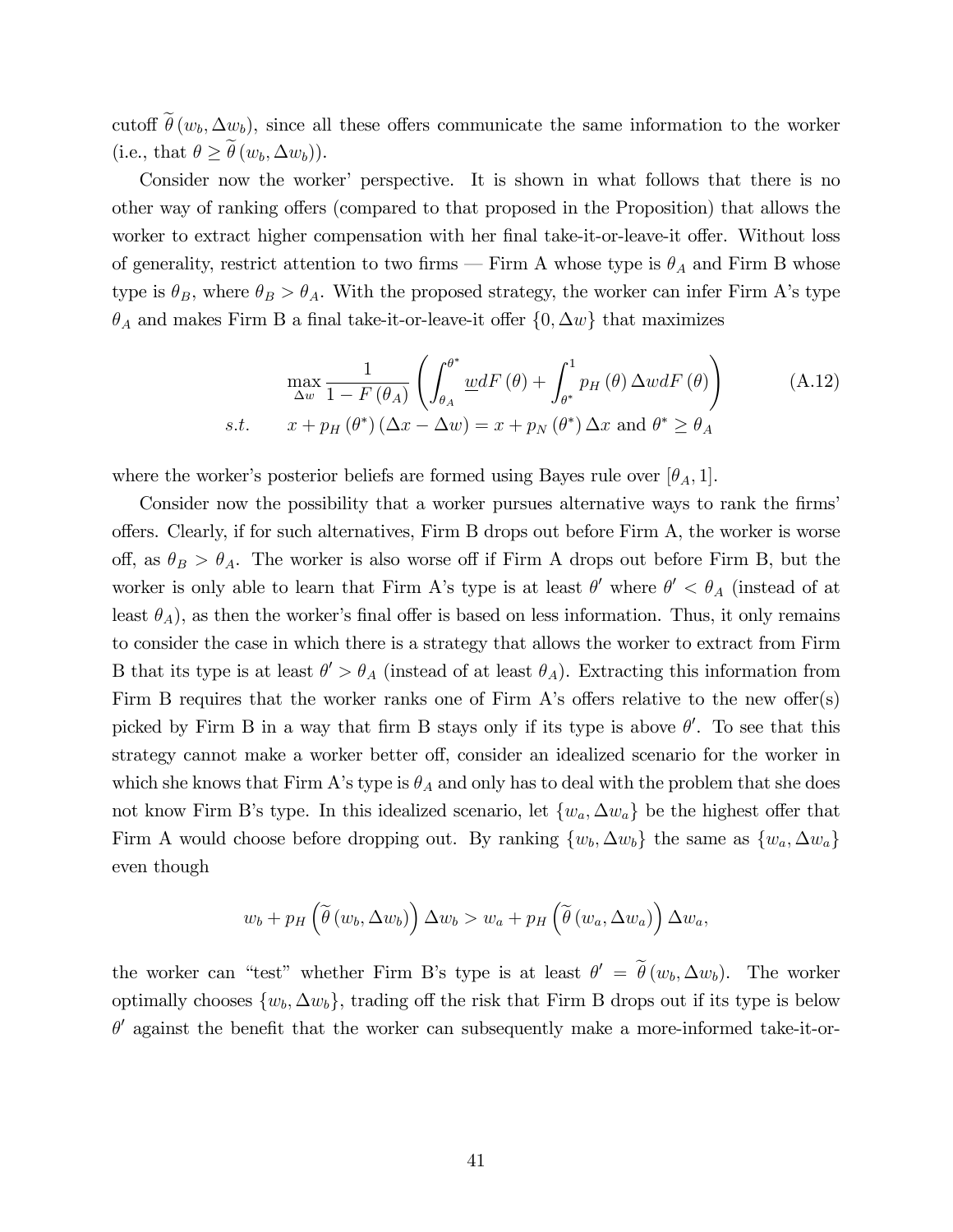cutoff $\widetilde{\theta}(w_b, \Delta w_b)$, since all these offers communicate the same information to the worker (i.e., that $\theta \geq \widetilde{\theta}(w_b, \Delta w_b)$).

Consider now the worker' perspective. It is shown in what follows that there is no other way of ranking offers (compared to that proposed in the Proposition) that allows the worker to extract higher compensation with her final take-it-or-leave-it offer. Without loss of generality, restrict attention to two firms — Firm A whose type is $\theta_A$ and Firm B whose type is $\theta_B$, where $\theta_B > \theta_A$. With the proposed strategy, the worker can infer Firm A's type $\theta_A$ and makes Firm B a final take-it-or-leave-it offer $\{0, \Delta w\}$ that maximizes

$$\max_{\Delta w} \frac{1}{1-F(\theta_A)} \left( \int_{\theta_A}^{\theta^*} \underline{w} dF(\theta) + \int_{\theta^*}^{1} p_H(\theta) \Delta w dF(\theta) \right) \tag{A.12}$$
$$s.t. \quad x + p_H(\theta^*)(\Delta x - \Delta w) = x + p_N(\theta^*) \Delta x \text{ and } \theta^* \geq \theta_A$$

where the worker's posterior beliefs are formed using Bayes rule over $[\theta_A, 1]$.

Consider now the possibility that a worker pursues alternative ways to rank the firms' offers. Clearly, if for such alternatives, Firm B drops out before Firm A, the worker is worse off, as $\theta_B > \theta_A$. The worker is also worse off if Firm A drops out before Firm B, but the worker is only able to learn that Firm A's type is at least $\theta'$ where $\theta' < \theta_A$ (instead of at least $\theta_A$), as then the worker's final offer is based on less information. Thus, it only remains to consider the case in which there is a strategy that allows the worker to extract from Firm B that its type is at least $\theta' > \theta_A$ (instead of at least $\theta_A$). Extracting this information from Firm B requires that the worker ranks one of Firm A's offers relative to the new offer(s) picked by Firm B in a way that firm B stays only if its type is above $\theta'$. To see that this strategy cannot make a worker better off, consider an idealized scenario for the worker in which she knows that Firm A's type is $\theta_A$ and only has to deal with the problem that she does not know Firm B's type. In this idealized scenario, let $\{w_a, \Delta w_a\}$ be the highest offer that Firm A would choose before dropping out. By ranking $\{w_b, \Delta w_b\}$ the same as $\{w_a, \Delta w_a\}$ even though

$$w_b + p_H\left(\widetilde{\theta}(w_b, \Delta w_b)\right) \Delta w_b > w_a + p_H\left(\widetilde{\theta}(w_a, \Delta w_a)\right) \Delta w_a,$$

the worker can "test" whether Firm B's type is at least $\theta' = \widetilde{\theta}(w_b, \Delta w_b)$. The worker optimally chooses $\{w_b, \Delta w_b\}$, trading off the risk that Firm B drops out if its type is below $\theta'$ against the benefit that the worker can subsequently make a more-informed take-it-or-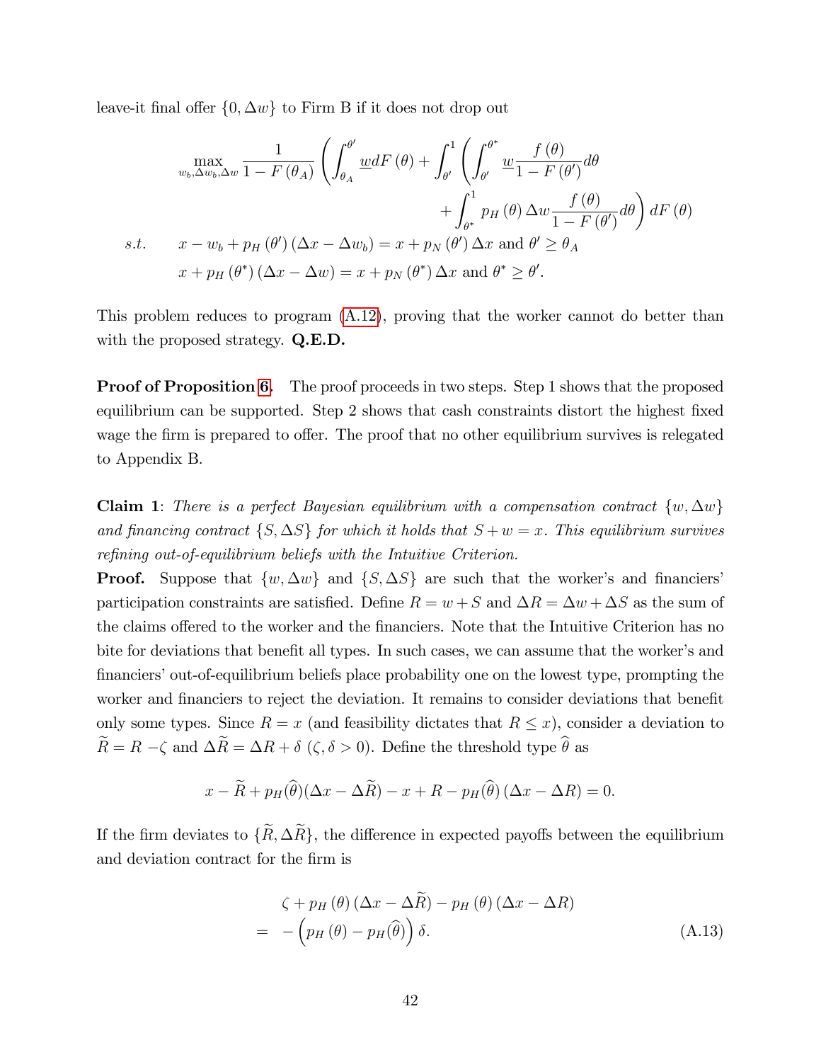leave-it final offer $\{0, \Delta w\}$ to Firm B if it does not drop out

$$\max_{w_b, \Delta w_b, \Delta w} \frac{1}{1-F(\theta_A)} \left( \int_{\theta_A}^{\theta'} \underline{w} dF(\theta) + \int_{\theta'}^{1} \left( \int_{\theta'}^{\theta^*} \underline{w} \frac{f(\theta)}{1-F(\theta')} d\theta + \int_{\theta^*}^{1} p_H(\theta) \Delta w \frac{f(\theta)}{1-F(\theta')} d\theta \right) dF(\theta) \right)$$

$$s.t. \quad x - w_b + p_H(\theta')(\Delta x - \Delta w_b) = x + p_N(\theta') \Delta x \text{ and } \theta' \geq \theta_A$$

$$x + p_H(\theta^*)(\Delta x - \Delta w) = x + p_N(\theta^*) \Delta x \text{ and } \theta^* \geq \theta'.$$

This problem reduces to program (A.12), proving that the worker cannot do better than with the proposed strategy. **Q.E.D.**

**Proof of Proposition 6.** The proof proceeds in two steps. Step 1 shows that the proposed equilibrium can be supported. Step 2 shows that cash constraints distort the highest fixed wage the firm is prepared to offer. The proof that no other equilibrium survives is relegated to Appendix B.

**Claim 1**: *There is a perfect Bayesian equilibrium with a compensation contract $\{w, \Delta w\}$ and financing contract $\{S, \Delta S\}$ for which it holds that $S + w = x$. This equilibrium survives refining out-of-equilibrium beliefs with the Intuitive Criterion.*

**Proof.** Suppose that $\{w, \Delta w\}$ and $\{S, \Delta S\}$ are such that the worker's and financiers' participation constraints are satisfied. Define $R = w + S$ and $\Delta R = \Delta w + \Delta S$ as the sum of the claims offered to the worker and the financiers. Note that the Intuitive Criterion has no bite for deviations that benefit all types. In such cases, we can assume that the worker's and financiers' out-of-equilibrium beliefs place probability one on the lowest type, prompting the worker and financiers to reject the deviation. It remains to consider deviations that benefit only some types. Since $R = x$ (and feasibility dictates that $R \leq x$), consider a deviation to $\widetilde{R} = R - \zeta$ and $\Delta\widetilde{R} = \Delta R + \delta$ ($\zeta, \delta > 0$). Define the threshold type $\widehat{\theta}$ as

$$x - \widetilde{R} + p_H(\widehat{\theta})(\Delta x - \Delta\widetilde{R}) - x + R - p_H(\widehat{\theta})(\Delta x - \Delta R) = 0.$$

If the firm deviates to $\{\widetilde{R}, \Delta\widetilde{R}\}$, the difference in expected payoffs between the equilibrium and deviation contract for the firm is

$$\begin{aligned} & \zeta + p_H(\theta)(\Delta x - \Delta\widetilde{R}) - p_H(\theta)(\Delta x - \Delta R) \\ = & -\left(p_H(\theta) - p_H(\widehat{\theta})\right)\delta. \end{aligned} \tag{A.13}$$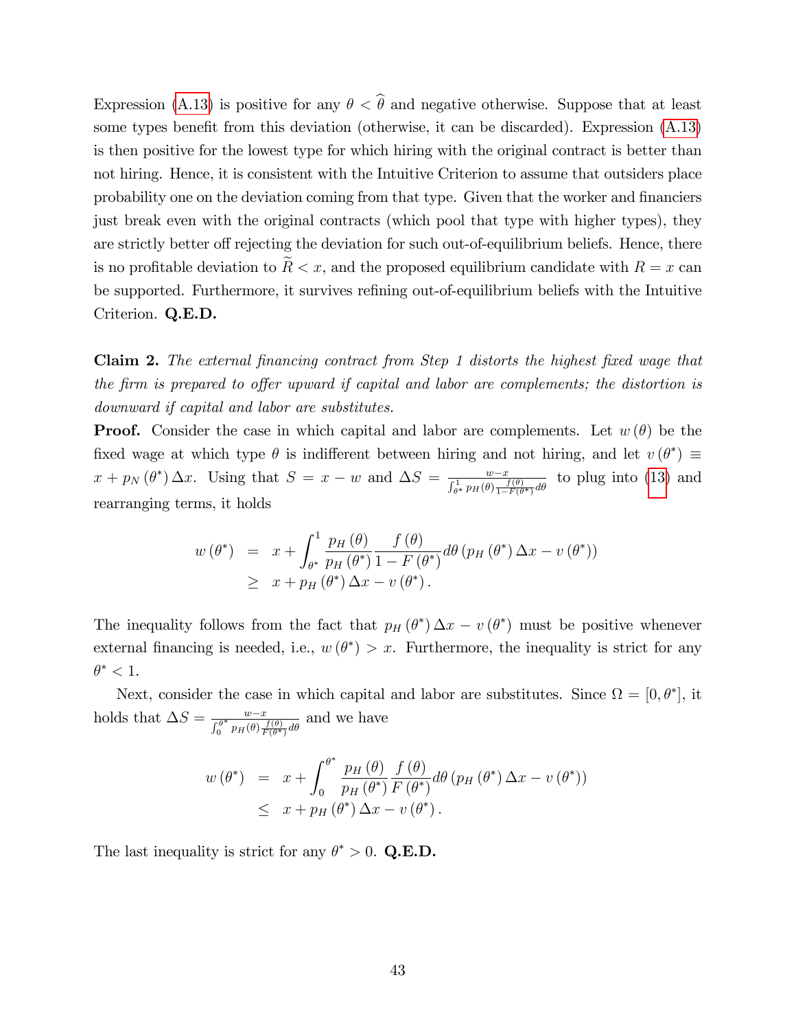Expression (A.13) is positive for any $\theta < \widehat{\theta}$ and negative otherwise. Suppose that at least some types benefit from this deviation (otherwise, it can be discarded). Expression (A.13) is then positive for the lowest type for which hiring with the original contract is better than not hiring. Hence, it is consistent with the Intuitive Criterion to assume that outsiders place probability one on the deviation coming from that type. Given that the worker and financiers just break even with the original contracts (which pool that type with higher types), they are strictly better off rejecting the deviation for such out-of-equilibrium beliefs. Hence, there is no profitable deviation to $\widetilde{R} < x$, and the proposed equilibrium candidate with $R = x$ can be supported. Furthermore, it survives refining out-of-equilibrium beliefs with the Intuitive Criterion. **Q.E.D.**

**Claim 2.** *The external financing contract from Step 1 distorts the highest fixed wage that the firm is prepared to offer upward if capital and labor are complements; the distortion is downward if capital and labor are substitutes.*

**Proof.** Consider the case in which capital and labor are complements. Let $w(\theta)$ be the fixed wage at which type $\theta$ is indifferent between hiring and not hiring, and let $v(\theta^*) \equiv x + p_N(\theta^*)\Delta x$. Using that $S = x - w$ and $\Delta S = \frac{w-x}{\int_{\theta^*}^1 p_H(\theta)\frac{f(\theta)}{1-F(\theta^*)}d\theta}$ to plug into (13) and rearranging terms, it holds

$$
\begin{aligned}
w(\theta^*) &= x + \int_{\theta^*}^1 \frac{p_H(\theta)}{p_H(\theta^*)}\frac{f(\theta)}{1-F(\theta^*)}d\theta \left(p_H(\theta^*)\Delta x - v(\theta^*)\right) \\
&\geq x + p_H(\theta^*)\Delta x - v(\theta^*).
\end{aligned}
$$

The inequality follows from the fact that $p_H(\theta^*)\Delta x - v(\theta^*)$ must be positive whenever external financing is needed, i.e., $w(\theta^*) > x$. Furthermore, the inequality is strict for any $\theta^* < 1$.

Next, consider the case in which capital and labor are substitutes. Since $\Omega = [0, \theta^*]$, it holds that $\Delta S = \frac{w-x}{\int_0^{\theta^*} p_H(\theta)\frac{f(\theta)}{F(\theta^*)}d\theta}$ and we have

$$
\begin{aligned}
w(\theta^*) &= x + \int_0^{\theta^*} \frac{p_H(\theta)}{p_H(\theta^*)}\frac{f(\theta)}{F(\theta^*)}d\theta \left(p_H(\theta^*)\Delta x - v(\theta^*)\right) \\
&\leq x + p_H(\theta^*)\Delta x - v(\theta^*).
\end{aligned}
$$

The last inequality is strict for any $\theta^* > 0$. **Q.E.D.**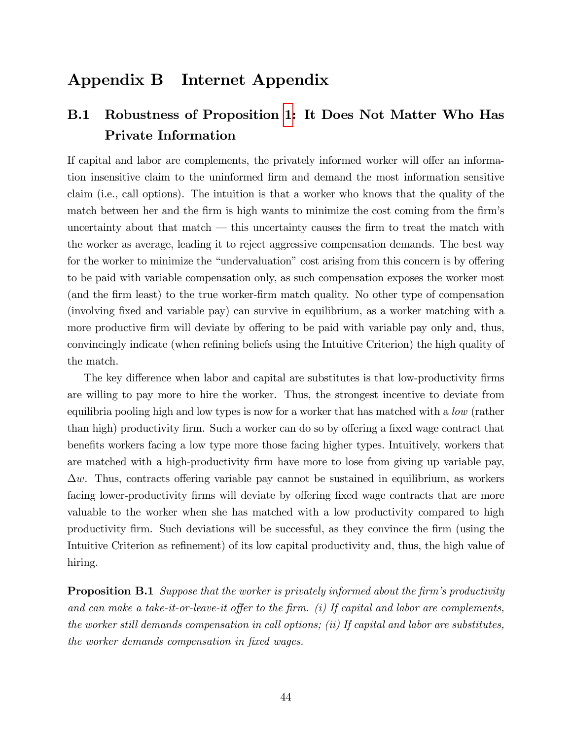# Appendix B Internet Appendix

## B.1 Robustness of Proposition 1: It Does Not Matter Who Has Private Information

If capital and labor are complements, the privately informed worker will offer an information insensitive claim to the uninformed firm and demand the most information sensitive claim (i.e., call options). The intuition is that a worker who knows that the quality of the match between her and the firm is high wants to minimize the cost coming from the firm's uncertainty about that match — this uncertainty causes the firm to treat the match with the worker as average, leading it to reject aggressive compensation demands. The best way for the worker to minimize the "undervaluation" cost arising from this concern is by offering to be paid with variable compensation only, as such compensation exposes the worker most (and the firm least) to the true worker-firm match quality. No other type of compensation (involving fixed and variable pay) can survive in equilibrium, as a worker matching with a more productive firm will deviate by offering to be paid with variable pay only and, thus, convincingly indicate (when refining beliefs using the Intuitive Criterion) the high quality of the match.

The key difference when labor and capital are substitutes is that low-productivity firms are willing to pay more to hire the worker. Thus, the strongest incentive to deviate from equilibria pooling high and low types is now for a worker that has matched with a *low* (rather than high) productivity firm. Such a worker can do so by offering a fixed wage contract that benefits workers facing a low type more those facing higher types. Intuitively, workers that are matched with a high-productivity firm have more to lose from giving up variable pay, $\Delta w$. Thus, contracts offering variable pay cannot be sustained in equilibrium, as workers facing lower-productivity firms will deviate by offering fixed wage contracts that are more valuable to the worker when she has matched with a low productivity compared to high productivity firm. Such deviations will be successful, as they convince the firm (using the Intuitive Criterion as refinement) of its low capital productivity and, thus, the high value of hiring.

**Proposition B.1** *Suppose that the worker is privately informed about the firm's productivity and can make a take-it-or-leave-it offer to the firm. (i) If capital and labor are complements, the worker still demands compensation in call options; (ii) If capital and labor are substitutes, the worker demands compensation in fixed wages.*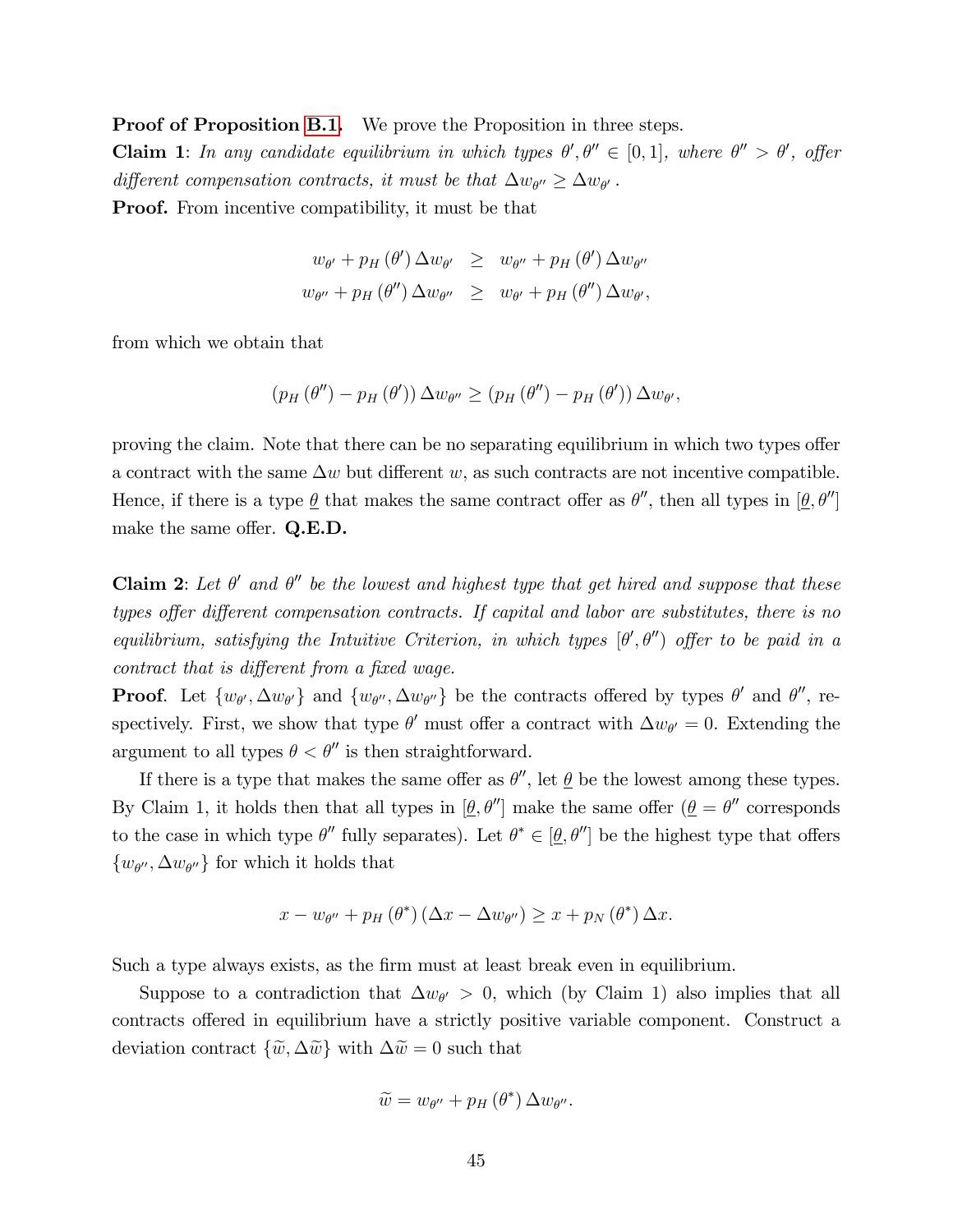**Proof of Proposition B.1.** We prove the Proposition in three steps.

**Claim 1**: *In any candidate equilibrium in which types $\theta', \theta'' \in [0,1]$, where $\theta'' > \theta'$, offer different compensation contracts, it must be that $\Delta w_{\theta''} \geq \Delta w_{\theta'}$.*

**Proof.** From incentive compatibility, it must be that

$$
\begin{aligned}
w_{\theta'} + p_H(\theta')\Delta w_{\theta'} &\geq w_{\theta''} + p_H(\theta')\Delta w_{\theta''} \\
w_{\theta''} + p_H(\theta'')\Delta w_{\theta''} &\geq w_{\theta'} + p_H(\theta'')\Delta w_{\theta'},
\end{aligned}
$$

from which we obtain that

$$
(p_H(\theta'') - p_H(\theta'))\Delta w_{\theta''} \geq (p_H(\theta'') - p_H(\theta'))\Delta w_{\theta'},
$$

proving the claim. Note that there can be no separating equilibrium in which two types offer a contract with the same $\Delta w$ but different $w$, as such contracts are not incentive compatible. Hence, if there is a type $\underline{\theta}$ that makes the same contract offer as $\theta''$, then all types in $[\underline{\theta}, \theta'']$ make the same offer. **Q.E.D.**

**Claim 2**: *Let $\theta'$ and $\theta''$ be the lowest and highest type that get hired and suppose that these types offer different compensation contracts. If capital and labor are substitutes, there is no equilibrium, satisfying the Intuitive Criterion, in which types $[\theta', \theta'')$ offer to be paid in a contract that is different from a fixed wage.*

**Proof**. Let $\{w_{\theta'}, \Delta w_{\theta'}\}$ and $\{w_{\theta''}, \Delta w_{\theta''}\}$ be the contracts offered by types $\theta'$ and $\theta''$, respectively. First, we show that type $\theta'$ must offer a contract with $\Delta w_{\theta'} = 0$. Extending the argument to all types $\theta < \theta''$ is then straightforward.

If there is a type that makes the same offer as $\theta''$, let $\underline{\theta}$ be the lowest among these types. By Claim 1, it holds then that all types in $[\underline{\theta}, \theta'']$ make the same offer ($\underline{\theta} = \theta''$ corresponds to the case in which type $\theta''$ fully separates). Let $\theta^* \in [\underline{\theta}, \theta'']$ be the highest type that offers $\{w_{\theta''}, \Delta w_{\theta''}\}$ for which it holds that

$$
x - w_{\theta''} + p_H(\theta^*)(\Delta x - \Delta w_{\theta''}) \geq x + p_N(\theta^*)\Delta x.
$$

Such a type always exists, as the firm must at least break even in equilibrium.

Suppose to a contradiction that $\Delta w_{\theta'} > 0$, which (by Claim 1) also implies that all contracts offered in equilibrium have a strictly positive variable component. Construct a deviation contract $\{\widetilde{w}, \Delta\widetilde{w}\}$ with $\Delta\widetilde{w} = 0$ such that

$$
\widetilde{w} = w_{\theta''} + p_H(\theta^*)\Delta w_{\theta''}.
$$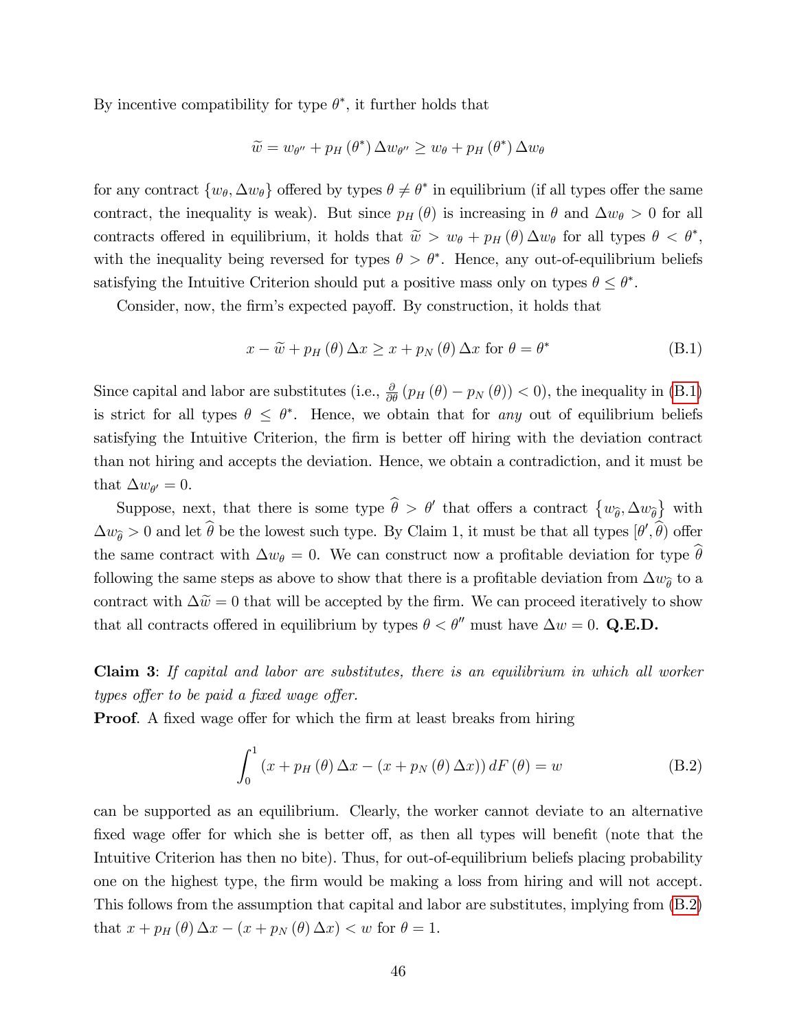By incentive compatibility for type $\theta^*$, it further holds that

$$\widetilde{w} = w_{\theta''} + p_H(\theta^*)\,\Delta w_{\theta''} \geq w_\theta + p_H(\theta^*)\,\Delta w_\theta$$

for any contract $\{w_\theta, \Delta w_\theta\}$ offered by types $\theta \neq \theta^*$ in equilibrium (if all types offer the same contract, the inequality is weak). But since $p_H(\theta)$ is increasing in $\theta$ and $\Delta w_\theta > 0$ for all contracts offered in equilibrium, it holds that $\widetilde{w} > w_\theta + p_H(\theta)\,\Delta w_\theta$ for all types $\theta < \theta^*$, with the inequality being reversed for types $\theta > \theta^*$. Hence, any out-of-equilibrium beliefs satisfying the Intuitive Criterion should put a positive mass only on types $\theta \leq \theta^*$.

Consider, now, the firm's expected payoff. By construction, it holds that

$$x - \widetilde{w} + p_H(\theta)\,\Delta x \geq x + p_N(\theta)\,\Delta x \text{ for } \theta = \theta^* \tag{B.1}$$

Since capital and labor are substitutes (i.e., $\frac{\partial}{\partial \theta}(p_H(\theta) - p_N(\theta)) < 0$), the inequality in (B.1) is strict for all types $\theta \leq \theta^*$. Hence, we obtain that for *any* out of equilibrium beliefs satisfying the Intuitive Criterion, the firm is better off hiring with the deviation contract than not hiring and accepts the deviation. Hence, we obtain a contradiction, and it must be that $\Delta w_{\theta'} = 0$.

Suppose, next, that there is some type $\widehat{\theta} > \theta'$ that offers a contract $\{w_{\widehat{\theta}}, \Delta w_{\widehat{\theta}}\}$ with $\Delta w_{\widehat{\theta}} > 0$ and let $\widehat{\theta}$ be the lowest such type. By Claim 1, it must be that all types $[\theta', \widehat{\theta})$ offer the same contract with $\Delta w_\theta = 0$. We can construct now a profitable deviation for type $\widehat{\theta}$ following the same steps as above to show that there is a profitable deviation from $\Delta w_{\widehat{\theta}}$ to a contract with $\Delta \widetilde{w} = 0$ that will be accepted by the firm. We can proceed iteratively to show that all contracts offered in equilibrium by types $\theta < \theta''$ must have $\Delta w = 0$. **Q.E.D.**

**Claim 3**: *If capital and labor are substitutes, there is an equilibrium in which all worker types offer to be paid a fixed wage offer.*

**Proof**. A fixed wage offer for which the firm at least breaks from hiring

$$\int_0^1 \left(x + p_H(\theta)\,\Delta x - (x + p_N(\theta)\,\Delta x)\right) dF(\theta) = w \tag{B.2}$$

can be supported as an equilibrium. Clearly, the worker cannot deviate to an alternative fixed wage offer for which she is better off, as then all types will benefit (note that the Intuitive Criterion has then no bite). Thus, for out-of-equilibrium beliefs placing probability one on the highest type, the firm would be making a loss from hiring and will not accept. This follows from the assumption that capital and labor are substitutes, implying from (B.2) that $x + p_H(\theta)\,\Delta x - (x + p_N(\theta)\,\Delta x) < w$ for $\theta = 1$.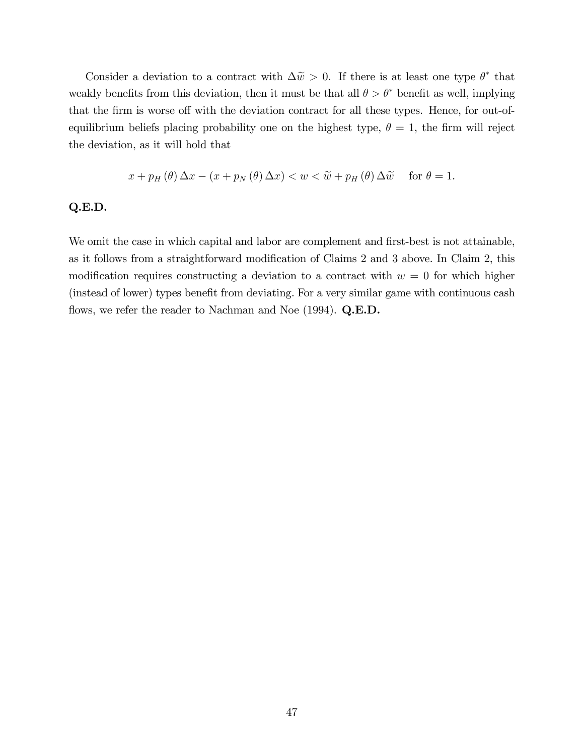Consider a deviation to a contract with $\Delta\widetilde{w} > 0$. If there is at least one type $\theta^*$ that weakly benefits from this deviation, then it must be that all $\theta > \theta^*$ benefit as well, implying that the firm is worse off with the deviation contract for all these types. Hence, for out-of-equilibrium beliefs placing probability one on the highest type, $\theta = 1$, the firm will reject the deviation, as it will hold that

$$x + p_H(\theta)\Delta x - (x + p_N(\theta)\Delta x) < w < \widetilde{w} + p_H(\theta)\Delta\widetilde{w} \quad \text{for } \theta = 1.$$

**Q.E.D.**

We omit the case in which capital and labor are complement and first-best is not attainable, as it follows from a straightforward modification of Claims 2 and 3 above. In Claim 2, this modification requires constructing a deviation to a contract with $w = 0$ for which higher (instead of lower) types benefit from deviating. For a very similar game with continuous cash flows, we refer the reader to Nachman and Noe (1994). **Q.E.D.**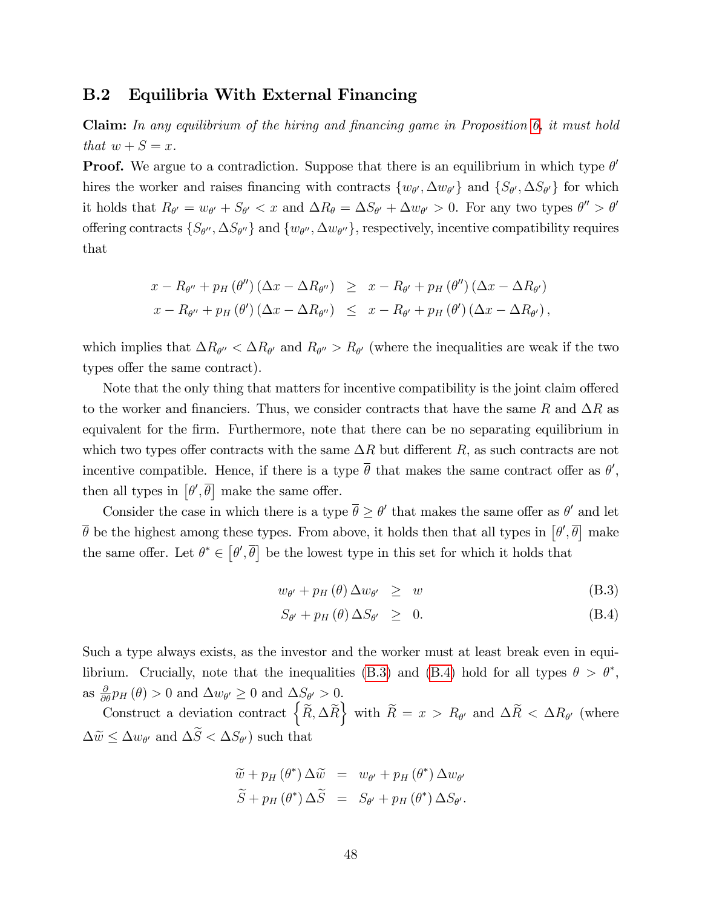## B.2 Equilibria With External Financing

**Claim:** *In any equilibrium of the hiring and financing game in Proposition 6, it must hold that $w + S = x$.*

**Proof.** We argue to a contradiction. Suppose that there is an equilibrium in which type $\theta'$ hires the worker and raises financing with contracts $\{w_{\theta'}, \Delta w_{\theta'}\}$ and $\{S_{\theta'}, \Delta S_{\theta'}\}$ for which it holds that $R_{\theta'} = w_{\theta'} + S_{\theta'} < x$ and $\Delta R_{\theta} = \Delta S_{\theta'} + \Delta w_{\theta'} > 0$. For any two types $\theta'' > \theta'$ offering contracts $\{S_{\theta''}, \Delta S_{\theta''}\}$ and $\{w_{\theta''}, \Delta w_{\theta''}\}$, respectively, incentive compatibility requires that

$$
\begin{aligned}
x - R_{\theta''} + p_H(\theta'')(\Delta x - \Delta R_{\theta''}) &\geq x - R_{\theta'} + p_H(\theta'')(\Delta x - \Delta R_{\theta'}) \\
x - R_{\theta''} + p_H(\theta')(\Delta x - \Delta R_{\theta''}) &\leq x - R_{\theta'} + p_H(\theta')(\Delta x - \Delta R_{\theta'}),
\end{aligned}
$$

which implies that $\Delta R_{\theta''} < \Delta R_{\theta'}$ and $R_{\theta''} > R_{\theta'}$ (where the inequalities are weak if the two types offer the same contract).

Note that the only thing that matters for incentive compatibility is the joint claim offered to the worker and financiers. Thus, we consider contracts that have the same $R$ and $\Delta R$ as equivalent for the firm. Furthermore, note that there can be no separating equilibrium in which two types offer contracts with the same $\Delta R$ but different $R$, as such contracts are not incentive compatible. Hence, if there is a type $\overline{\theta}$ that makes the same contract offer as $\theta'$, then all types in $[\theta', \overline{\theta}]$ make the same offer.

Consider the case in which there is a type $\overline{\theta} \geq \theta'$ that makes the same offer as $\theta'$ and let $\overline{\theta}$ be the highest among these types. From above, it holds then that all types in $[\theta', \overline{\theta}]$ make the same offer. Let $\theta^* \in [\theta', \overline{\theta}]$ be the lowest type in this set for which it holds that

$$
w_{\theta'} + p_H(\theta)\Delta w_{\theta'} \geq w \tag{B.3}
$$

$$
S_{\theta'} + p_H(\theta)\Delta S_{\theta'} \geq 0. \tag{B.4}
$$

Such a type always exists, as the investor and the worker must at least break even in equilibrium. Crucially, note that the inequalities (B.3) and (B.4) hold for all types $\theta > \theta^*$, as $\frac{\partial}{\partial \theta} p_H(\theta) > 0$ and $\Delta w_{\theta'} \geq 0$ and $\Delta S_{\theta'} > 0$.

Construct a deviation contract $\left\{\widetilde{R}, \Delta\widetilde{R}\right\}$ with $\widetilde{R} = x > R_{\theta'}$ and $\Delta\widetilde{R} < \Delta R_{\theta'}$ (where $\Delta\widetilde{w} \leq \Delta w_{\theta'}$ and $\Delta\widetilde{S} < \Delta S_{\theta'}$) such that

$$
\begin{aligned}
\widetilde{w} + p_H(\theta^*)\Delta\widetilde{w} &= w_{\theta'} + p_H(\theta^*)\Delta w_{\theta'} \\
\widetilde{S} + p_H(\theta^*)\Delta\widetilde{S} &= S_{\theta'} + p_H(\theta^*)\Delta S_{\theta'}.
\end{aligned}
$$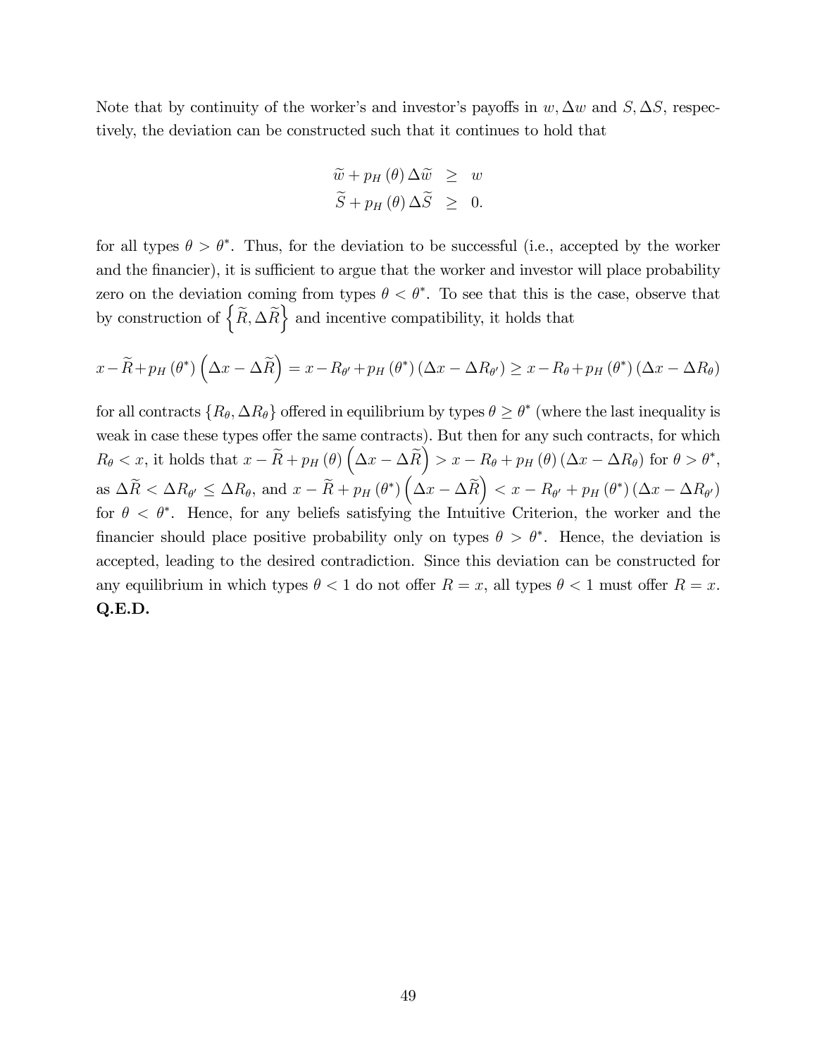Note that by continuity of the worker's and investor's payoffs in $w, \Delta w$ and $S, \Delta S$, respectively, the deviation can be constructed such that it continues to hold that

$$
\begin{aligned}
\widetilde{w} + p_H(\theta)\Delta\widetilde{w} &\geq w \\
\widetilde{S} + p_H(\theta)\Delta\widetilde{S} &\geq 0.
\end{aligned}
$$

for all types $\theta > \theta^*$. Thus, for the deviation to be successful (i.e., accepted by the worker and the financier), it is sufficient to argue that the worker and investor will place probability zero on the deviation coming from types $\theta < \theta^*$. To see that this is the case, observe that by construction of $\left\{\widetilde{R}, \Delta\widetilde{R}\right\}$ and incentive compatibility, it holds that

$$
x - \widetilde{R} + p_H(\theta^*)\left(\Delta x - \Delta\widetilde{R}\right) = x - R_{\theta'} + p_H(\theta^*)\left(\Delta x - \Delta R_{\theta'}\right) \geq x - R_\theta + p_H(\theta^*)\left(\Delta x - \Delta R_\theta\right)
$$

for all contracts $\{R_\theta, \Delta R_\theta\}$ offered in equilibrium by types $\theta \geq \theta^*$ (where the last inequality is weak in case these types offer the same contracts). But then for any such contracts, for which $R_\theta < x$, it holds that $x - \widetilde{R} + p_H(\theta)\left(\Delta x - \Delta\widetilde{R}\right) > x - R_\theta + p_H(\theta)\left(\Delta x - \Delta R_\theta\right)$ for $\theta > \theta^*$, as $\Delta\widetilde{R} < \Delta R_{\theta'} \leq \Delta R_\theta$, and $x - \widetilde{R} + p_H(\theta^*)\left(\Delta x - \Delta\widetilde{R}\right) < x - R_{\theta'} + p_H(\theta^*)\left(\Delta x - \Delta R_{\theta'}\right)$ for $\theta < \theta^*$. Hence, for any beliefs satisfying the Intuitive Criterion, the worker and the financier should place positive probability only on types $\theta > \theta^*$. Hence, the deviation is accepted, leading to the desired contradiction. Since this deviation can be constructed for any equilibrium in which types $\theta < 1$ do not offer $R = x$, all types $\theta < 1$ must offer $R = x$. **Q.E.D.**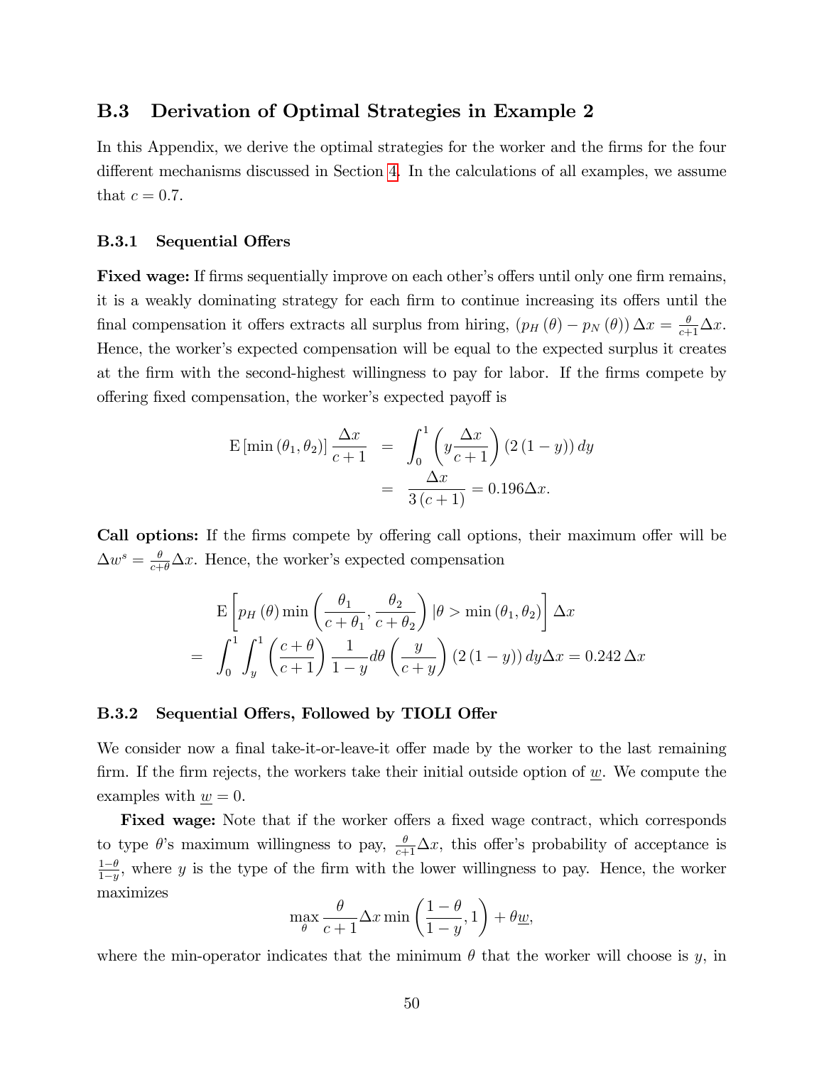## B.3 Derivation of Optimal Strategies in Example 2

In this Appendix, we derive the optimal strategies for the worker and the firms for the four different mechanisms discussed in Section 4. In the calculations of all examples, we assume that $c = 0.7$.

### B.3.1 Sequential Offers

**Fixed wage:** If firms sequentially improve on each other's offers until only one firm remains, it is a weakly dominating strategy for each firm to continue increasing its offers until the final compensation it offers extracts all surplus from hiring, $(p_H(\theta) - p_N(\theta))\Delta x = \frac{\theta}{c+1}\Delta x$. Hence, the worker's expected compensation will be equal to the expected surplus it creates at the firm with the second-highest willingness to pay for labor. If the firms compete by offering fixed compensation, the worker's expected payoff is

$$
\begin{aligned}
\mathrm{E}\left[\min\left(\theta_1, \theta_2\right)\right]\frac{\Delta x}{c+1} &= \int_0^1 \left(y\frac{\Delta x}{c+1}\right)\left(2\left(1-y\right)\right)dy \\
&= \frac{\Delta x}{3\left(c+1\right)} = 0.196\Delta x.
\end{aligned}
$$

**Call options:** If the firms compete by offering call options, their maximum offer will be $\Delta w^s = \frac{\theta}{c+\theta}\Delta x$. Hence, the worker's expected compensation

$$
\begin{aligned}
&\mathrm{E}\left[p_H\left(\theta\right)\min\left(\frac{\theta_1}{c+\theta_1}, \frac{\theta_2}{c+\theta_2}\right)|\theta > \min\left(\theta_1, \theta_2\right)\right]\Delta x \\
= &\int_0^1\int_y^1 \left(\frac{c+\theta}{c+1}\right)\frac{1}{1-y}d\theta\left(\frac{y}{c+y}\right)\left(2\left(1-y\right)\right)dy\Delta x = 0.242\,\Delta x
\end{aligned}
$$

### B.3.2 Sequential Offers, Followed by TIOLI Offer

We consider now a final take-it-or-leave-it offer made by the worker to the last remaining firm. If the firm rejects, the workers take their initial outside option of $\underline{w}$. We compute the examples with $\underline{w} = 0$.

**Fixed wage:** Note that if the worker offers a fixed wage contract, which corresponds to type $\theta$'s maximum willingness to pay, $\frac{\theta}{c+1}\Delta x$, this offer's probability of acceptance is $\frac{1-\theta}{1-y}$, where $y$ is the type of the firm with the lower willingness to pay. Hence, the worker maximizes

$$
\max_{\theta} \frac{\theta}{c+1}\Delta x \min\left(\frac{1-\theta}{1-y}, 1\right) + \theta\underline{w},
$$

where the min-operator indicates that the minimum $\theta$ that the worker will choose is $y$, in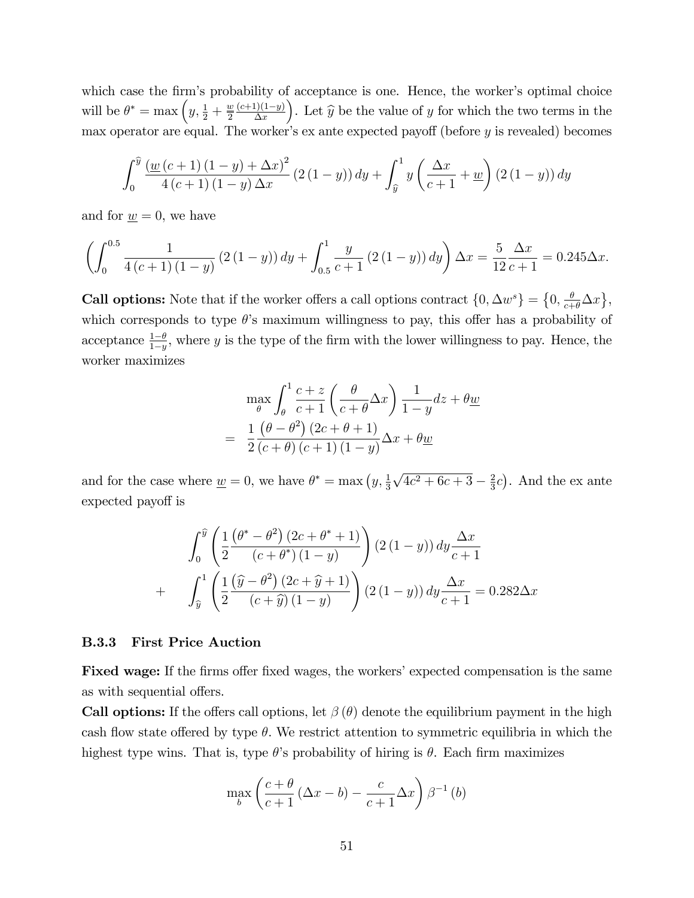which case the firm's probability of acceptance is one. Hence, the worker's optimal choice will be $\theta^* = \max\left(y, \frac{1}{2} + \frac{\underline{w}}{2}\frac{(c+1)(1-y)}{\Delta x}\right)$. Let $\widehat{y}$ be the value of $y$ for which the two terms in the max operator are equal. The worker's ex ante expected payoff (before $y$ is revealed) becomes

$$\int_0^{\widehat{y}} \frac{\left(\underline{w}\left(c+1\right)\left(1-y\right)+\Delta x\right)^2}{4\left(c+1\right)\left(1-y\right)\Delta x}\left(2\left(1-y\right)\right)dy + \int_{\widehat{y}}^1 y\left(\frac{\Delta x}{c+1}+\underline{w}\right)\left(2\left(1-y\right)\right)dy$$

and for $\underline{w} = 0$, we have

$$\left(\int_0^{0.5} \frac{1}{4\left(c+1\right)\left(1-y\right)}\left(2\left(1-y\right)\right)dy + \int_{0.5}^1 \frac{y}{c+1}\left(2\left(1-y\right)\right)dy\right)\Delta x = \frac{5}{12}\frac{\Delta x}{c+1} = 0.245\Delta x.$$

**Call options:** Note that if the worker offers a call options contract $\{0, \Delta w^s\} = \left\{0, \frac{\theta}{c+\theta}\Delta x\right\}$, which corresponds to type $\theta$'s maximum willingness to pay, this offer has a probability of acceptance $\frac{1-\theta}{1-y}$, where $y$ is the type of the firm with the lower willingness to pay. Hence, the worker maximizes

$$\begin{aligned}
&\max_\theta \int_\theta^1 \frac{c+z}{c+1}\left(\frac{\theta}{c+\theta}\Delta x\right)\frac{1}{1-y}dz + \theta\underline{w} \\
=\;& \frac{1}{2}\frac{\left(\theta-\theta^2\right)\left(2c+\theta+1\right)}{\left(c+\theta\right)\left(c+1\right)\left(1-y\right)}\Delta x + \theta\underline{w}
\end{aligned}$$

and for the case where $\underline{w} = 0$, we have $\theta^* = \max\left(y, \frac{1}{3}\sqrt{4c^2+6c+3} - \frac{2}{3}c\right)$. And the ex ante expected payoff is

$$\begin{aligned}
&\int_0^{\widehat{y}} \left(\frac{1}{2}\frac{\left(\theta^*-\theta^2\right)\left(2c+\theta^*+1\right)}{\left(c+\theta^*\right)\left(1-y\right)}\right)\left(2\left(1-y\right)\right)dy\frac{\Delta x}{c+1} \\
+\;& \int_{\widehat{y}}^1 \left(\frac{1}{2}\frac{\left(\widehat{y}-\theta^2\right)\left(2c+\widehat{y}+1\right)}{\left(c+\widehat{y}\right)\left(1-y\right)}\right)\left(2\left(1-y\right)\right)dy\frac{\Delta x}{c+1} = 0.282\Delta x
\end{aligned}$$

### B.3.3 First Price Auction

**Fixed wage:** If the firms offer fixed wages, the workers' expected compensation is the same as with sequential offers.

**Call options:** If the offers call options, let $\beta(\theta)$ denote the equilibrium payment in the high cash flow state offered by type $\theta$. We restrict attention to symmetric equilibria in which the highest type wins. That is, type $\theta$'s probability of hiring is $\theta$. Each firm maximizes

$$\max_b \left(\frac{c+\theta}{c+1}\left(\Delta x - b\right) - \frac{c}{c+1}\Delta x\right)\beta^{-1}(b)$$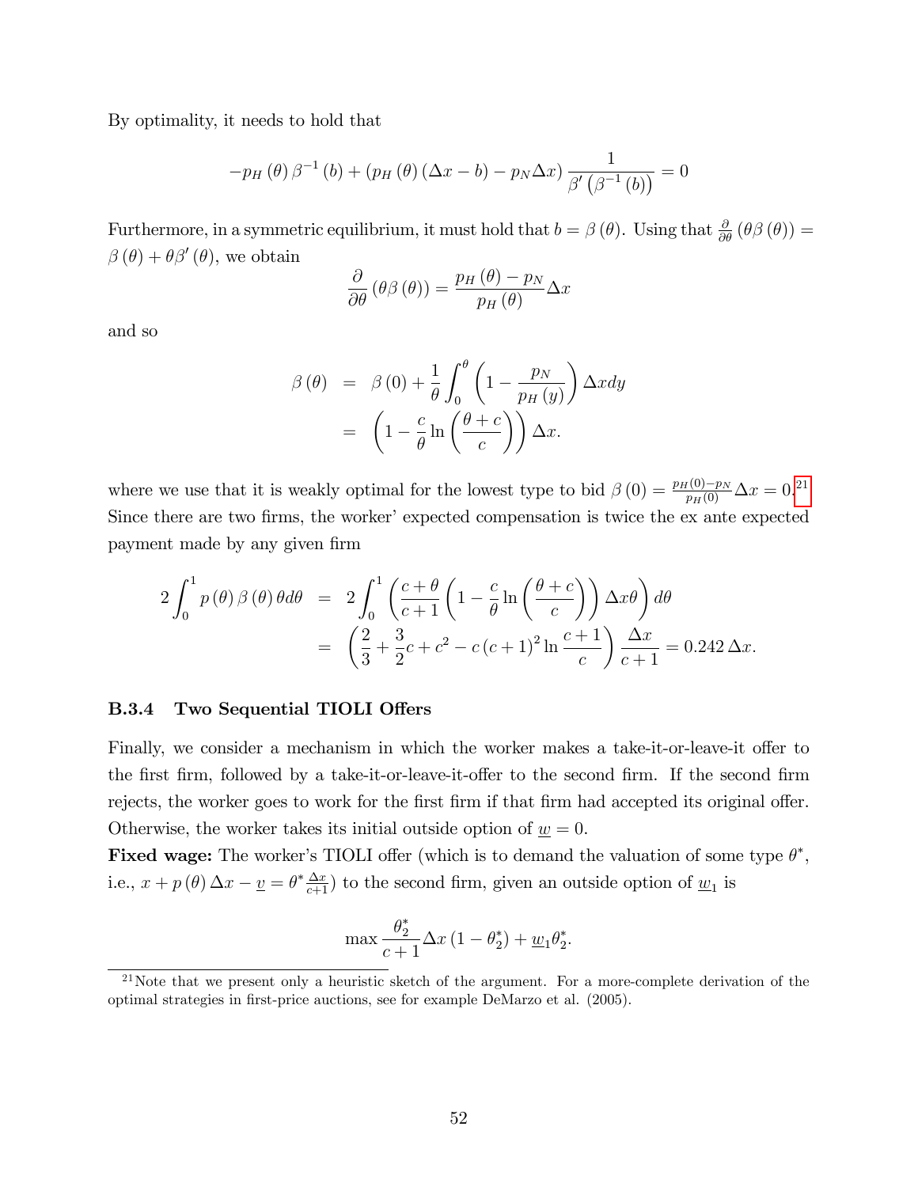By optimality, it needs to hold that

$$-p_H(\theta)\,\beta^{-1}(b) + (p_H(\theta)(\Delta x - b) - p_N \Delta x)\frac{1}{\beta'\left(\beta^{-1}(b)\right)} = 0$$

Furthermore, in a symmetric equilibrium, it must hold that $b = \beta(\theta)$. Using that $\frac{\partial}{\partial\theta}(\theta\beta(\theta)) = \beta(\theta) + \theta\beta'(\theta)$, we obtain

$$\frac{\partial}{\partial\theta}(\theta\beta(\theta)) = \frac{p_H(\theta) - p_N}{p_H(\theta)}\Delta x$$

and so

$$\begin{aligned}
\beta(\theta) &= \beta(0) + \frac{1}{\theta}\int_0^\theta \left(1 - \frac{p_N}{p_H(y)}\right)\Delta x dy \\
&= \left(1 - \frac{c}{\theta}\ln\left(\frac{\theta + c}{c}\right)\right)\Delta x.
\end{aligned}$$

where we use that it is weakly optimal for the lowest type to bid $\beta(0) = \frac{p_H(0) - p_N}{p_H(0)}\Delta x = 0$.[21] Since there are two firms, the worker' expected compensation is twice the ex ante expected payment made by any given firm

$$\begin{aligned}
2\int_0^1 p(\theta)\,\beta(\theta)\,\theta d\theta &= 2\int_0^1 \left(\frac{c+\theta}{c+1}\left(1 - \frac{c}{\theta}\ln\left(\frac{\theta + c}{c}\right)\right)\Delta x\theta\right)d\theta \\
&= \left(\frac{2}{3} + \frac{3}{2}c + c^2 - c(c+1)^2\ln\frac{c+1}{c}\right)\frac{\Delta x}{c+1} = 0.242\,\Delta x.
\end{aligned}$$

### B.3.4 Two Sequential TIOLI Offers

Finally, we consider a mechanism in which the worker makes a take-it-or-leave-it offer to the first firm, followed by a take-it-or-leave-it-offer to the second firm. If the second firm rejects, the worker goes to work for the first firm if that firm had accepted its original offer. Otherwise, the worker takes its initial outside option of $\underline{w} = 0$.

**Fixed wage:** The worker's TIOLI offer (which is to demand the valuation of some type $\theta^*$, i.e., $x + p(\theta)\Delta x - \underline{v} = \theta^* \frac{\Delta x}{c+1}$) to the second firm, given an outside option of $\underline{w}_1$ is

$$\max \frac{\theta_2^*}{c+1}\Delta x\,(1 - \theta_2^*) + \underline{w}_1\theta_2^*.$$

[21] Note that we present only a heuristic sketch of the argument. For a more-complete derivation of the optimal strategies in first-price auctions, see for example DeMarzo et al. (2005).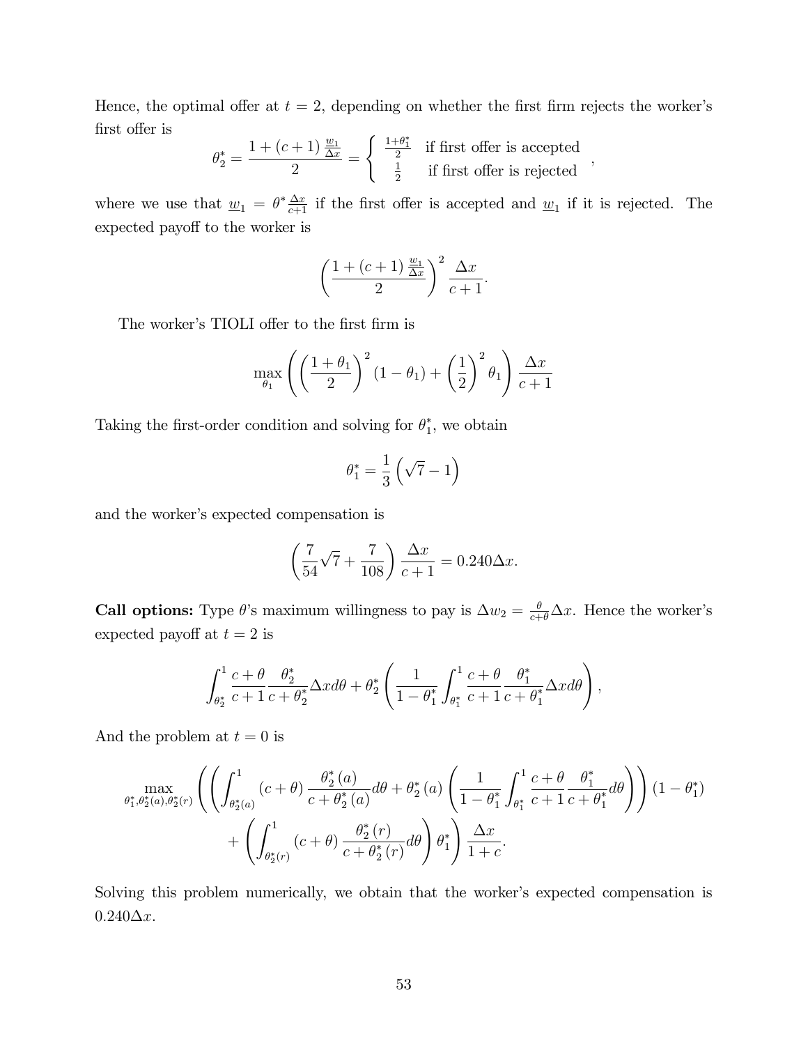Hence, the optimal offer at $t = 2$, depending on whether the first firm rejects the worker's first offer is

$$\theta_2^* = \frac{1 + (c+1)\frac{\underline{w}_1}{\Delta x}}{2} = \begin{cases} \frac{1+\theta_1^*}{2} & \text{if first offer is accepted} \\ \frac{1}{2} & \text{if first offer is rejected} \end{cases},$$

where we use that $\underline{w}_1 = \theta^* \frac{\Delta x}{c+1}$ if the first offer is accepted and $\underline{w}_1$ if it is rejected. The expected payoff to the worker is

$$\left(\frac{1 + (c+1)\frac{\underline{w}_1}{\Delta x}}{2}\right)^2 \frac{\Delta x}{c+1}.$$

The worker's TIOLI offer to the first firm is

$$\max_{\theta_1} \left( \left(\frac{1+\theta_1}{2}\right)^2 (1-\theta_1) + \left(\frac{1}{2}\right)^2 \theta_1 \right) \frac{\Delta x}{c+1}$$

Taking the first-order condition and solving for $\theta_1^*$, we obtain

$$\theta_1^* = \frac{1}{3}\left(\sqrt{7} - 1\right)$$

and the worker's expected compensation is

$$\left(\frac{7}{54}\sqrt{7} + \frac{7}{108}\right)\frac{\Delta x}{c+1} = 0.240\Delta x.$$

**Call options:** Type $\theta$'s maximum willingness to pay is $\Delta w_2 = \frac{\theta}{c+\theta}\Delta x$. Hence the worker's expected payoff at $t = 2$ is

$$\int_{\theta_2^*}^1 \frac{c+\theta}{c+1}\frac{\theta_2^*}{c+\theta_2^*}\Delta x d\theta + \theta_2^* \left( \frac{1}{1-\theta_1^*} \int_{\theta_1^*}^1 \frac{c+\theta}{c+1}\frac{\theta_1^*}{c+\theta_1^*}\Delta x d\theta \right),$$

And the problem at $t = 0$ is

$$\max_{\theta_1^*, \theta_2^*(a), \theta_2^*(r)} \left( \left( \int_{\theta_2^*(a)}^1 (c+\theta) \frac{\theta_2^*(a)}{c+\theta_2^*(a)} d\theta + \theta_2^*(a) \left( \frac{1}{1-\theta_1^*} \int_{\theta_1^*}^1 \frac{c+\theta}{c+1} \frac{\theta_1^*}{c+\theta_1^*} d\theta \right) \right) (1-\theta_1^*) + \left( \int_{\theta_2^*(r)}^1 (c+\theta) \frac{\theta_2^*(r)}{c+\theta_2^*(r)} d\theta \right) \theta_1^* \right) \frac{\Delta x}{1+c}.$$

Solving this problem numerically, we obtain that the worker's expected compensation is $0.240\Delta x$.